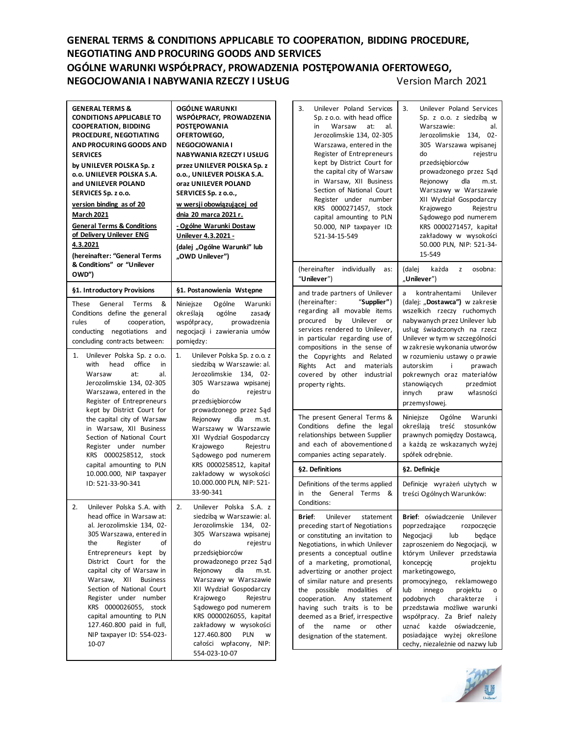# GENERAL TERMS & CONDITIONS APPLICABLE TO COOPERATION, BIDDING PROCEDURE, NEGOTIATING AND PROCURING GOODS AND SERVICES
# OGÓLNE WARUNKI WSPÓŁPRACY, PROWADZENIA POSTĘPOWANIA OFERTOWEGO, NEGOCJOWANIA I NABYWANIA RZECZY I USŁUG

Version March 2021

| | |
|---|---|
| **GENERAL TERMS & CONDITIONS APPLICABLE TO COOPERATION, BIDDING PROCEDURE, NEGOTIATING AND PROCURING GOODS AND SERVICES by UNILEVER POLSKA Sp. z o.o. UNILEVER POLSKA S.A. and UNILEVER POLAND SERVICES Sp. z o.o.** <br> **version binding as of 20 March 2021** <br> **General Terms & Conditions of Delivery Unilever ENG 4.3.2021** <br> **(hereinafter: "General Terms & Conditions" or "Unilever OWD")** | **OGÓLNE WARUNKI WSPÓŁPRACY, PROWADZENIA POSTĘPOWANIA OFERTOWEGO, NEGOCJOWANIA I NABYWANIA RZECZY I USŁUG przez UNILEVER POLSKA Sp. z o.o., UNILEVER POLSKA S.A. oraz UNILEVER POLAND SERVICES Sp. z o.o.,** <br> **w wersji obowiązującej od dnia 20 marca 2021 r.** <br> **- Ogólne Warunki Dostaw Unilever 4.3.2021 -** <br> **(dalej „Ogólne Warunki" lub „OWD Unilever")** |
| **§1. Introductory Provisions** | **§1. Postanowienia Wstępne** |
| These General Terms & Conditions define the general rules of cooperation, conducting negotiations and concluding contracts between: | Niniejsze Ogólne Warunki określają ogólne zasady współpracy, prowadzenia negocjacji i zawierania umów pomiędzy: |
| 1. Unilever Polska Sp. z o.o. with head office in Warsaw at: al. Jerozolimskie 134, 02-305 Warszawa, entered in the Register of Entrepreneurs kept by District Court for the capital city of Warsaw in Warsaw, XII Business Section of National Court Register under number KRS 0000258512, stock capital amounting to PLN 10.000.000, NIP taxpayer ID: 521-33-90-341 | 1. Unilever Polska Sp. z o.o. z siedzibą w Warszawie: al. Jerozolimskie 134, 02-305 Warszawa wpisanej do rejestru przedsiębiorców prowadzonego przez Sąd Rejonowy dla m.st. Warszawy w Warszawie XII Wydział Gospodarczy Krajowego Rejestru Sądowego pod numerem KRS 0000258512, kapitał zakładowy w wysokości 10.000.000 PLN, NIP: 521-33-90-341 |
| 2. Unilever Polska S.A. with head office in Warsaw at: al. Jerozolimskie 134, 02-305 Warszawa, entered in the Register of Entrepreneurs kept by District Court for the capital city of Warsaw in Warsaw, XII Business Section of National Court Register under number KRS 0000026055, stock capital amounting to PLN 127.460.800 paid in full, NIP taxpayer ID: 554-023-10-07 | 2. Unilever Polska S.A. z siedzibą w Warszawie: al. Jerozolimskie 134, 02-305 Warszawa wpisanej do rejestru przedsiębiorców prowadzonego przez Sąd Rejonowy dla m.st. Warszawy w Warszawie XII Wydział Gospodarczy Krajowego Rejestru Sądowego pod numerem KRS 0000026055, kapitał zakładowy w wysokości 127.460.800 PLN w całości wpłacony, NIP: 554-023-10-07 |
| 3. Unilever Poland Services Sp. z o.o. with head office in Warsaw at: al. Jerozolimskie 134, 02-305 Warszawa, entered in the Register of Entrepreneurs kept by District Court for the capital city of Warsaw in Warsaw, XII Business Section of National Court Register under number KRS 0000271457, stock capital amounting to PLN 50.000, NIP taxpayer ID: 521-34-15-549 | 3. Unilever Poland Services Sp. z o.o. z siedzibą w Warszawie: al. Jerozolimskie 134, 02-305 Warszawa wpisanej do rejestru przedsiębiorców prowadzonego przez Sąd Rejonowy dla m.st. Warszawy w Warszawie XII Wydział Gospodarczy Krajowego Rejestru Sądowego pod numerem KRS 0000271457, kapitał zakładowy w wysokości 50.000 PLN, NIP: 521-34-15-549 |
| (hereinafter individually as: "**Unilever**") | (dalej każda z osobna: „**Unilever**") |
| and trade partners of Unilever (hereinafter: "**Supplier**") regarding all movable items procured by Unilever or services rendered to Unilever, in particular regarding use of compositions in the sense of the Copyrights and Related Rights Act and materials covered by other industrial property rights. | a kontrahentami Unilever (dalej: „**Dostawca")** w zakresie wszelkich rzeczy ruchomych nabywanych przez Unilever lub usług świadczonych na rzecz Unilever w tym w szczególności w zakresie wykonania utworów w rozumieniu ustawy o prawie autorskim i prawach pokrewnych oraz materiałów stanowiących przedmiot innych praw własności przemysłowej. |
| The present General Terms & Conditions define the legal relationships between Supplier and each of abovementioned companies acting separately. | Niniejsze Ogólne Warunki określają treść stosunków prawnych pomiędzy Dostawcą, a każdą ze wskazanych wyżej spółek odrębnie. |
| **§2. Definitions** | **§2. Definicje** |
| Definitions of the terms applied in the General Terms & Conditions: | Definicje wyrażeń użytych w treści Ogólnych Warunków: |
| **Brief**: Unilever statement preceding start of Negotiations or constituting an invitation to Negotiations, in which Unilever presents a conceptual outline of a marketing, promotional, advertizing or another project of similar nature and presents the possible modalities of cooperation. Any statement having such traits is to be deemed as a Brief, irrespective of the name or other designation of the statement. | **Brief**: oświadczenie Unilever poprzedzające rozpoczęcie Negocjacji lub będące zaproszeniem do Negocjacji, w którym Unilever przedstawia koncepcję projektu marketingowego, promocyjnego, reklamowego lub innego projektu o podobnych charakterze i przedstawia możliwe warunki współpracy. Za Brief należy uznać każde oświadczenie, posiadające wyżej określone cechy, niezależnie od nazwy lub |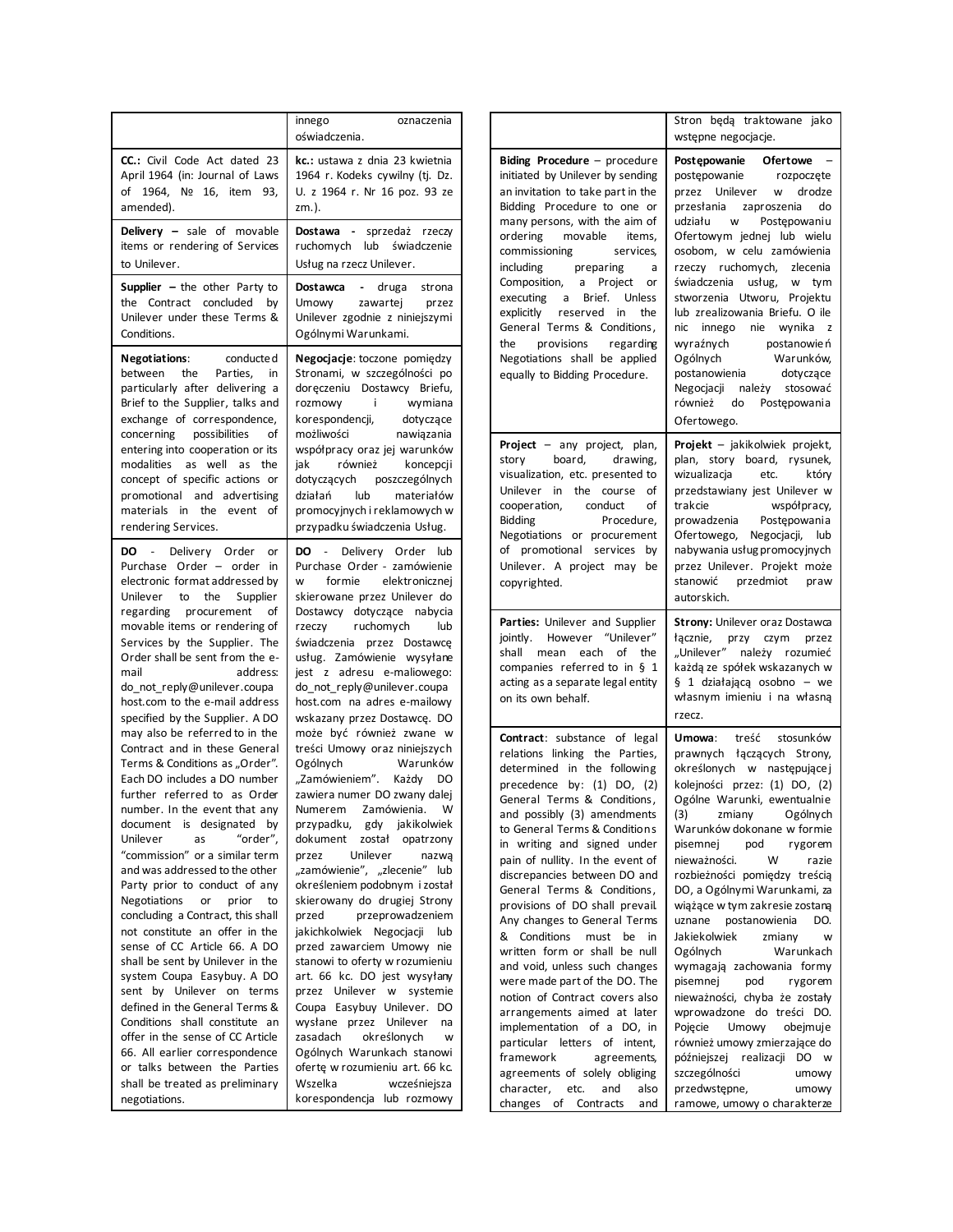| | |
|---|---|
| | innego oznaczenia oświadczenia. |
| **CC.:** Civil Code Act dated 23 April 1964 (in: Journal of Laws of 1964, № 16, item 93, amended). | **kc.:** ustawa z dnia 23 kwietnia 1964 r. Kodeks cywilny (tj. Dz. U. z 1964 r. Nr 16 poz. 93 ze zm.). |
| **Delivery –** sale of movable items or rendering of Services to Unilever. | **Dostawa -** sprzedaż rzeczy ruchomych lub świadczenie Usług na rzecz Unilever. |
| **Supplier –** the other Party to the Contract concluded by Unilever under these Terms & Conditions. | **Dostawca -** druga strona Umowy zawartej przez Unilever zgodnie z niniejszymi Ogólnymi Warunkami. |
| **Negotiations**: conducted between the Parties, in particularly after delivering a Brief to the Supplier, talks and exchange of correspondence, concerning possibilities of entering into cooperation or its modalities as well as the concept of specific actions or promotional and advertising materials in the event of rendering Services. | **Negocjacje**: toczone pomiędzy Stronami, w szczególności po doręczeniu Dostawcy Briefu, rozmowy i wymiana korespondencji, dotyczące możliwości nawiązania współpracy oraz jej warunków jak również koncepcji dotyczących poszczególnych działań lub materiałów promocyjnych i reklamowych w przypadku świadczenia Usług. |
| **DO** - Delivery Order or Purchase Order – order in electronic format addressed by Unilever to the Supplier regarding procurement of movable items or rendering of Services by the Supplier. The Order shall be sent from the e-mail address: do_not_reply@unilever.coupahost.com to the e-mail address specified by the Supplier. A DO may also be referred to in the Contract and in these General Terms & Conditions as „Order". Each DO includes a DO number further referred to as Order number. In the event that any document is designated by Unilever as "order", "commission" or a similar term and was addressed to the other Party prior to conduct of any Negotiations or prior to concluding a Contract, this shall not constitute an offer in the sense of CC Article 66. A DO shall be sent by Unilever in the system Coupa Easybuy. A DO sent by Unilever on terms defined in the General Terms & Conditions shall constitute an offer in the sense of CC Article 66. All earlier correspondence or talks between the Parties shall be treated as preliminary negotiations. | **DO** - Delivery Order lub Purchase Order - zamówienie w formie elektronicznej skierowane przez Unilever do Dostawcy dotyczące nabycia rzeczy ruchomych lub świadczenia przez Dostawcę usług. Zamówienie wysyłane jest z adresu e-mailowego: do_not_reply@unilever.coupahost.com na adres e-mailowy wskazany przez Dostawcę. DO może być również zwane w treści Umowy oraz niniejszych Ogólnych Warunków „Zamówieniem". Każdy DO zawiera numer DO zwany dalej Numerem Zamówienia. W przypadku, gdy jakikolwiek dokument został opatrzony przez Unilever nazwą „zamówienie", „zlecenie" lub określeniem podobnym i został skierowany do drugiej Strony przed przeprowadzeniem jakichkolwiek Negocjacji lub przed zawarciem Umowy nie stanowi to oferty w rozumieniu art. 66 kc. DO jest wysyłany przez Unilever w systemie Coupa Easybuy Unilever. DO wysłane przez Unilever na zasadach określonych w Ogólnych Warunkach stanowi ofertę w rozumieniu art. 66 kc. Wszelka wcześniejsza korespondencja lub rozmowy |

| | |
|---|---|
| | Stron będą traktowane jako wstępne negocjacje. |
| **Biding Procedure** – procedure initiated by Unilever by sending an invitation to take part in the Bidding Procedure to one or many persons, with the aim of ordering movable items, commissioning services, including preparing a Composition, a Project or executing a Brief. Unless explicitly reserved in the General Terms & Conditions, the provisions regarding Negotiations shall be applied equally to Bidding Procedure. | **Postępowanie Ofertowe** – postępowanie rozpoczęte przez Unilever w drodze przesłania zaproszenia do udziału w Postępowaniu Ofertowym jednej lub wielu osobom, w celu zamówienia rzeczy ruchomych, zlecenia świadczenia usług, w tym stworzenia Utworu, Projektu lub zrealizowania Briefu. O ile nic innego nie wynika z wyraźnych postanowień Ogólnych Warunków, postanowienia dotyczące Negocjacji należy stosować również do Postępowania Ofertowego. |
| **Project** – any project, plan, story board, drawing, visualization, etc. presented to Unilever in the course of cooperation, conduct of Bidding Procedure, Negotiations or procurement of promotional services by Unilever. A project may be copyrighted. | **Projekt** – jakikolwiek projekt, plan, story board, rysunek, wizualizacja etc. który przedstawiany jest Unilever w trakcie współpracy, prowadzenia Postępowania Ofertowego, Negocjacji, lub nabywania usług promocyjnych przez Unilever. Projekt może stanowić przedmiot praw autorskich. |
| **Parties:** Unilever and Supplier jointly. However "Unilever" shall mean each of the companies referred to in § 1 acting as a separate legal entity on its own behalf. | **Strony:** Unilever oraz Dostawca łącznie, przy czym przez „Unilever" należy rozumieć każdą ze spółek wskazanych w § 1 działającą osobno – we własnym imieniu i na własną rzecz. |
| **Contract**: substance of legal relations linking the Parties, determined in the following precedence by: (1) DO, (2) General Terms & Conditions, and possibly (3) amendments to General Terms & Conditions in writing and signed under pain of nullity. In the event of discrepancies between DO and General Terms & Conditions, provisions of DO shall prevail. Any changes to General Terms & Conditions must be in written form or shall be null and void, unless such changes were made part of the DO. The notion of Contract covers also arrangements aimed at later implementation of a DO, in particular letters of intent, framework agreements, agreements of solely obliging character, etc. and also changes of Contracts and | **Umowa**: treść stosunków prawnych łączących Strony, określonych w następującej kolejności przez: (1) DO, (2) Ogólne Warunki, ewentualnie (3) zmiany Ogólnych Warunków dokonane w formie pisemnej pod rygorem nieważności. W razie rozbieżności pomiędzy treścią DO, a Ogólnymi Warunkami, za wiążące w tym zakresie zostaną uznane postanowienia DO. Jakiekolwiek zmiany w Ogólnych Warunkach wymagają zachowania formy pisemnej pod rygorem nieważności, chyba że zostały wprowadzone do treści DO. Pojęcie Umowy obejmuje również umowy zmierzające do późniejszej realizacji DO w szczególności umowy przedwstępne, umowy ramowe, umowy o charakterze |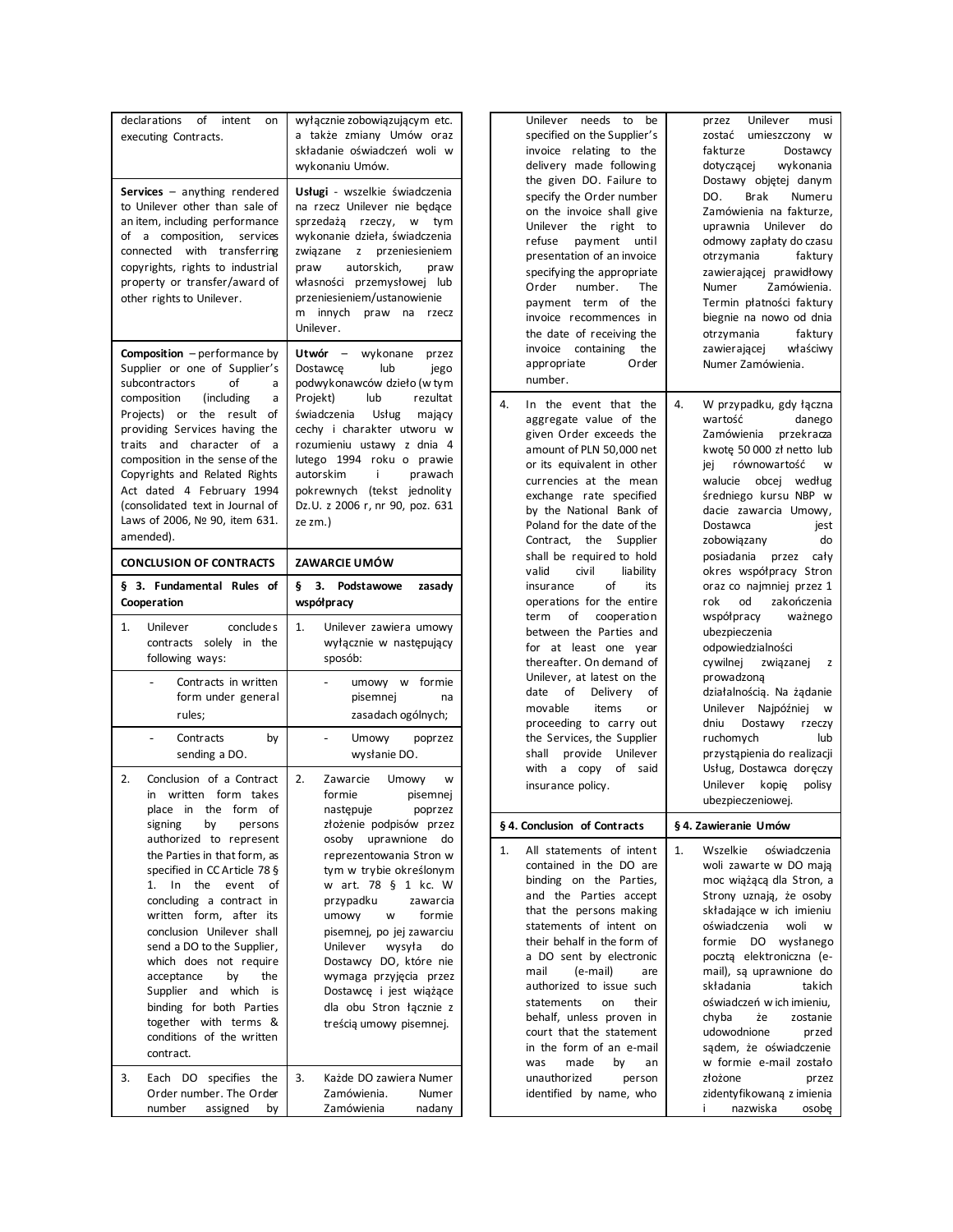| | |
|---|---|
| declarations of intent on executing Contracts. | wyłącznie zobowiązującym etc. a także zmiany Umów oraz składanie oświadczeń woli w wykonaniu Umów. |
| **Services** – anything rendered to Unilever other than sale of an item, including performance of a composition, services connected with transferring copyrights, rights to industrial property or transfer/award of other rights to Unilever. | **Usługi** - wszelkie świadczenia na rzecz Unilever nie będące sprzedażą rzeczy, w tym wykonanie dzieła, świadczenia związane z przeniesieniem praw autorskich, praw własności przemysłowej lub przeniesieniem/ustanowienie m innych praw na rzecz Unilever. |
| **Composition** – performance by Supplier or one of Supplier's subcontractors of a composition (including a Projects) or the result of providing Services having the traits and character of a composition in the sense of the Copyrights and Related Rights Act dated 4 February 1994 (consolidated text in Journal of Laws of 2006, № 90, item 631. amended). | **Utwór** – wykonane przez Dostawcę lub jego podwykonawców dzieło (w tym Projekt) lub rezultat świadczenia Usług mający cechy i charakter utworu w rozumieniu ustawy z dnia 4 lutego 1994 roku o prawie autorskim i prawach pokrewnych (tekst jednolity Dz.U. z 2006 r, nr 90, poz. 631 ze zm.) |
| **CONCLUSION OF CONTRACTS** | **ZAWARCIE UMÓW** |
| **§ 3. Fundamental Rules of Cooperation** | **§ 3. Podstawowe zasady współpracy** |
| 1. Unilever concludes contracts solely in the following ways: | 1. Unilever zawiera umowy wyłącznie w następujący sposób: |
| - Contracts in written form under general rules; | - umowy w formie pisemnej na zasadach ogólnych; |
| - Contracts by sending a DO. | - Umowy poprzez wysłanie DO. |
| 2. Conclusion of a Contract in written form takes place in the form of signing by persons authorized to represent the Parties in that form, as specified in CC Article 78 § 1. In the event of concluding a contract in written form, after its conclusion Unilever shall send a DO to the Supplier, which does not require acceptance by the Supplier and which is binding for both Parties together with terms & conditions of the written contract. | 2. Zawarcie Umowy w formie pisemnej następuje poprzez złożenie podpisów przez osoby uprawnione do reprezentowania Stron w tym w trybie określonym w art. 78 § 1 kc. W przypadku zawarcia umowy w formie pisemnej, po jej zawarciu Unilever wysyła do Dostawcy DO, które nie wymaga przyjęcia przez Dostawcę i jest wiążące dla obu Stron łącznie z treścią umowy pisemnej. |
| 3. Each DO specifies the Order number. The Order number assigned by Unilever needs to be specified on the Supplier's invoice relating to the delivery made following the given DO. Failure to specify the Order number on the invoice shall give Unilever the right to refuse payment until presentation of an invoice specifying the appropriate Order number. The payment term of the invoice recommences in the date of receiving the invoice containing the appropriate Order number. | 3. Każde DO zawiera Numer Zamówienia. Numer Zamówienia nadany przez Unilever musi zostać umieszczony w fakturze Dostawcy dotyczącej wykonania Dostawy objętej danym DO. Brak Numeru Zamówienia na fakturze, uprawnia Unilever do odmowy zapłaty do czasu otrzymania faktury zawierającej prawidłowy Numer Zamówienia. Termin płatności faktury biegnie na nowo od dnia otrzymania faktury zawierającej właściwy Numer Zamówienia. |
| 4. In the event that the aggregate value of the given Order exceeds the amount of PLN 50,000 net or its equivalent in other currencies at the mean exchange rate specified by the National Bank of Poland for the date of the Contract, the Supplier shall be required to hold valid civil liability insurance of its operations for the entire term of cooperation between the Parties and for at least one year thereafter. On demand of Unilever, at latest on the date of Delivery of movable items or proceeding to carry out the Services, the Supplier shall provide Unilever with a copy of said insurance policy. | 4. W przypadku, gdy łączna wartość danego Zamówienia przekracza kwotę 50 000 zł netto lub jej równowartość w walucie obcej według średniego kursu NBP w dacie zawarcia Umowy, Dostawca jest zobowiązany do posiadania przez cały okres współpracy Stron oraz co najmniej przez 1 rok od zakończenia współpracy ważnego ubezpieczenia odpowiedzialności cywilnej związanej z prowadzoną działalnością. Na żądanie Unilever Najpóźniej w dniu Dostawy rzeczy ruchomych lub przystąpienia do realizacji Usług, Dostawca doręczy Unilever kopię polisy ubezpieczeniowej. |
| **§ 4. Conclusion of Contracts** | **§ 4. Zawieranie Umów** |
| 1. All statements of intent contained in the DO are binding on the Parties, and the Parties accept that the persons making statements of intent on their behalf in the form of a DO sent by electronic mail (e-mail) are authorized to issue such statements on their behalf, unless proven in court that the statement in the form of an e-mail was made by an unauthorized person identified by name, who | 1. Wszelkie oświadczenia woli zawarte w DO mają moc wiążącą dla Stron, a Strony uznają, że osoby składające w ich imieniu oświadczenia woli w formie DO wysłanego pocztą elektroniczna (e-mail), są uprawnione do składania takich oświadczeń w ich imieniu, chyba że zostanie udowodnione przed sądem, że oświadczenie w formie e-mail zostało złożone przez zidentyfikowaną z imienia i nazwiska osobę |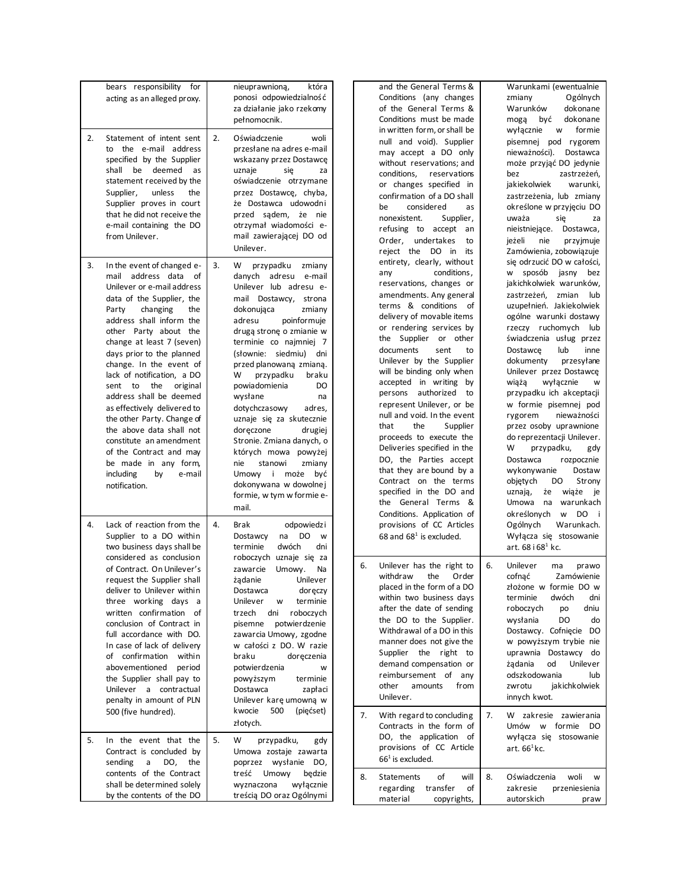| | | | |
|---|---|---|---|
| | bears responsibility for acting as an alleged proxy. | | nieuprawnioną, która ponosi odpowiedzialność za działanie jako rzekomy pełnomocnik. |
| 2. | Statement of intent sent to the e-mail address specified by the Supplier shall be deemed as statement received by the Supplier, unless the Supplier proves in court that he did not receive the e-mail containing the DO from Unilever. | 2. | Oświadczenie woli przesłane na adres e-mail wskazany przez Dostawcę uznaje się za oświadczenie otrzymane przez Dostawcę, chyba, że Dostawca udowodni przed sądem, że nie otrzymał wiadomości e-mail zawierającej DO od Unilever. |
| 3. | In the event of changed e-mail address data of Unilever or e-mail address data of the Supplier, the Party changing the address shall inform the other Party about the change at least 7 (seven) days prior to the planned change. In the event of lack of notification, a DO sent to the original address shall be deemed as effectively delivered to the other Party. Change of the above data shall not constitute an amendment of the Contract and may be made in any form, including by e-mail notification. | 3. | W przypadku zmiany danych adresu e-mail Unilever lub adresu e-mail Dostawcy, strona dokonująca zmiany adresu poinformuje drugą stronę o zmianie w terminie co najmniej 7 (słownie: siedmiu) dni przed planowaną zmianą. W przypadku braku powiadomienia DO wysłane na dotychczasowy adres, uznaje się za skutecznie doręczone drugiej Stronie. Zmiana danych, o których mowa powyżej nie stanowi zmiany Umowy i może być dokonywana w dowolnej formie, w tym w formie e-mail. |
| 4. | Lack of reaction from the Supplier to a DO within two business days shall be considered as conclusion of Contract. On Unilever's request the Supplier shall deliver to Unilever within three working days a written confirmation of conclusion of Contract in full accordance with DO. In case of lack of delivery of confirmation within abovementioned period the Supplier shall pay to Unilever a contractual penalty in amount of PLN 500 (five hundred). | 4. | Brak odpowiedzi Dostawcy na DO w terminie dwóch dni roboczych uznaje się za zawarcie Umowy. Na żądanie Unilever Dostawca doręczy Unilever w terminie trzech dni roboczych pisemne potwierdzenie zawarcia Umowy, zgodne w całości z DO. W razie braku doręczenia potwierdzenia w powyższym terminie Dostawca zapłaci Unilever karę umowną w kwocie 500 (pięćset) złotych. |
| 5. | In the event that the Contract is concluded by sending a DO, the contents of the Contract shall be determined solely by the contents of the DO and the General Terms & Conditions (any changes of the General Terms & Conditions must be made in written form, or shall be null and void). Supplier may accept a DO only without reservations; and conditions, reservations or changes specified in confirmation of a DO shall be considered as nonexistent. Supplier, refusing to accept an Order, undertakes to reject the DO in its entirety, clearly, without any conditions, reservations, changes or amendments. Any general terms & conditions of delivery of movable items or rendering services by the Supplier or other documents sent to Unilever by the Supplier will be binding only when accepted in writing by persons authorized to represent Unilever, or be null and void. In the event that the Supplier proceeds to execute the Deliveries specified in the DO, the Parties accept that they are bound by a Contract on the terms specified in the DO and the General Terms & Conditions. Application of provisions of CC Articles 68 and 68[1] is excluded. | 5. | W przypadku, gdy Umowa zostaje zawarta poprzez wysłanie DO, treść Umowy będzie wyznaczona wyłącznie treścią DO oraz Ogólnymi Warunkami (ewentualnie zmiany Ogólnych Warunków dokonane mogą być dokonane wyłącznie w formie pisemnej pod rygorem nieważności). Dostawca może przyjąć DO jedynie bez zastrzeżeń, jakiekolwiek warunki, zastrzeżenia, lub zmiany określone w przyjęciu DO uważa się za nieistniejące. Dostawca, jeżeli nie przyjmuje Zamówienia, zobowiązuje się odrzucić DO w całości, w sposób jasny bez jakichkolwiek warunków, zastrzeżeń, zmian lub uzupełnień. Jakiekolwiek ogólne warunki dostawy rzeczy ruchomych lub świadczenia usług przez Dostawcę lub inne dokumenty przesyłane Unilever przez Dostawcę wiążą wyłącznie w przypadku ich akceptacji w formie pisemnej pod rygorem nieważności przez osoby uprawnione do reprezentacji Unilever. W przypadku, gdy Dostawca rozpocznie wykonywanie Dostaw objętych DO Strony uznają, że wiąże je Umowa na warunkach określonych w DO i Ogólnych Warunkach. Wyłącza się stosowanie art. 68 i 68[1] kc. |
| 6. | Unilever has the right to withdraw the Order placed in the form of a DO within two business days after the date of sending the DO to the Supplier. Withdrawal of a DO in this manner does not give the Supplier the right to demand compensation or reimbursement of any other amounts from Unilever. | 6. | Unilever ma prawo cofnąć Zamówienie złożone w formie DO w terminie dwóch dni roboczych po dniu wysłania DO do Dostawcy. Cofnięcie DO w powyższym trybie nie uprawnia Dostawcy do żądania od Unilever odszkodowania lub zwrotu jakichkolwiek innych kwot. |
| 7. | With regard to concluding Contracts in the form of DO, the application of provisions of CC Article 66[1] is excluded. | 7. | W zakresie zawierania Umów w formie DO wyłącza się stosowanie art. 66[1] kc. |
| 8. | Statements of will regarding transfer of material copyrights, | 8. | Oświadczenia woli w zakresie przeniesienia autorskich praw |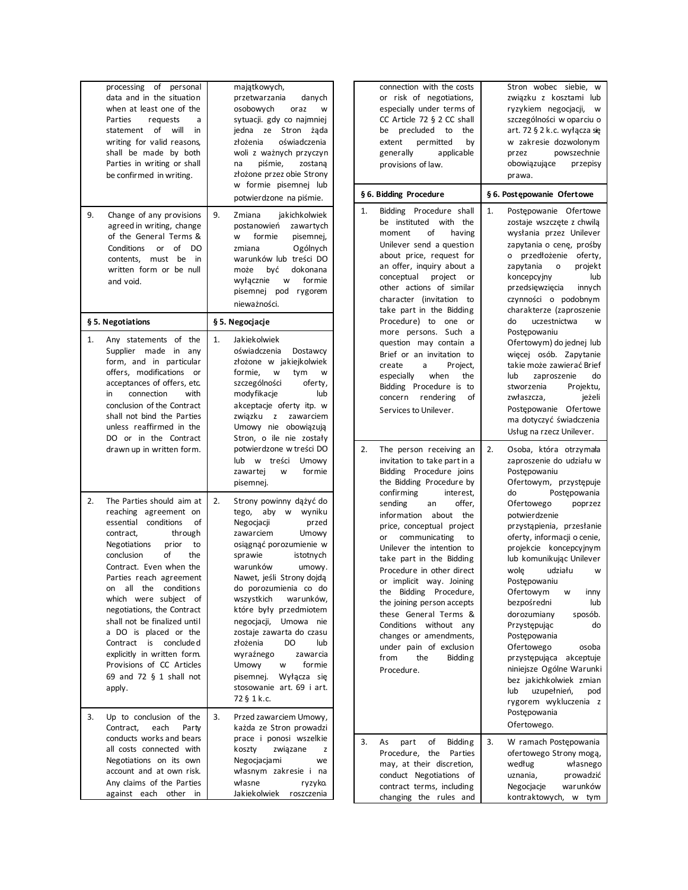| English | Polski |
|---|---|
| processing of personal data and in the situation when at least one of the Parties requests a statement of will in writing for valid reasons, shall be made by both Parties in writing or shall be confirmed in writing. | majątkowych, przetwarzania danych osobowych oraz w sytuacji. gdy co najmniej jedna ze Stron żąda złożenia oświadczenia woli z ważnych przyczyn na piśmie, zostaną złożone przez obie Strony w formie pisemnej lub potwierdzone na piśmie. |
| 9. Change of any provisions agreed in writing, change of the General Terms & Conditions or of DO contents, must be in written form or be null and void. | 9. Zmiana jakichkolwiek postanowień zawartych w formie pisemnej, zmiana Ogólnych warunków lub treści DO może być dokonana wyłącznie w formie pisemnej pod rygorem nieważności. |
| **§ 5. Negotiations** | **§ 5. Negocjacje** |
| 1. Any statements of the Supplier made in any form, and in particular offers, modifications or acceptances of offers, etc. in connection with conclusion of the Contract shall not bind the Parties unless reaffirmed in the DO or in the Contract drawn up in written form. | 1. Jakiekolwiek oświadczenia Dostawcy złożone w jakiejkolwiek formie, w tym w szczególności oferty, modyfikacje lub akceptacje oferty itp. w związku z zawarciem Umowy nie obowiązują Stron, o ile nie zostały potwierdzone w treści DO lub w treści Umowy zawartej w formie pisemnej. |
| 2. The Parties should aim at reaching agreement on essential conditions of contract, through Negotiations prior to conclusion of the Contract. Even when the Parties reach agreement on all the conditions which were subject of negotiations, the Contract shall not be finalized until a DO is placed or the Contract is concluded explicitly in written form. Provisions of CC Articles 69 and 72 § 1 shall not apply. | 2. Strony powinny dążyć do tego, aby w wyniku Negocjacji przed zawarciem Umowy osiągnąć porozumienie w sprawie istotnych warunków umowy. Nawet, jeśli Strony dojdą do porozumienia co do wszystkich warunków, które były przedmiotem negocjacji, Umowa nie zostaje zawarta do czasu złożenia DO lub wyraźnego zawarcia Umowy w formie pisemnej. Wyłącza się stosowanie art. 69 i art. 72 § 1 k.c. |
| 3. Up to conclusion of the Contract, each Party conducts works and bears all costs connected with Negotiations on its own account and at own risk. Any claims of the Parties against each other in connection with the costs or risk of negotiations, especially under terms of CC Article 72 § 2 CC shall be precluded to the extent permitted by generally applicable provisions of law. | 3. Przed zawarciem Umowy, każda ze Stron prowadzi prace i ponosi wszelkie koszty związane z Negocjacjami we własnym zakresie i na własne ryzyko. Jakiekolwiek roszczenia Stron wobec siebie, w związku z kosztami lub ryzykiem negocjacji, w szczególności w oparciu o art. 72 § 2 k.c. wyłącza się w zakresie dozwolonym przez powszechnie obowiązujące przepisy prawa. |
| **§ 6. Bidding Procedure** | **§ 6. Postępowanie Ofertowe** |
| 1. Bidding Procedure shall be instituted with the moment of having Unilever send a question about price, request for an offer, inquiry about a conceptual project or other actions of similar character (invitation to take part in the Bidding Procedure) to one or more persons. Such a question may contain a Brief or an invitation to create a Project, especially when the Bidding Procedure is to concern rendering of Services to Unilever. | 1. Postępowanie Ofertowe zostaje wszczęte z chwilą wysłania przez Unilever zapytania o cenę, prośby o przedłożenie oferty, zapytania o projekt koncepcyjny lub przedsięwzięcia innych czynności o podobnym charakterze (zaproszenie do uczestnictwa w Postępowaniu Ofertowym) do jednej lub więcej osób. Zapytanie takie może zawierać Brief lub zaproszenie do stworzenia Projektu, zwłaszcza, jeżeli Postępowanie Ofertowe ma dotyczyć świadczenia Usług na rzecz Unilever. |
| 2. The person receiving an invitation to take part in a Bidding Procedure joins the Bidding Procedure by confirming interest, sending an offer, information about the price, conceptual project or communicating to Unilever the intention to take part in the Bidding Procedure in other direct or implicit way. Joining the Bidding Procedure, the joining person accepts these General Terms & Conditions without any changes or amendments, under pain of exclusion from the Bidding Procedure. | 2. Osoba, która otrzymała zaproszenie do udziału w Postępowaniu Ofertowym, przystępuje do Postępowania Ofertowego poprzez potwierdzenie przystąpienia, przesłanie oferty, informacji o cenie, projekcie koncepcyjnym lub komunikując Unilever wolę udziału w Postępowaniu Ofertowym w inny bezpośredni lub dorozumiany sposób. Przystępując do Postępowania Ofertowego osoba przystępująca akceptuje niniejsze Ogólne Warunki bez jakichkolwiek zmian lub uzupełnień, pod rygorem wykluczenia z Postępowania Ofertowego. |
| 3. As part of Bidding Procedure, the Parties may, at their discretion, conduct Negotiations of contract terms, including changing the rules and | 3. W ramach Postępowania ofertowego Strony mogą, według własnego uznania, prowadzić Negocjacje warunków kontraktowych, w tym |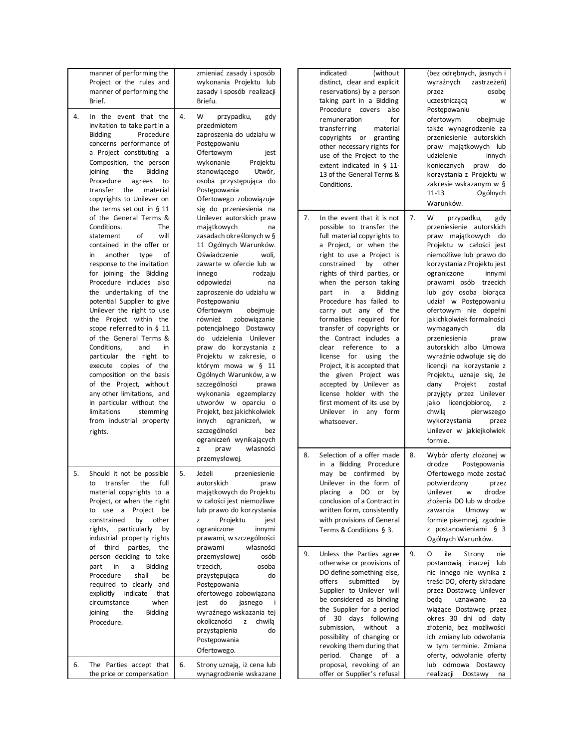| | English | | Polish |
|---|---|---|---|
| | manner of performing the Project or the rules and manner of performing the Brief. | | zmieniać zasady i sposób wykonania Projektu lub zasady i sposób realizacji Briefu. |
| 4. | In the event that the invitation to take part in a Bidding Procedure concerns performance of a Project constituting a Composition, the person joining the Bidding Procedure agrees to transfer the material copyrights to Unilever on the terms set out in § 11 of the General Terms & Conditions. The statement of will contained in the offer or in another type of response to the invitation for joining the Bidding Procedure includes also the undertaking of the potential Supplier to give Unilever the right to use the Project within the scope referred to in § 11 of the General Terms & Conditions, and in particular the right to execute copies of the composition on the basis of the Project, without any other limitations, and in particular without the limitations stemming from industrial property rights. | 4. | W przypadku, gdy przedmiotem zaproszenia do udziału w Postępowaniu Ofertowym jest wykonanie Projektu stanowiącego Utwór, osoba przystępująca do Postępowania Ofertowego zobowiązuje się do przeniesienia na Unilever autorskich praw majątkowych na zasadach określonych w § 11 Ogólnych Warunków. Oświadczenie woli, zawarte w ofercie lub w innego rodzaju odpowiedzi na zaproszenie do udziału w Postępowaniu Ofertowym obejmuje również zobowiązanie potencjalnego Dostawcy do udzielenia Unilever praw do korzystania z Projektu w zakresie, o którym mowa w § 11 Ogólnych Warunków, a w szczególności prawa wykonania egzemplarzy utworów w oparciu o Projekt, bez jakichkolwiek innych ograniczeń, w szczególności bez ograniczeń wynikających z praw własności przemysłowej. |
| 5. | Should it not be possible to transfer the full material copyrights to a Project, or when the right to use a Project be constrained by other rights, particularly by industrial property rights of third parties, the person deciding to take part in a Bidding Procedure shall be required to clearly and explicitly indicate that circumstance when joining the Bidding Procedure. | 5. | Jeżeli przeniesienie autorskich praw majątkowych do Projektu w całości jest niemożliwe lub prawo do korzystania z Projektu jest ograniczone innymi prawami, w szczególności prawami własności przemysłowej osób trzecich, osoba przystępująca do Postępowania ofertowego zobowiązana jest do jasnego i wyraźnego wskazania tej okoliczności z chwilą przystąpienia do Postępowania Ofertowego. |
| 6. | The Parties accept that the price or compensation indicated (without distinct, clear and explicit reservations) by a person taking part in a Bidding Procedure covers also remuneration for transferring material copyrights or granting other necessary rights for use of the Project to the extent indicated in § 11-13 of the General Terms & Conditions. | 6. | Strony uznają, iż cena lub wynagrodzenie wskazane (bez odrębnych, jasnych i wyraźnych zastrzeżeń) przez osobę uczestniczącą w Postępowaniu ofertowym obejmuje także wynagrodzenie za przeniesienie autorskich praw majątkowych lub udzielenie innych koniecznych praw do korzystania z Projektu w zakresie wskazanym w § 11-13 Ogólnych Warunków. |
| 7. | In the event that it is not possible to transfer the full material copyrights to a Project, or when the right to use a Project is constrained by other rights of third parties, or when the person taking part in a Bidding Procedure has failed to carry out any of the formalities required for transfer of copyrights or the Contract includes a clear reference to a license for using the Project, it is accepted that the given Project was accepted by Unilever as license holder with the first moment of its use by Unilever in any form whatsoever. | 7. | W przypadku, gdy przeniesienie autorskich praw majątkowych do Projektu w całości jest niemożliwe lub prawo do korzystania z Projektu jest ograniczone innymi prawami osób trzecich lub gdy osoba biorąca udział w Postępowaniu ofertowym nie dopełni jakichkolwiek formalności wymaganych dla przeniesienia praw autorskich albo Umowa wyraźnie odwołuje się do licencji na korzystanie z Projektu, uznaje się, że dany Projekt został przyjęty przez Unilever jako licencjobiorcę, z chwilą pierwszego wykorzystania przez Unilever w jakiejkolwiek formie. |
| 8. | Selection of a offer made in a Bidding Procedure may be confirmed by Unilever in the form of placing a DO or by conclusion of a Contract in written form, consistently with provisions of General Terms & Conditions § 3. | 8. | Wybór oferty złożonej w drodze Postępowania Ofertowego może zostać potwierdzony przez Unilever w drodze złożenia DO lub w drodze zawarcia Umowy w formie pisemnej, zgodnie z postanowieniami § 3 Ogólnych Warunków. |
| 9. | Unless the Parties agree otherwise or provisions of DO define something else, offers submitted by Supplier to Unilever will be considered as binding the Supplier for a period of 30 days following submission, without a possibility of changing or revoking them during that period. Change of a proposal, revoking of an offer or Supplier's refusal | 9. | O ile Strony nie postanowią inaczej lub nic innego nie wynika z treści DO, oferty składane przez Dostawcę Unilever będą uznawane za wiążące Dostawcę przez okres 30 dni od daty złożenia, bez możliwości ich zmiany lub odwołania w tym terminie. Zmiana oferty, odwołanie oferty lub odmowa Dostawcy realizacji Dostawy na |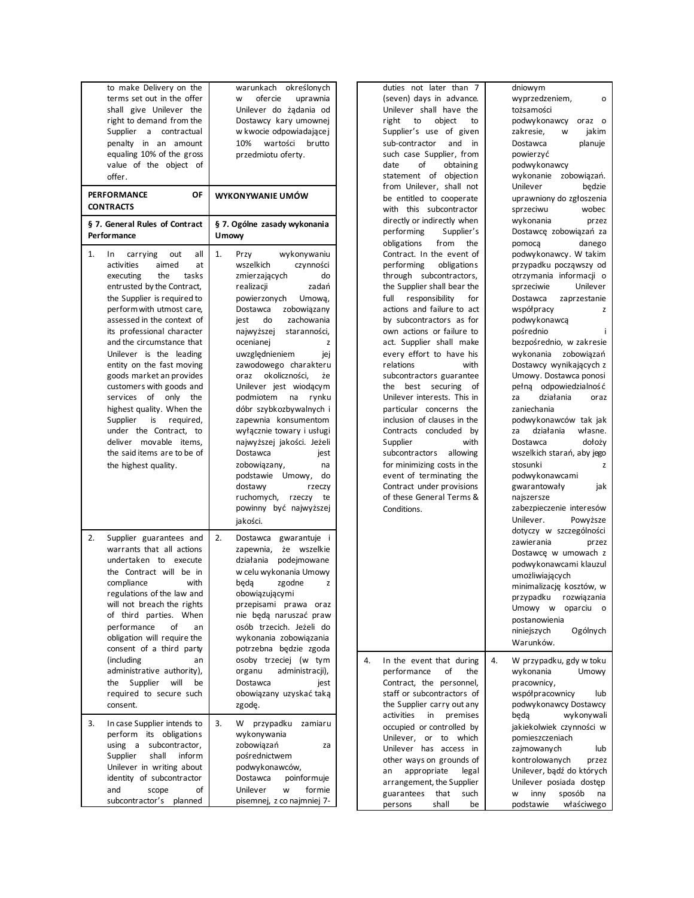| English | Polish |
|---|---|
| to make Delivery on the terms set out in the offer shall give Unilever the right to demand from the Supplier a contractual penalty in an amount equaling 10% of the gross value of the object of offer. | warunkach określonych w ofercie uprawnia Unilever do żądania od Dostawcy kary umownej w kwocie odpowiadającej 10% wartości brutto przedmiotu oferty. |
| **PERFORMANCE OF CONTRACTS** | **WYKONYWANIE UMÓW** |
| **§ 7. General Rules of Contract Performance** | **§ 7. Ogólne zasady wykonania Umowy** |
| 1. In carrying out all activities aimed at executing the tasks entrusted by the Contract, the Supplier is required to perform with utmost care, assessed in the context of its professional character and the circumstance that the leading Unilever is the leading entity on the fast moving goods market an provides customers with goods and services of only the highest quality. When the Supplier is required, under the Contract, to deliver movable items, the said items are to be of the highest quality. | 1. Przy wykonywaniu wszelkich czynności zmierzających do realizacji zadań powierzonych Umową, Dostawca zobowiązany jest do zachowania najwyższej staranności, ocenianej z uwzględnieniem jej zawodowego charakteru oraz okoliczności, że Unilever jest wiodącym podmiotem na rynku dóbr szybkozbywalnych i zapewnia konsumentom wyłącznie towary i usługi najwyższej jakości. Jeżeli Dostawca jest zobowiązany, na podstawie Umowy, do dostawy rzeczy ruchomych, rzeczy te powinny być najwyższej jakości. |
| 2. Supplier guarantees and warrants that all actions undertaken to execute the Contract will be in compliance with regulations of the law and will not breach the rights of third parties. When performance of an obligation will require the consent of a third party (including an administrative authority), the Supplier will be required to secure such consent. | 2. Dostawca gwarantuje i zapewnia, że wszelkie działania podejmowane w celu wykonania Umowy będą zgodne z obowiązującymi przepisami prawa oraz nie będą naruszać praw osób trzecich. Jeżeli do wykonania zobowiązania potrzebna będzie zgoda osoby trzeciej (w tym organu administracji), Dostawca jest obowiązany uzyskać taką zgodę. |
| 3. In case Supplier intends to perform its obligations using a subcontractor, Supplier shall inform Unilever in writing about identity of subcontractor and scope of subcontractor's planned duties not later than 7 (seven) days in advance. Unilever shall have the right to object to Supplier's use of given sub-contractor and in such case Supplier, from date of obtaining statement of objection from Unilever, shall not be entitled to cooperate with this subcontractor directly or indirectly when performing Supplier's obligations from the Contract. In the event of performing obligations through subcontractors, the Supplier shall bear the full responsibility for actions and failure to act by subcontractors as for own actions or failure to act. Supplier shall make every effort to have his relations with subcontractors guarantee the best securing of Unilever interests. This in particular concerns the inclusion of clauses in the Contracts concluded by Supplier with subcontractors allowing for minimizing costs in the event of terminating the Contract under provisions of these General Terms & Conditions. | 3. W przypadku zamiaru wykonywania zobowiązań za pośrednictwem podwykonawców, Dostawca poinformuje Unilever w formie pisemnej, z co najmniej 7-dniowym wyprzedzeniem, o tożsamości podwykonawcy oraz o zakresie, w jakim Dostawca planuje powierzyć podwykonawcy wykonanie zobowiązań. Unilever będzie uprawniony do zgłoszenia sprzeciwu wobec wykonania przez Dostawcę zobowiązań za pomocą danego podwykonawcy. W takim przypadku począwszy od otrzymania informacji o sprzeciwie Unilever Dostawca zaprzestanie współpracy z podwykonawcą pośrednio i bezpośrednio, w zakresie wykonania zobowiązań Dostawcy wynikających z Umowy. Dostawca ponosi pełną odpowiedzialność za działania oraz zaniechania podwykonawców tak jak za działania własne. Dostawca dołoży wszelkich starań, aby jego stosunki z podwykonawcami gwarantowały jak najszersze zabezpieczenie interesów Unilever. Powyższe dotyczy w szczególności zawierania przez Dostawcę w umowach z podwykonawcami klauzul umożliwiających minimalizację kosztów, w przypadku rozwiązania Umowy w oparciu o postanowienia niniejszych Ogólnych Warunków. |
| 4. In the event that during performance of the Contract, the personnel, staff or subcontractors of the Supplier carry out any activities in premises occupied or controlled by Unilever, or to which Unilever has access in other ways on grounds of an appropriate legal arrangement, the Supplier guarantees that such persons shall be | 4. W przypadku, gdy w toku wykonania Umowy pracownicy, współpracownicy lub podwykonawcy Dostawcy będą wykonywali jakiekolwiek czynności w pomieszczeniach zajmowanych lub kontrolowanych przez Unilever, bądź do których Unilever posiada dostęp w inny sposób na podstawie właściwego |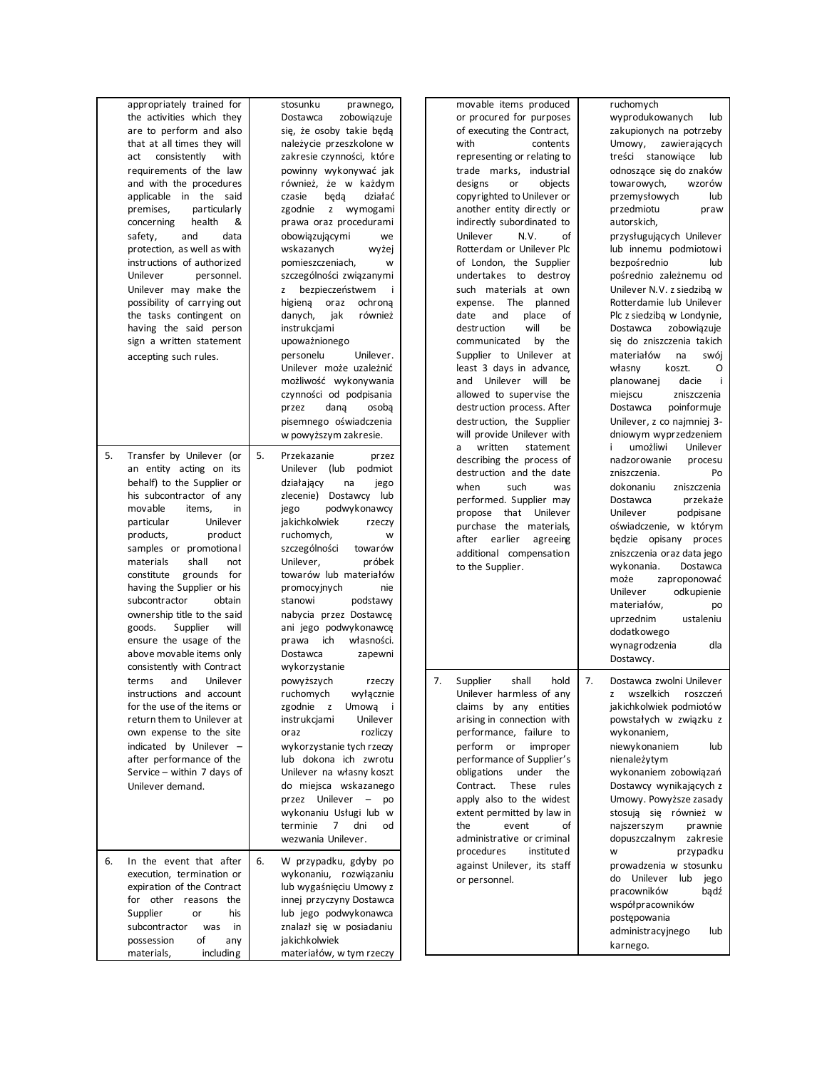| | English | | Polski |
|---|---|---|---|
| | appropriately trained for the activities which they are to perform and also that at all times they will act consistently with requirements of the law and with the procedures applicable in the said premises, particularly concerning health & safety, and data protection, as well as with instructions of authorized Unilever personnel. Unilever may make the possibility of carrying out the tasks contingent on having the said person sign a written statement accepting such rules. | | stosunku prawnego, Dostawca zobowiązuje się, że osoby takie będą należycie przeszkolone w zakresie czynności, które powinny wykonywać jak również, że w każdym czasie będą działać zgodnie z wymogami prawa oraz procedurami obowiązującymi we wskazanych wyżej pomieszczeniach, w szczególności związanymi z bezpieczeństwem i higieną oraz ochroną danych, jak również instrukcjami upoważnionego personelu Unilever. Unilever może uzależnić możliwość wykonywania czynności od podpisania przez daną osobą pisemnego oświadczenia w powyższym zakresie. |
| 5. | Transfer by Unilever (or an entity acting on its behalf) to the Supplier or his subcontractor of any movable items, in particular Unilever products, product samples or promotional materials shall not constitute grounds for having the Supplier or his subcontractor obtain ownership title to the said goods. Supplier will ensure the usage of the above movable items only consistently with Contract terms and Unilever instructions and account for the use of the items or return them to Unilever at own expense to the site indicated by Unilever – after performance of the Service – within 7 days of Unilever demand. | 5. | Przekazanie przez Unilever (lub podmiot działający na jego zlecenie) Dostawcy lub jego podwykonawcy jakichkolwiek rzeczy ruchomych, w szczególności towarów Unilever, próbek towarów lub materiałów promocyjnych nie stanowi podstawy nabycia przez Dostawcę ani jego podwykonawcę prawa ich własności. Dostawca zapewni wykorzystanie powyższych rzeczy ruchomych wyłącznie zgodnie z Umową i instrukcjami Unilever oraz rozliczy wykorzystanie tych rzeczy lub dokona ich zwrotu Unilever na własny koszt do miejsca wskazanego przez Unilever – po wykonaniu Usługi lub w terminie 7 dni od wezwania Unilever. |
| 6. | In the event that after execution, termination or expiration of the Contract for other reasons the Supplier or his subcontractor was in possession of any materials, including movable items produced or procured for purposes of executing the Contract, with contents representing or relating to trade marks, industrial designs or objects copyrighted to Unilever or another entity directly or indirectly subordinated to Unilever N.V. of Rotterdam or Unilever Plc of London, the Supplier undertakes to destroy such materials at own expense. The planned date and place of destruction will be communicated by the Supplier to Unilever at least 3 days in advance, and Unilever will be allowed to supervise the destruction process. After destruction, the Supplier will provide Unilever with a written statement describing the process of destruction and the date when such was performed. Supplier may propose that Unilever purchase the materials, after earlier agreeing additional compensation to the Supplier. | 6. | W przypadku, gdyby po wykonaniu, rozwiązaniu lub wygaśnięciu Umowy z innej przyczyny Dostawca lub jego podwykonawca znalazł się w posiadaniu jakichkolwiek materiałów, w tym rzeczy ruchomych wyprodukowanych lub zakupionych na potrzeby Umowy, zawierających treści stanowiące lub odnoszące się do znaków towarowych, wzorów przemysłowych lub przedmiotu praw autorskich, przysługujących Unilever lub innemu podmiotowi bezpośrednio lub pośrednio zależnemu od Unilever N.V. z siedzibą w Rotterdamie lub Unilever Plc z siedzibą w Londynie, Dostawca zobowiązuje się do zniszczenia takich materiałów na swój własny koszt. O planowanej dacie i miejscu zniszczenia Dostawca poinformuje Unilever, z co najmniej 3-dniowym wyprzedzeniem i umożliwi Unilever nadzorowanie procesu zniszczenia. Po dokonaniu zniszczenia Dostawca przekaże Unilever podpisane oświadczenie, w którym będzie opisany proces zniszczenia oraz data jego wykonania. Dostawca może zaproponować Unilever odkupienie materiałów, po uprzednim ustaleniu dodatkowego wynagrodzenia dla Dostawcy. |
| 7. | Supplier shall hold Unilever harmless of any claims by any entities arising in connection with performance, failure to perform or improper performance of Supplier's obligations under the Contract. These rules apply also to the widest extent permitted by law in the event of administrative or criminal procedures instituted against Unilever, its staff or personnel. | 7. | Dostawca zwolni Unilever z wszelkich roszczeń jakichkolwiek podmiotów powstałych w związku z wykonaniem, niewykonaniem lub nienależytym wykonaniem zobowiązań Dostawcy wynikających z Umowy. Powyższe zasady stosują się również w najszerszym prawnie dopuszczalnym zakresie w przypadku prowadzenia w stosunku do Unilever lub jego pracowników bądź współpracowników postępowania administracyjnego lub karnego. |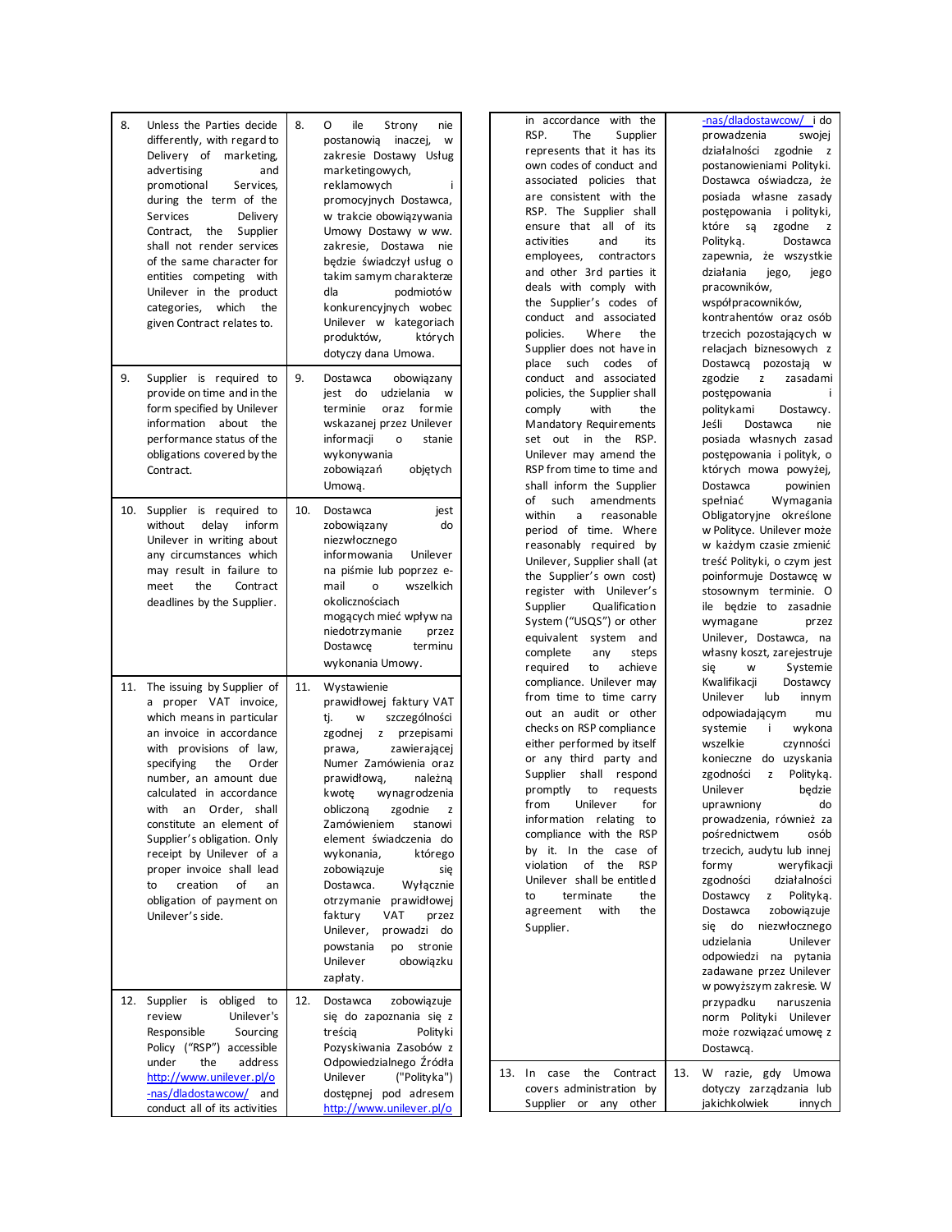| | English | | Polish |
|---|---|---|---|
| 8. | Unless the Parties decide differently, with regard to Delivery of marketing, advertising and promotional Services, during the term of the Services Delivery Contract, the Supplier shall not render services of the same character for entities competing with Unilever in the product categories, which the given Contract relates to. | 8. | O ile Strony nie postanowią inaczej, w zakresie Dostawy Usług marketingowych, reklamowych i promocyjnych Dostawca, w trakcie obowiązywania Umowy Dostawy w ww. zakresie, Dostawa nie będzie świadczył usług o takim samym charakterze dla podmiotów konkurencyjnych wobec Unilever w kategoriach produktów, których dotyczy dana Umowa. |
| 9. | Supplier is required to provide on time and in the form specified by Unilever information about the performance status of the obligations covered by the Contract. | 9. | Dostawca obowiązany jest do udzielania w terminie oraz formie wskazanej przez Unilever informacji o stanie wykonywania zobowiązań objętych Umową. |
| 10. | Supplier is required to without delay inform Unilever in writing about any circumstances which may result in failure to meet the Contract deadlines by the Supplier. | 10. | Dostawca jest zobowiązany do niezwłocznego informowania Unilever na piśmie lub poprzez e-mail o wszelkich okolicznościach mogących mieć wpływ na niedotrzymanie przez Dostawcę terminu wykonania Umowy. |
| 11. | The issuing by Supplier of a proper VAT invoice, which means in particular an invoice in accordance with provisions of law, specifying the Order number, an amount due calculated in accordance with an Order, shall constitute an element of Supplier's obligation. Only receipt by Unilever of a proper invoice shall lead to creation of an obligation of payment on Unilever's side. | 11. | Wystawienie prawidłowej faktury VAT tj. w szczególności zgodnej z przepisami prawa, zawierającej Numer Zamówienia oraz prawidłową, należną kwotę wynagrodzenia obliczoną zgodnie z Zamówieniem stanowi element świadczenia do wykonania, którego zobowiązuje się Dostawca. Wyłącznie otrzymanie prawidłowej faktury VAT przez Unilever, prowadzi do powstania po stronie Unilever obowiązku zapłaty. |
| 12. | Supplier is obliged to review Unilever's Responsible Sourcing Policy ("RSP") accessible under the address http://www.unilever.pl/o-nas/dladostawcow/ and conduct all of its activities in accordance with the RSP. The Supplier represents that it has its own codes of conduct and associated policies that are consistent with the RSP. The Supplier shall ensure that all of its activities and its employees, contractors and other 3rd parties it deals with comply with the Supplier's codes of conduct and associated policies. Where the Supplier does not have in place such codes of conduct and associated policies, the Supplier shall comply with the Mandatory Requirements set out in the RSP. Unilever may amend the RSP from time to time and shall inform the Supplier of such amendments within a reasonable period of time. Where reasonably required by Unilever, Supplier shall (at the Supplier's own cost) register with Unilever's Supplier Qualification System ("USQS") or other equivalent system and complete any steps required to achieve compliance. Unilever may from time to time carry out an audit or other checks on RSP compliance either performed by itself or any third party and Supplier shall respond promptly to requests from Unilever for information relating to compliance with the RSP by it. In the case of violation of the RSP Unilever shall be entitled to terminate the agreement with the Supplier. | 12. | Dostawca zobowiązuje się do zapoznania się z treścią Polityki Pozyskiwania Zasobów z Odpowiedzialnego Źródła Unilever ("Polityka") dostępnej pod adresem http://www.unilever.pl/o-nas/dladostawcow/ i do prowadzenia swojej działalności zgodnie z postanowieniami Polityki. Dostawca oświadcza, że posiada własne zasady postępowania i polityki, które są zgodne z Polityką. Dostawca zapewnia, że wszystkie działania jego, jego pracowników, współpracowników, kontrahentów oraz osób trzecich pozostających w relacjach biznesowych z Dostawcą pozostają w zgodzie z zasadami postępowania i politykami Dostawcy. Jeśli Dostawca nie posiada własnych zasad postępowania i polityk, o których mowa powyżej, Dostawca powinien spełniać Wymagania Obligatoryjne określone w Polityce. Unilever może w każdym czasie zmienić treść Polityki, o czym jest poinformuje Dostawcę w stosownym terminie. O ile będzie to zasadnie wymagane przez Unilever, Dostawca, na własny koszt, zarejestruje się w Systemie Kwalifikacji Dostawcy Unilever lub innym odpowiadającym mu systemie i wykona wszelkie czynności konieczne do uzyskania zgodności z Polityką. Unilever będzie uprawniony do prowadzenia, również za pośrednictwem osób trzecich, audytu lub innej formy weryfikacji zgodności działalności Dostawcy z Polityką. Dostawca zobowiązuje się do niezwłocznego udzielania Unilever odpowiedzi na pytania zadawane przez Unilever w powyższym zakresie. W przypadku naruszenia norm Polityki Unilever może rozwiązać umowę z Dostawcą. |
| 13. | In case the Contract covers administration by Supplier or any other | 13. | W razie, gdy Umowa dotyczy zarządzania lub jakichkolwiek innych |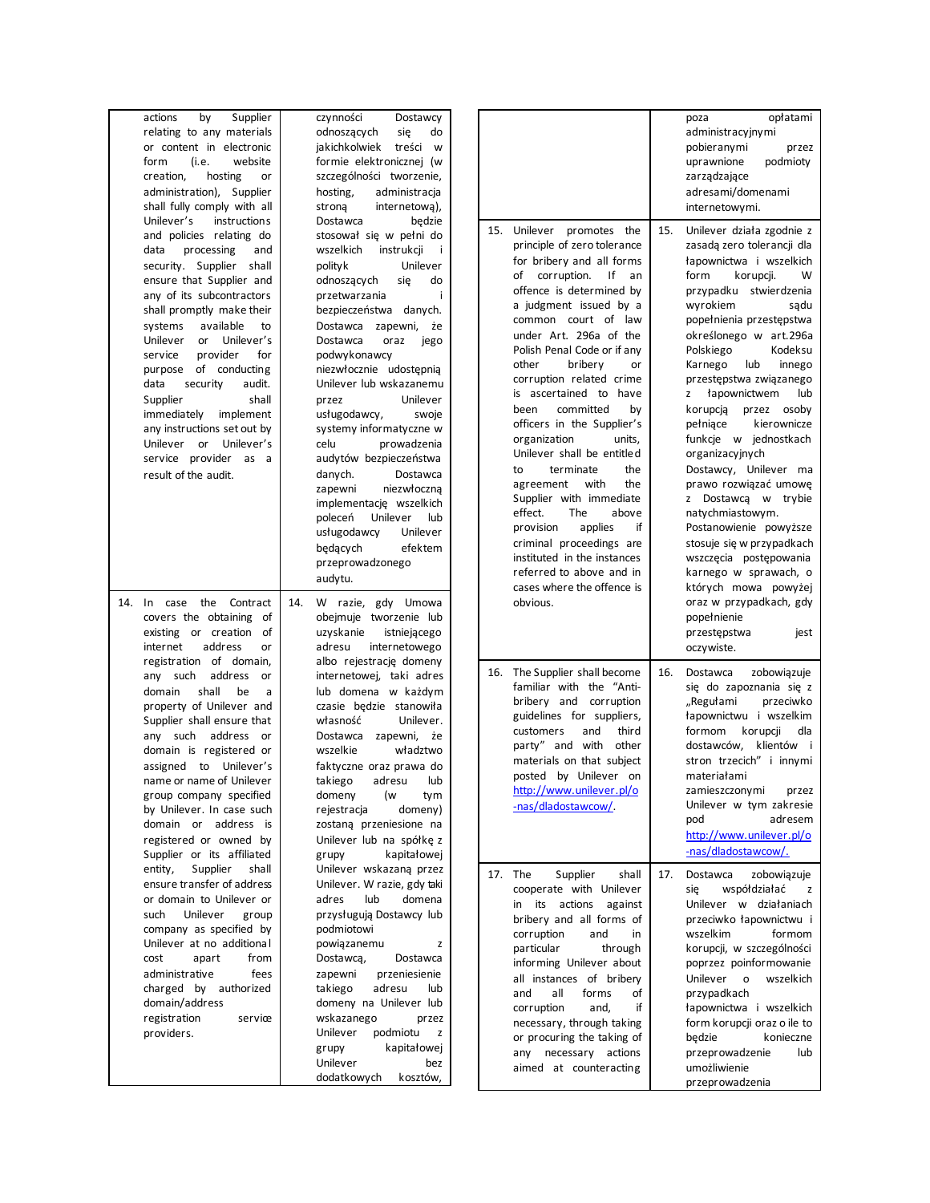| | English | | Polish |
|---|---|---|---|
| | actions by Supplier relating to any materials or content in electronic form (i.e. website creation, hosting or administration), Supplier shall fully comply with all Unilever's instructions and policies relating do data processing and security. Supplier shall ensure that Supplier and any of its subcontractors shall promptly make their systems available to Unilever or Unilever's service provider for purpose of conducting data security audit. Supplier shall immediately implement any instructions set out by Unilever or Unilever's service provider as a result of the audit. | | czynności Dostawcy odnoszących się do jakichkolwiek treści w formie elektronicznej (w szczególności tworzenie, hosting, administracja stroną internetową), Dostawca będzie stosował się w pełni do wszelkich instrukcji i polityk Unilever odnoszących się do przetwarzania i bezpieczeństwa danych. Dostawca zapewni, że Dostawca oraz jego podwykonawcy niezwłocznie udostępnią Unilever lub wskazanemu przez Unilever usługodawcy, swoje systemy informatyczne w celu prowadzenia audytów bezpieczeństwa danych. Dostawca zapewni niezwłoczną implementację wszelkich poleceń Unilever lub usługodawcy Unilever będących efektem przeprowadzonego audytu. |
| 14. | In case the Contract covers the obtaining of existing or creation of internet address or registration of domain, any such address or domain shall be a property of Unilever and Supplier shall ensure that any such address or domain is registered or assigned to Unilever's name or name of Unilever group company specified by Unilever. In case such domain or address is registered or owned by Supplier or its affiliated entity, Supplier shall ensure transfer of address or domain to Unilever or such Unilever group company as specified by Unilever at no additional cost apart from administrative fees charged by authorized domain/address registration service providers. | 14. | W razie, gdy Umowa obejmuje tworzenie lub uzyskanie istniejącego adresu internetowego albo rejestrację domeny internetowej, taki adres lub domena w każdym czasie będzie stanowiła własność Unilever. Dostawca zapewni, że wszelkie władztwo faktyczne oraz prawa do takiego adresu lub domeny (w tym rejestracja domeny) zostaną przeniesione na Unilever lub na spółkę z grupy kapitałowej Unilever wskazaną przez Unilever. W razie, gdy taki adres lub domena przysługują Dostawcy lub podmiotowi powiązanemu z Dostawcą, Dostawca zapewni przeniesienie takiego adresu lub domeny na Unilever lub wskazanego przez Unilever podmiotu z grupy kapitałowej Unilever bez dodatkowych kosztów, poza opłatami administracyjnymi pobieranymi przez uprawnione podmioty zarządzające adresami/domenami internetowymi. |
| 15. | Unilever promotes the principle of zero tolerance for bribery and all forms of corruption. If an offence is determined by a judgment issued by a common court of law under Art. 296a of the Polish Penal Code or if any other bribery or corruption related crime is ascertained to have been committed by officers in the Supplier's organization units, Unilever shall be entitled to terminate the agreement with the Supplier with immediate effect. The above provision applies if criminal proceedings are instituted in the instances referred to above and in cases where the offence is obvious. | 15. | Unilever działa zgodnie z zasadą zero tolerancji dla łapownictwa i wszelkich form korupcji. W przypadku stwierdzenia wyrokiem sądu popełnienia przestępstwa określonego w art.296a Polskiego Kodeksu Karnego lub innego przestępstwa związanego z łapownictwem lub korupcją przez osoby pełniące kierownicze funkcje w jednostkach organizacyjnych Dostawcy, Unilever ma prawo rozwiązać umowę z Dostawcą w trybie natychmiastowym. Postanowienie powyższe stosuje się w przypadkach wszczęcia postępowania karnego w sprawach, o których mowa powyżej oraz w przypadkach, gdy popełnienie przestępstwa jest oczywiste. |
| 16. | The Supplier shall become familiar with the "Anti-bribery and corruption guidelines for suppliers, customers and third party" and with other materials on that subject posted by Unilever on http://www.unilever.pl/o-nas/dladostawcow/. | 16. | Dostawca zobowiązuje się do zapoznania się z „Regułami przeciwko łapownictwu i wszelkim formom korupcji dla dostawców, klientów i stron trzecich" i innymi materiałami zamieszczonymi przez Unilever w tym zakresie pod adresem http://www.unilever.pl/o-nas/dladostawcow/. |
| 17. | The Supplier shall cooperate with Unilever in its actions against bribery and all forms of corruption and in particular through informing Unilever about all instances of bribery and all forms of corruption and, if necessary, through taking or procuring the taking of any necessary actions aimed at counteracting | 17. | Dostawca zobowiązuje się współdziałać z Unilever w działaniach przeciwko łapownictwu i wszelkim formom korupcji, w szczególności poprzez poinformowanie Unilever o wszelkich przypadkach łapownictwa i wszelkich form korupcji oraz o ile to będzie konieczne przeprowadzenie lub umożliwienie przeprowadzenia |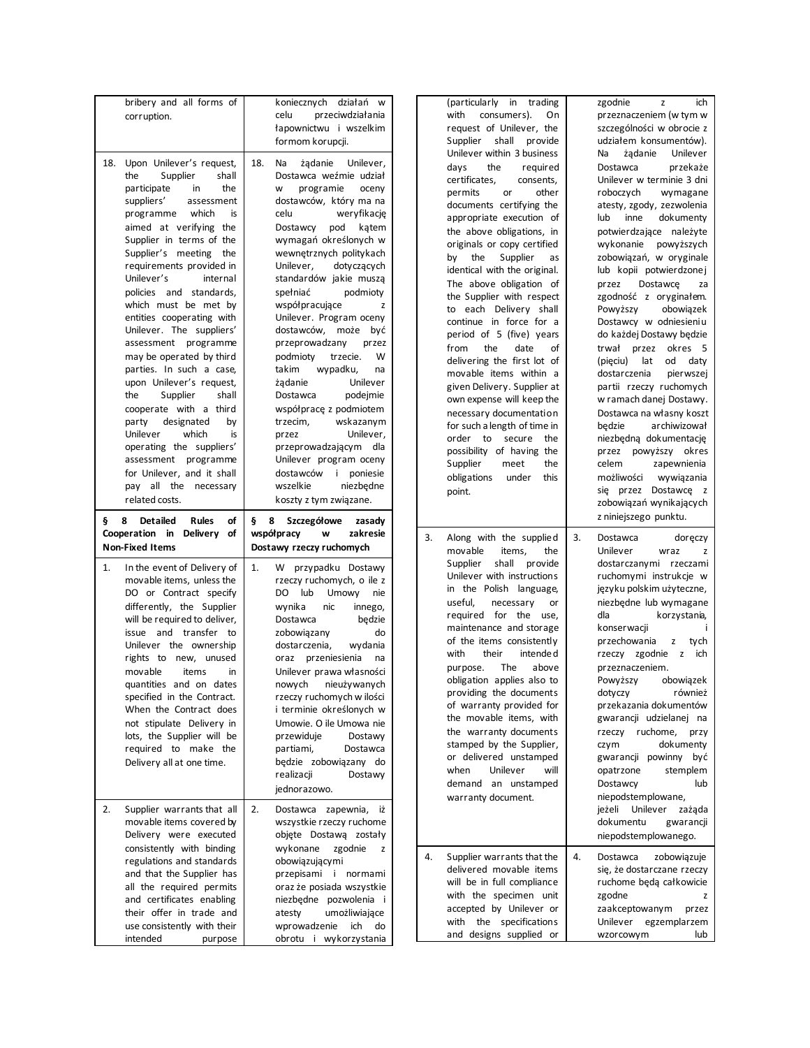| English | Polski |
|---|---|
| bribery and all forms of corruption. | koniecznych działań w celu przeciwdziałania łapownictwu i wszelkim formom korupcji. |
| 18. Upon Unilever's request, the Supplier shall participate in the suppliers' assessment programme which is aimed at verifying the Supplier in terms of the Supplier's meeting the requirements provided in Unilever's internal policies and standards, which must be met by entities cooperating with Unilever. The suppliers' assessment programme may be operated by third parties. In such a case, upon Unilever's request, the Supplier shall cooperate with a third party designated by Unilever which is operating the suppliers' assessment programme for Unilever, and it shall pay all the necessary related costs. | 18. Na żądanie Unilever, Dostawca weźmie udział w programie oceny dostawców, który ma na celu weryfikację Dostawcy pod kątem wymagań określonych w wewnętrznych politykach Unilever, dotyczących standardów jakie muszą spełniać podmioty współpracujące z Unilever. Program oceny dostawców, może być przeprowadzany przez podmioty trzecie. W takim wypadku, na żądanie Unilever Dostawca podejmie współpracę z podmiotem trzecim, wskazanym przez Unilever, przeprowadzającym dla Unilever program oceny dostawców i poniesie wszelkie niezbędne koszty z tym związane. |
| **§ 8 Detailed Rules of Cooperation in Delivery of Non-Fixed Items** | **§ 8 Szczegółowe zasady współpracy w zakresie Dostawy rzeczy ruchomych** |
| 1. In the event of Delivery of movable items, unless the DO or Contract specify differently, the Supplier will be required to deliver, issue and transfer to Unilever the ownership rights to new, unused movable items in quantities and on dates specified in the Contract. When the Contract does not stipulate Delivery in lots, the Supplier will be required to make the Delivery all at one time. | 1. W przypadku Dostawy rzeczy ruchomych, o ile z DO lub Umowy nie wynika nic innego, Dostawca będzie zobowiązany do dostarczenia, wydania oraz przeniesienia na Unilever prawa własności nowych nieużywanych rzeczy ruchomych w ilości i terminie określonym w Umowie. O ile Umowa nie przewiduje Dostawy partiami, Dostawca będzie zobowiązany do realizacji Dostawy jednorazowo. |
| 2. Supplier warrants that all movable items covered by Delivery were executed consistently with binding regulations and standards and that the Supplier has all the required permits and certificates enabling their offer in trade and use consistently with their intended purpose (particularly in trading with consumers). On request of Unilever, the Supplier shall provide Unilever within 3 business days the required certificates, consents, permits or other documents certifying the appropriate execution of the above obligations, in originals or copy certified by the Supplier as identical with the original. The above obligation of the Supplier with respect to each Delivery shall continue in force for a period of 5 (five) years from the date of delivering the first lot of movable items within a given Delivery. Supplier at own expense will keep the necessary documentation for such a length of time in order to secure the possibility of having the Supplier meet the obligations under this point. | 2. Dostawca zapewnia, iż wszystkie rzeczy ruchome objęte Dostawą zostały wykonane zgodnie z obowiązującymi przepisami i normami oraz że posiada wszystkie niezbędne pozwolenia i atesty umożliwiające wprowadzenie ich do obrotu i wykorzystania zgodnie z ich przeznaczeniem (w tym w szczególności w obrocie z udziałem konsumentów). Na żądanie Unilever Dostawca przekaże Unilever w terminie 3 dni roboczych wymagane atesty, zgody, zezwolenia lub inne dokumenty potwierdzające należyte wykonanie powyższych zobowiązań, w oryginale lub kopii potwierdzonej przez Dostawcę za zgodność z oryginałem. Powyższy obowiązek Dostawcy w odniesieniu do każdej Dostawy będzie trwał przez okres 5 (pięciu) lat od daty dostarczenia pierwszej partii rzeczy ruchomych w ramach danej Dostawy. Dostawca na własny koszt będzie archiwizował niezbędną dokumentację przez powyższy okres celem zapewnienia możliwości wywiązania się przez Dostawcę z zobowiązań wynikających z niniejszego punktu. |
| 3. Along with the supplied movable items, the Supplier shall provide Unilever with instructions in the Polish language, useful, necessary or required for the use, maintenance and storage of the items consistently with their intended purpose. The above obligation applies also to providing the documents of warranty provided for the movable items, with the warranty documents stamped by the Supplier, or delivered unstamped when Unilever will demand an unstamped warranty document. | 3. Dostawca doręczy Unilever wraz z dostarczanymi rzeczami ruchomymi instrukcje w języku polskim użyteczne, niezbędne lub wymagane dla korzystania, konserwacji i przechowania z tych rzeczy zgodnie z ich przeznaczeniem. Powyższy obowiązek dotyczy również przekazania dokumentów gwarancji udzielanej na rzeczy ruchome, przy czym dokumenty gwarancji powinny być opatrzone stemplem Dostawcy lub niepodstemplowane, jeżeli Unilever zażąda dokumentu gwarancji niepodstemplowanego. |
| 4. Supplier warrants that the delivered movable items will be in full compliance with the specimen unit accepted by Unilever or with the specifications and designs supplied or | 4. Dostawca zobowiązuje się, że dostarczane rzeczy ruchome będą całkowicie zgodne z zaakceptowanym przez Unilever egzemplarzem wzorcowym lub |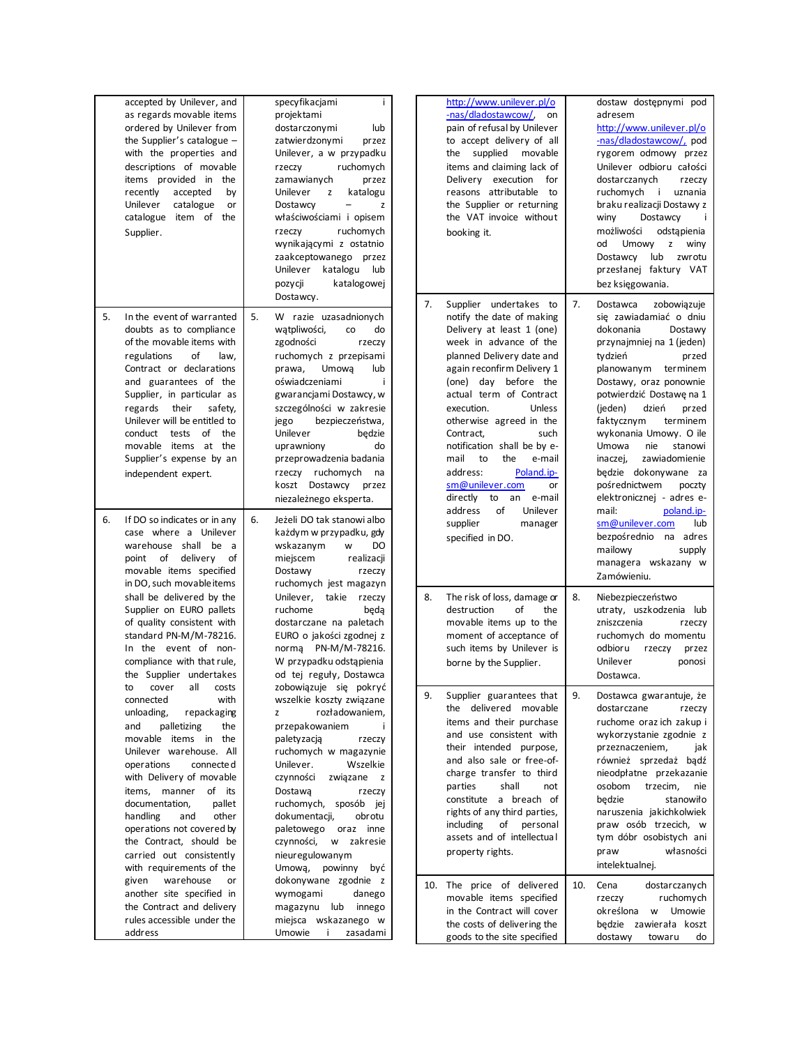| | | | |
|---|---|---|---|
| | accepted by Unilever, and as regards movable items ordered by Unilever from the Supplier's catalogue – with the properties and descriptions of movable items provided in the recently accepted by Unilever catalogue or catalogue item of the Supplier. | | specyfikacjami i projektami dostarczonymi lub zatwierdzonymi przez Unilever, a w przypadku rzeczy ruchomych zamawianych przez Unilever z katalogu Dostawcy – z właściwościami i opisem rzeczy ruchomych wynikającymi z ostatnio zaakceptowanego przez Unilever katalogu lub pozycji katalogowej Dostawcy. |
| 5. | In the event of warranted doubts as to compliance of the movable items with regulations of law, Contract or declarations and guarantees of the Supplier, in particular as regards their safety, Unilever will be entitled to conduct tests of the movable items at the Supplier's expense by an independent expert. | 5. | W razie uzasadnionych wątpliwości, co do zgodności rzeczy ruchomych z przepisami prawa, Umową lub oświadczeniami i gwarancjami Dostawcy, w szczególności w zakresie jego bezpieczeństwa, Unilever będzie uprawniony do przeprowadzenia badania rzeczy ruchomych na koszt Dostawcy przez niezależnego eksperta. |
| 6. | If DO so indicates or in any case where a Unilever warehouse shall be a point of delivery of movable items specified in DO, such movable items shall be delivered by the Supplier on EURO pallets of quality consistent with standard PN-M/M-78216. In the event of non-compliance with that rule, the Supplier undertakes to cover all costs connected with unloading, repackaging and palletizing the movable items in the Unilever warehouse. All operations connected with Delivery of movable items, manner of its documentation, pallet handling and other operations not covered by the Contract, should be carried out consistently with requirements of the given warehouse or another site specified in the Contract and delivery rules accessible under the address | 6. | Jeżeli DO tak stanowi albo każdym w przypadku, gdy wskazanym w DO miejscem realizacji Dostawy rzeczy ruchomych jest magazyn Unilever, takie rzeczy ruchome będą dostarczane na paletach EURO o jakości zgodnej z normą PN-M/M-78216. W przypadku odstąpienia od tej reguły, Dostawca zobowiązuje się pokryć wszelkie koszty związane z rozładowaniem, przepakowaniem i paletyzacją rzeczy ruchomych w magazynie Unilever. Wszelkie czynności związane z Dostawą rzeczy ruchomych, sposób jej dokumentacji, obrotu paletowego oraz inne czynności, w zakresie nieuregulowanym Umową, powinny być dokonywane zgodnie z wymogami danego magazynu lub innego miejsca wskazanego w Umowie i zasadami |
| | http://www.unilever.pl/o-nas/dladostawcow/, on pain of refusal by Unilever to accept delivery of all the supplied movable items and claiming lack of Delivery execution for reasons attributable to the Supplier or returning the VAT invoice without booking it. | | dostaw dostępnymi pod adresem http://www.unilever.pl/o-nas/dladostawcow/, pod rygorem odmowy przez Unilever odbioru całości dostarczanych rzeczy ruchomych i uznania braku realizacji Dostawy z winy Dostawcy i możliwości odstąpienia od Umowy z winy Dostawcy lub zwrotu przesłanej faktury VAT bez księgowania. |
| 7. | Supplier undertakes to notify the date of making Delivery at least 1 (one) week in advance of the planned Delivery date and again reconfirm Delivery 1 (one) day before the actual term of Contract execution. Unless otherwise agreed in the Contract, such notification shall be by e-mail to the e-mail address: Poland.ip-sm@unilever.com or directly to an e-mail address of Unilever supplier manager specified in DO. | 7. | Dostawca zobowiązuje się zawiadamiać o dniu dokonania Dostawy przynajmniej na 1 (jeden) tydzień przed planowanym terminem Dostawy, oraz ponownie potwierdzić Dostawę na 1 (jeden) dzień przed faktycznym terminem wykonania Umowy. O ile Umowa nie stanowi inaczej, zawiadomienie będzie dokonywane za pośrednictwem poczty elektronicznej - adres e-mail: poland.ip-sm@unilever.com lub bezpośrednio na adres mailowy supply managera wskazany w Zamówieniu. |
| 8. | The risk of loss, damage or destruction of the movable items up to the moment of acceptance of such items by Unilever is borne by the Supplier. | 8. | Niebezpieczeństwo utraty, uszkodzenia lub zniszczenia rzeczy ruchomych do momentu odbioru rzeczy przez Unilever ponosi Dostawca. |
| 9. | Supplier guarantees that the delivered movable items and their purchase and use consistent with their intended purpose, and also sale or free-of-charge transfer to third parties shall not constitute a breach of rights of any third parties, including of personal assets and of intellectual property rights. | 9. | Dostawca gwarantuje, że dostarczane rzeczy ruchome oraz ich zakup i wykorzystanie zgodnie z przeznaczeniem, jak również sprzedaż bądź nieodpłatne przekazanie osobom trzecim, nie będzie stanowiło naruszenia jakichkolwiek praw osób trzecich, w tym dóbr osobistych ani praw własności intelektualnej. |
| 10. | The price of delivered movable items specified in the Contract will cover the costs of delivering the goods to the site specified | 10. | Cena dostarczanych rzeczy ruchomych określona w Umowie będzie zawierała koszt dostawy towaru do |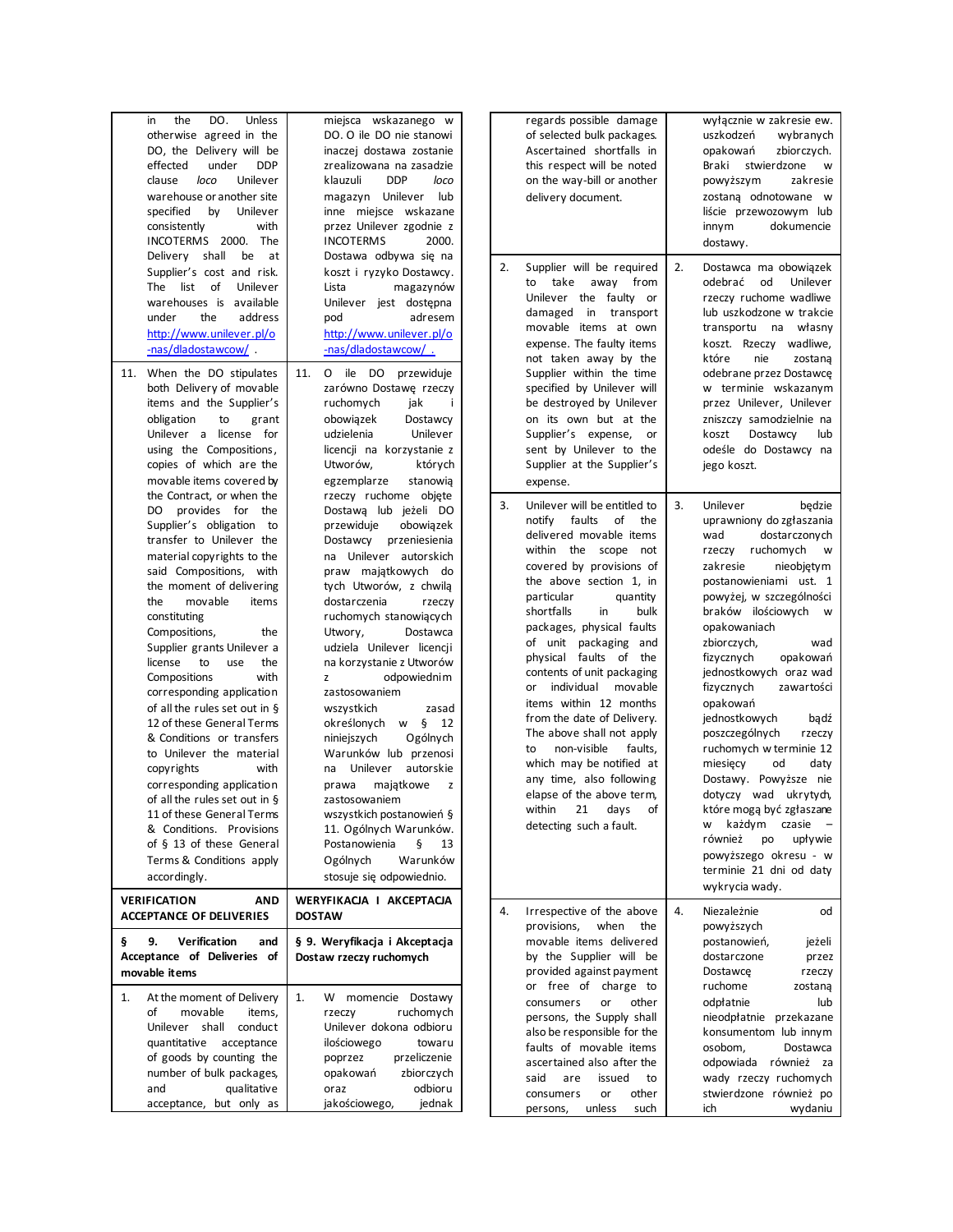| English | Polish |
|---|---|
| in the DO. Unless otherwise agreed in the DO, the Delivery will be effected under DDP clause *loco* Unilever warehouse or another site specified by Unilever consistently with INCOTERMS 2000. The Delivery shall be at Supplier's cost and risk. The list of Unilever warehouses is available under the address http://www.unilever.pl/o-nas/dladostawcow/ . | miejsca wskazanego w DO. O ile DO nie stanowi inaczej dostawa zostanie zrealizowana na zasadzie klauzuli DDP *loco* magazyn Unilever lub inne miejsce wskazane przez Unilever zgodnie z INCOTERMS 2000. Dostawa odbywa się na koszt i ryzyko Dostawcy. Lista magazynów Unilever jest dostępna pod adresem http://www.unilever.pl/o-nas/dladostawcow/ . |
| 11. When the DO stipulates both Delivery of movable items and the Supplier's obligation to grant Unilever a license for using the Compositions, copies of which are the movable items covered by the Contract, or when the DO provides for the Supplier's obligation to transfer to Unilever the material copyrights to the said Compositions, with the moment of delivering the movable items constituting Compositions, the Supplier grants Unilever a license to use the Compositions with corresponding application of all the rules set out in § 12 of these General Terms & Conditions or transfers to Unilever the material copyrights with corresponding application of all the rules set out in § 11 of these General Terms & Conditions. Provisions of § 13 of these General Terms & Conditions apply accordingly. | 11. O ile DO przewiduje zarówno Dostawę rzeczy ruchomych jak i obowiązek Dostawcy udzielenia Unilever licencji na korzystanie z Utworów, których egzemplarze stanowią rzeczy ruchome objęte Dostawą lub jeżeli DO przewiduje obowiązek Dostawcy przeniesienia na Unilever autorskich praw majątkowych do tych Utworów, z chwilą dostarczenia rzeczy ruchomych stanowiących Utwory, Dostawca udziela Unilever licencji na korzystanie z Utworów z odpowiednim zastosowaniem wszystkich zasad określonych w § 12 niniejszych Ogólnych Warunków lub przenosi na Unilever autorskie prawa majątkowe z zastosowaniem wszystkich postanowień § 11. Ogólnych Warunków. Postanowienia § 13 Ogólnych Warunków stosuje się odpowiednio. |
| **VERIFICATION AND ACCEPTANCE OF DELIVERIES** | **WERYFIKACJA I AKCEPTACJA DOSTAW** |
| **§ 9. Verification and Acceptance of Deliveries of movable items** | **§ 9. Weryfikacja i Akceptacja Dostaw rzeczy ruchomych** |
| 1. At the moment of Delivery of movable items, Unilever shall conduct quantitative acceptance of goods by counting the number of bulk packages, and qualitative acceptance, but only as regards possible damage of selected bulk packages. Ascertained shortfalls in this respect will be noted on the way-bill or another delivery document. | 1. W momencie Dostawy rzeczy ruchomych Unilever dokona odbioru ilościowego towaru poprzez przeliczenie opakowań zbiorczych oraz odbioru jakościowego, jednak wyłącznie w zakresie ew. uszkodzeń wybranych opakowań zbiorczych. Braki stwierdzone w powyższym zakresie zostaną odnotowane w liście przewozowym lub innym dokumencie dostawy. |
| 2. Supplier will be required to take away from Unilever the faulty or damaged in transport movable items at own expense. The faulty items not taken away by the Supplier within the time specified by Unilever will be destroyed by Unilever on its own but at the Supplier's expense, or sent by Unilever to the Supplier at the Supplier's expense. | 2. Dostawca ma obowiązek odebrać od Unilever rzeczy ruchome wadliwe lub uszkodzone w trakcie transportu na własny koszt. Rzeczy wadliwe, które nie zostaną odebrane przez Dostawcę w terminie wskazanym przez Unilever, Unilever zniszczy samodzielnie na koszt Dostawcy lub odeśle do Dostawcy na jego koszt. |
| 3. Unilever will be entitled to notify faults of the delivered movable items within the scope not covered by provisions of the above section 1, in particular quantity shortfalls in bulk packages, physical faults of unit packaging and physical faults of the contents of unit packaging or individual movable items within 12 months from the date of Delivery. The above shall not apply to non-visible faults, which may be notified at any time, also following elapse of the above term, within 21 days of detecting such a fault. | 3. Unilever będzie uprawniony do zgłaszania wad dostarczonych rzeczy ruchomych w zakresie nieobjętym postanowieniami ust. 1 powyżej, w szczególności braków ilościowych w opakowaniach zbiorczych, wad fizycznych opakowań jednostkowych oraz wad fizycznych zawartości opakowań jednostkowych bądź poszczególnych rzeczy ruchomych w terminie 12 miesięcy od daty Dostawy. Powyższe nie dotyczy wad ukrytych, które mogą być zgłaszane w każdym czasie – również po upływie powyższego okresu - w terminie 21 dni od daty wykrycia wady. |
| 4. Irrespective of the above provisions, when the movable items delivered by the Supplier will be provided against payment or free of charge to consumers or other persons, the Supply shall also be responsible for the faults of movable items ascertained also after the said are issued to consumers or other persons, unless such | 4. Niezależnie od powyższych postanowień, jeżeli dostarczone przez Dostawcę rzeczy ruchome zostaną odpłatnie lub nieodpłatnie przekazane konsumentom lub innym osobom, Dostawca odpowiada również za wady rzeczy ruchomych stwierdzone również po ich wydaniu |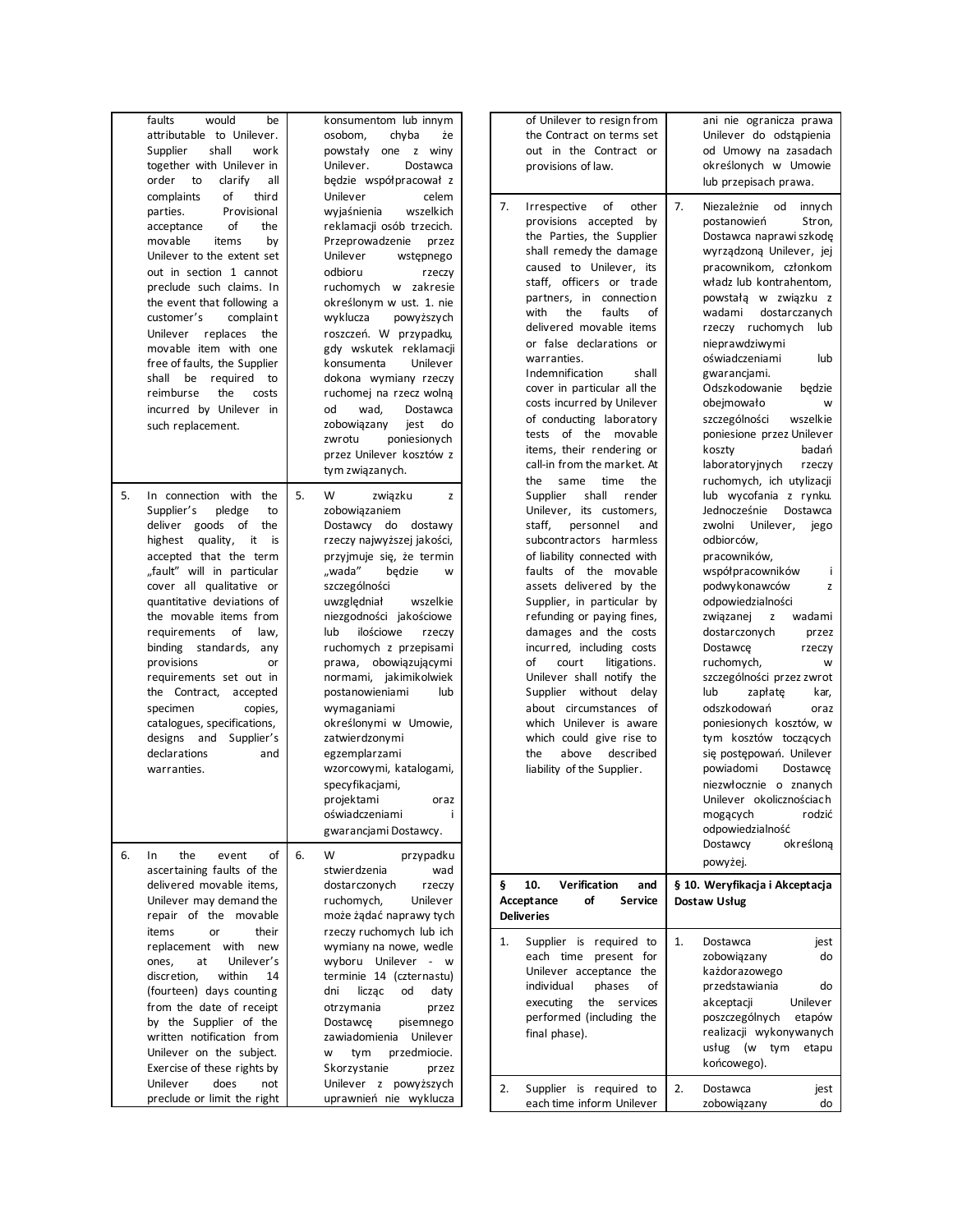| | English | | Polski |
|---|---|---|---|
| | faults would be attributable to Unilever. Supplier shall work together with Unilever in order to clarify all complaints of third parties. Provisional acceptance of the movable items by Unilever to the extent set out in section 1 cannot preclude such claims. In the event that following a customer's complaint Unilever replaces the movable item with one free of faults, the Supplier shall be required to reimburse the costs incurred by Unilever in such replacement. | | konsumentom lub innym osobom, chyba że powstały one z winy Unilever. Dostawca będzie współpracował z Unilever celem wyjaśnienia wszelkich reklamacji osób trzecich. Przeprowadzenie przez Unilever wstępnego odbioru rzeczy ruchomych w zakresie określonym w ust. 1. nie wyklucza powyższych roszczeń. W przypadku, gdy wskutek reklamacji konsumenta Unilever dokona wymiany rzeczy ruchomej na rzecz wolną od wad, Dostawca zobowiązany jest do zwrotu poniesionych przez Unilever kosztów z tym związanych. |
| 5. | In connection with the Supplier's pledge to deliver goods of the highest quality, it is accepted that the term „fault" will in particular cover all qualitative or quantitative deviations of the movable items from requirements of law, binding standards, any provisions or requirements set out in the Contract, accepted specimen copies, catalogues, specifications, designs and Supplier's declarations and warranties. | 5. | W związku z zobowiązaniem Dostawcy do dostawy rzeczy najwyższej jakości, przyjmuje się, że termin „wada" będzie w szczególności uwzględniał wszelkie niezgodności jakościowe lub ilościowe rzeczy ruchomych z przepisami prawa, obowiązującymi normami, jakimikolwiek postanowieniami lub wymaganiami określonymi w Umowie, zatwierdzonymi egzemplarzami wzorcowymi, katalogami, specyfikacjami, projektami oraz oświadczeniami i gwarancjami Dostawcy. |
| 6. | In the event of ascertaining faults of the delivered movable items, Unilever may demand the repair of the movable items or their replacement with new ones, at Unilever's discretion, within 14 (fourteen) days counting from the date of receipt by the Supplier of the written notification from Unilever on the subject. Exercise of these rights by Unilever does not preclude or limit the right of Unilever to resign from the Contract on terms set out in the Contract or provisions of law. | 6. | W przypadku stwierdzenia wad dostarczonych rzeczy ruchomych, Unilever może żądać naprawy tych rzeczy ruchomych lub ich wymiany na nowe, wedle wyboru Unilever - w terminie 14 (czternastu) dni licząc od daty otrzymania przez Dostawcę pisemnego zawiadomienia Unilever w tym przedmiocie. Skorzystanie przez Unilever z powyższych uprawnień nie wyklucza ani nie ogranicza prawa Unilever do odstąpienia od Umowy na zasadach określonych w Umowie lub przepisach prawa. |
| 7. | Irrespective of other provisions accepted by the Parties, the Supplier shall remedy the damage caused to Unilever, its staff, officers or trade partners, in connection with the faults of delivered movable items or false declarations or warranties.<br>Indemnification shall cover in particular all the costs incurred by Unilever of conducting laboratory tests of the movable items, their rendering or call-in from the market. At the same time the Supplier shall render Unilever, its customers, staff, personnel and subcontractors harmless of liability connected with faults of the movable assets delivered by the Supplier, in particular by refunding or paying fines, damages and the costs incurred, including costs of court litigations. Unilever shall notify the Supplier without delay about circumstances of which Unilever is aware which could give rise to the above described liability of the Supplier. | 7. | Niezależnie od innych postanowień Stron, Dostawca naprawi szkodę wyrządzoną Unilever, jej pracownikom, członkom władz lub kontrahentom, powstałą w związku z wadami dostarczanych rzeczy ruchomych lub nieprawdziwymi oświadczeniami lub gwarancjami.<br>Odszkodowanie będzie obejmowało w szczególności wszelkie poniesione przez Unilever koszty badań laboratoryjnych rzeczy ruchomych, ich utylizacji lub wycofania z rynku. Jednocześnie Dostawca zwolni Unilever, jego odbiorców, pracowników, współpracowników i podwykonawców z odpowiedzialności związanej z wadami dostarczonych przez Dostawcę rzeczy ruchomych, w szczególności przez zwrot lub zapłatę kar, odszkodowań oraz poniesionych kosztów, w tym kosztów toczących się postępowań. Unilever powiadomi Dostawcę niezwłocznie o znanych Unilever okolicznościach mogących rodzić odpowiedzialność Dostawcy określoną powyżej. |
| **§ 10.** | **Verification and Acceptance of Service Deliveries** | **§ 10.** | **Weryfikacja i Akceptacja Dostaw Usług** |
| 1. | Supplier is required to each time present for Unilever acceptance the individual phases of executing the services performed (including the final phase). | 1. | Dostawca jest zobowiązany do każdorazowego przedstawiania do akceptacji Unilever poszczególnych etapów realizacji wykonywanych usług (w tym etapu końcowego). |
| 2. | Supplier is required to each time inform Unilever | 2. | Dostawca jest zobowiązany do |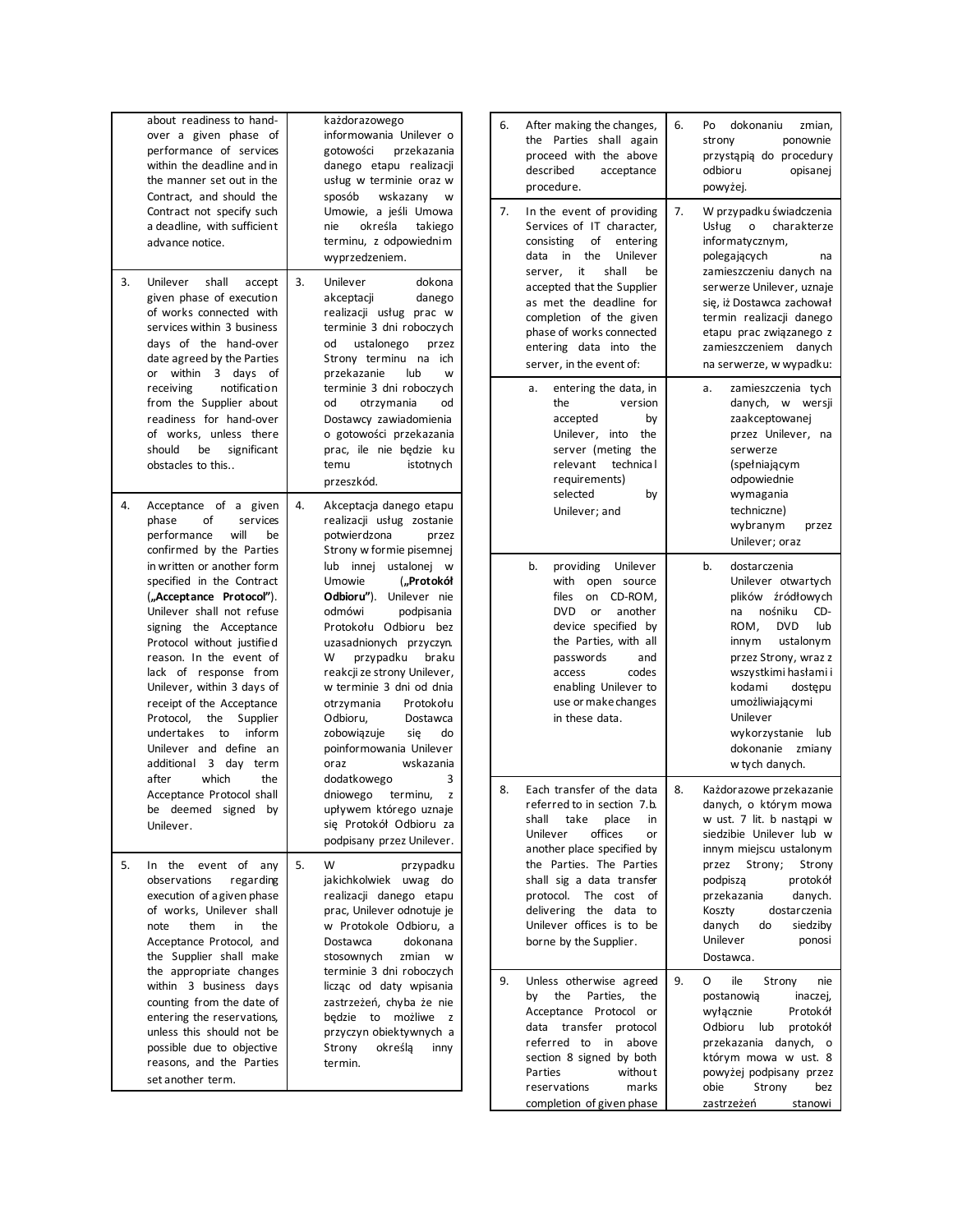| | English | | Polish |
|---|---|---|---|
| | about readiness to hand-over a given phase of performance of services within the deadline and in the manner set out in the Contract, and should the Contract not specify such a deadline, with sufficient advance notice. | | każdorazowego informowania Unilever o gotowości przekazania danego etapu realizacji usług w terminie oraz w sposób wskazany w Umowie, a jeśli Umowa nie określa takiego terminu, z odpowiednim wyprzedzeniem. |
| 3. | Unilever shall accept given phase of execution of works connected with services within 3 business days of the hand-over date agreed by the Parties or within 3 days of receiving notification from the Supplier about readiness for hand-over of works, unless there should be significant obstacles to this.. | 3. | Unilever dokona akceptacji danego realizacji usług prac w terminie 3 dni roboczych od ustalonego przez Strony terminu na ich przekazanie lub w terminie 3 dni roboczych od otrzymania od Dostawcy zawiadomienia o gotowości przekazania prac, ile nie będzie ku temu istotnych przeszkód. |
| 4. | Acceptance of a given phase of services performance will be confirmed by the Parties in written or another form specified in the Contract („**Acceptance Protocol**"). Unilever shall not refuse signing the Acceptance Protocol without justified reason. In the event of lack of response from Unilever, within 3 days of receipt of the Acceptance Protocol, the Supplier undertakes to inform Unilever and define an additional 3 day term after which the Acceptance Protocol shall be deemed signed by Unilever. | 4. | Akceptacja danego etapu realizacji usług zostanie potwierdzona przez Strony w formie pisemnej lub innej ustalonej w Umowie („**Protokół Odbioru**"). Unilever nie odmówi podpisania Protokołu Odbioru bez uzasadnionych przyczyn. W przypadku braku reakcji ze strony Unilever, w terminie 3 dni od dnia otrzymania Protokołu Odbioru, Dostawca zobowiązuje się do poinformowania Unilever oraz wskazania dodatkowego 3 dniowego terminu, z upływem którego uznaje się Protokół Odbioru za podpisany przez Unilever. |
| 5. | In the event of any observations regarding execution of a given phase of works, Unilever shall note them in the Acceptance Protocol, and the Supplier shall make the appropriate changes within 3 business days counting from the date of entering the reservations, unless this should not be possible due to objective reasons, and the Parties set another term. | 5. | W przypadku jakichkolwiek uwag do realizacji danego etapu prac, Unilever odnotuje je w Protokole Odbioru, a Dostawca dokonana stosownych zmian w terminie 3 dni roboczych licząc od daty wpisania zastrzeżeń, chyba że nie będzie to możliwe z przyczyn obiektywnych a Strony określą inny termin. |
| 6. | After making the changes, the Parties shall again proceed with the above described acceptance procedure. | 6. | Po dokonaniu zmian, strony ponownie przystąpią do procedury odbioru opisanej powyżej. |
| 7. | In the event of providing Services of IT character, consisting of entering data in the Unilever server, it shall be accepted that the Supplier as met the deadline for completion of the given phase of works connected entering data into the server, in the event of: | 7. | W przypadku świadczenia Usług o charakterze informatycznym, polegających na zamieszczeniu danych na serwerze Unilever, uznaje się, iż Dostawca zachował termin realizacji danego etapu prac związanego z zamieszczeniem danych na serwerze, w wypadku: |
| a. | entering the data, in the version accepted by Unilever, into the server (meting the relevant technical requirements) selected by Unilever; and | a. | zamieszczenia tych danych, w wersji zaakceptowanej przez Unilever, na serwerze (spełniającym odpowiednie wymagania techniczne) wybranym przez Unilever; oraz |
| b. | providing Unilever with open source files on CD-ROM, DVD or another device specified by the Parties, with all passwords and access codes enabling Unilever to use or make changes in these data. | b. | dostarczenia Unilever otwartych plików źródłowych na nośniku CD-ROM, DVD lub innym ustalonym przez Strony, wraz z wszystkimi hasłami i kodami dostępu umożliwiającymi Unilever wykorzystanie lub dokonanie zmiany w tych danych. |
| 8. | Each transfer of the data referred to in section 7.b. shall take place in Unilever offices or another place specified by the Parties. The Parties shall sig a data transfer protocol. The cost of delivering the data to Unilever offices is to be borne by the Supplier. | 8. | Każdorazowe przekazanie danych, o którym mowa w ust. 7 lit. b nastąpi w siedzibie Unilever lub w innym miejscu ustalonym przez Strony; Strony podpiszą protokół przekazania danych. Koszty dostarczenia danych do siedziby Unilever ponosi Dostawca. |
| 9. | Unless otherwise agreed by the Parties, the Acceptance Protocol or data transfer protocol referred to in above section 8 signed by both Parties without reservations marks completion of given phase | 9. | O ile Strony nie postanowią inaczej, wyłącznie Protokół Odbioru lub protokół przekazania danych, o którym mowa w ust. 8 powyżej podpisany przez obie Strony bez zastrzeżeń stanowi |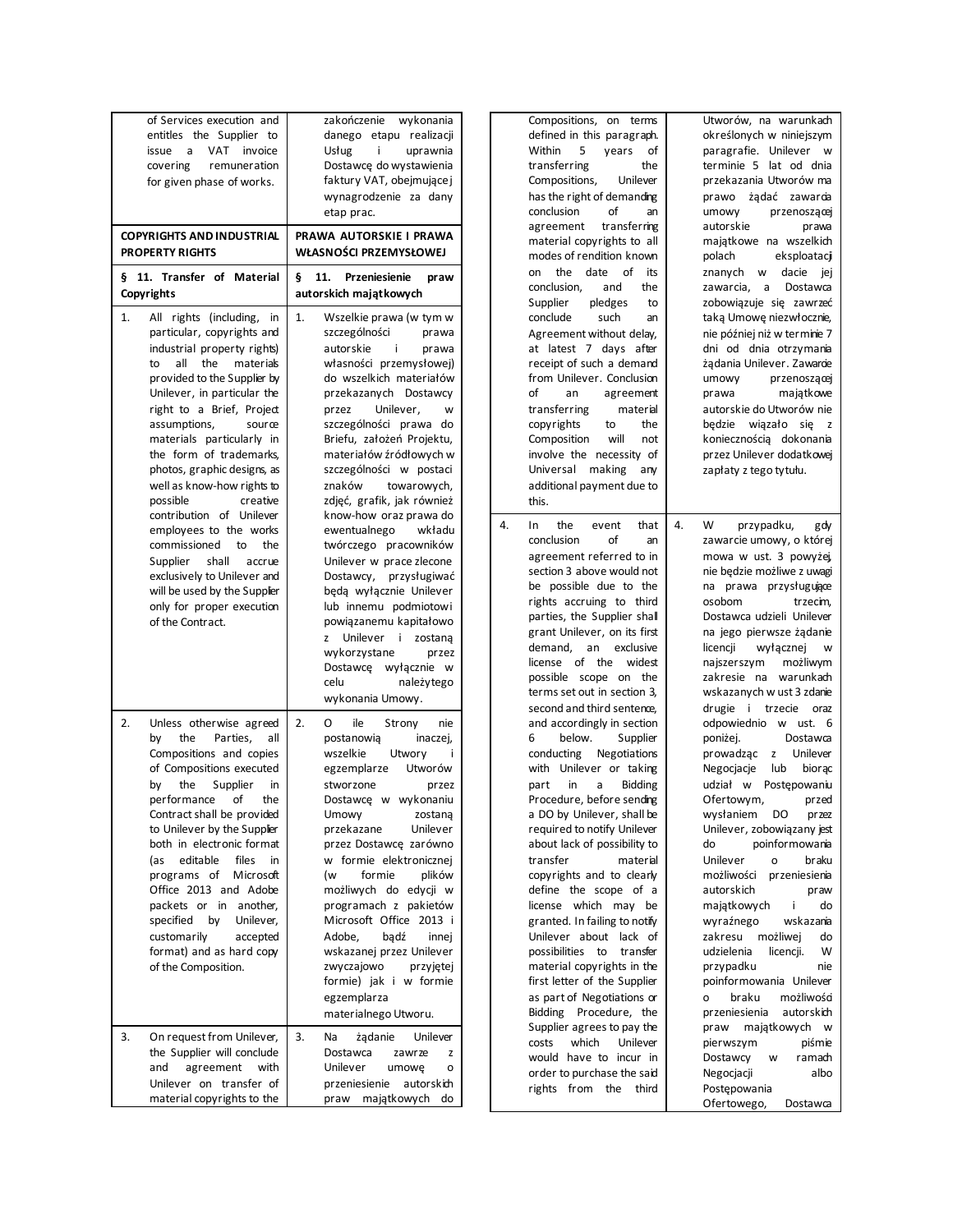| English | Polish |
|---|---|
| of Services execution and entitles the Supplier to issue a VAT invoice covering remuneration for given phase of works. | zakończenie wykonania danego etapu realizacji Usług i uprawnia Dostawcę do wystawienia faktury VAT, obejmującej wynagrodzenie za dany etap prac. |
| **COPYRIGHTS AND INDUSTRIAL PROPERTY RIGHTS** | **PRAWA AUTORSKIE I PRAWA WŁASNOŚCI PRZEMYSŁOWEJ** |
| **§ 11. Transfer of Material Copyrights** | **§ 11. Przeniesienie praw autorskich majątkowych** |
| 1. All rights (including, in particular, copyrights and industrial property rights) to all the materials provided to the Supplier by Unilever, in particular the right to a Brief, Project assumptions, source materials particularly in the form of trademarks, photos, graphic designs, as well as know-how rights to possible creative contribution of Unilever employees to the works commissioned to the Supplier shall accrue exclusively to Unilever and will be used by the Supplier only for proper execution of the Contract. | 1. Wszelkie prawa (w tym w szczególności prawa autorskie i prawa własności przemysłowej) do wszelkich materiałów przekazanych Dostawcy przez Unilever, w szczególności prawa do Briefu, założeń Projektu, materiałów źródłowych w szczególności w postaci znaków towarowych, zdjęć, grafik, jak również know-how oraz prawa do ewentualnego wkładu twórczego pracowników Unilever w prace zlecone Dostawcy, przysługiwać będą wyłącznie Unilever lub innemu podmiotowi powiązanemu kapitałowo z Unilever i zostaną wykorzystane przez Dostawcę wyłącznie w celu należytego wykonania Umowy. |
| 2. Unless otherwise agreed by the Parties, all Compositions and copies of Compositions executed by the Supplier in performance of the Contract shall be provided to Unilever by the Supplier both in electronic format (as editable files in programs of Microsoft Office 2013 and Adobe packets or in another, specified by Unilever, customarily accepted format) and as hard copy of the Composition. | 2. O ile Strony nie postanowią inaczej, wszelkie Utwory i egzemplarze Utworów stworzone przez Dostawcę w wykonaniu Umowy zostaną przekazane Unilever przez Dostawcę zarówno w formie elektronicznej (w formie plików możliwych do edycji w programach z pakietów Microsoft Office 2013 i Adobe, bądź innej wskazanej przez Unilever zwyczajowo przyjętej formie) jak i w formie egzemplarza materialnego Utworu. |
| 3. On request from Unilever, the Supplier will conclude and agreement with Unilever on transfer of material copyrights to the Compositions, on terms defined in this paragraph. Within 5 years of transferring the Compositions, Unilever has the right of demanding conclusion of an agreement transferring material copyrights to all modes of rendition known on the date of its conclusion, and the Supplier pledges to conclude such an Agreement without delay, at latest 7 days after receipt of such a demand from Unilever. Conclusion of an agreement transferring material copyrights to the Composition will not involve the necessity of Universal making any additional payment due to this. | 3. Na żądanie Unilever Dostawca zawrze z Unilever umowę o przeniesienie autorskich praw majątkowych do Utworów, na warunkach określonych w niniejszym paragrafie. Unilever w terminie 5 lat od dnia przekazania Utworów ma prawo żądać zawarcia umowy przenoszącej autorskie prawa majątkowe na wszelkich polach eksploatacji znanych w dacie jej zawarcia, a Dostawca zobowiązuje się zawrzeć taką Umowę niezwłocznie, nie później niż w terminie 7 dni od dnia otrzymania żądania Unilever. Zawarcie umowy przenoszącej prawa majątkowe autorskie do Utworów nie będzie wiązało się z koniecznością dokonania przez Unilever dodatkowej zapłaty z tego tytułu. |
| 4. In the event that conclusion of an agreement referred to in section 3 above would not be possible due to the rights accruing to third parties, the Supplier shall grant Unilever, on its first demand, an exclusive license of the widest possible scope on the terms set out in section 3, second and third sentence, and accordingly in section 6 below. Supplier conducting Negotiations with Unilever or taking part in a Bidding Procedure, before sending a DO by Unilever, shall be required to notify Unilever about lack of possibility to transfer material copyrights and to clearly define the scope of a license which may be granted. In failing to notify Unilever about lack of possibilities to transfer material copyrights in the first letter of the Supplier as part of Negotiations or Bidding Procedure, the Supplier agrees to pay the costs which Unilever would have to incur in order to purchase the said rights from the third | 4. W przypadku, gdy zawarcie umowy, o której mowa w ust. 3 powyżej, nie będzie możliwe z uwagi na prawa przysługujące osobom trzecim, Dostawca udzieli Unilever na jego pierwsze żądanie licencji wyłącznej w najszerszym możliwym zakresie na warunkach wskazanych w ust 3 zdanie drugie i trzecie oraz odpowiednio w ust. 6 poniżej. Dostawca prowadząc z Unilever Negocjacje lub biorąc udział w Postępowaniu Ofertowym, przed wysłaniem DO przez Unilever, zobowiązany jest do poinformowania Unilever o braku możliwości przeniesienia autorskich praw majątkowych i do wyraźnego wskazania zakresu możliwej do udzielenia licencji. W przypadku nie poinformowania Unilever o braku możliwości przeniesienia autorskich praw majątkowych w pierwszym piśmie Dostawcy w ramach Negocjacji albo Postępowania Ofertowego, Dostawca |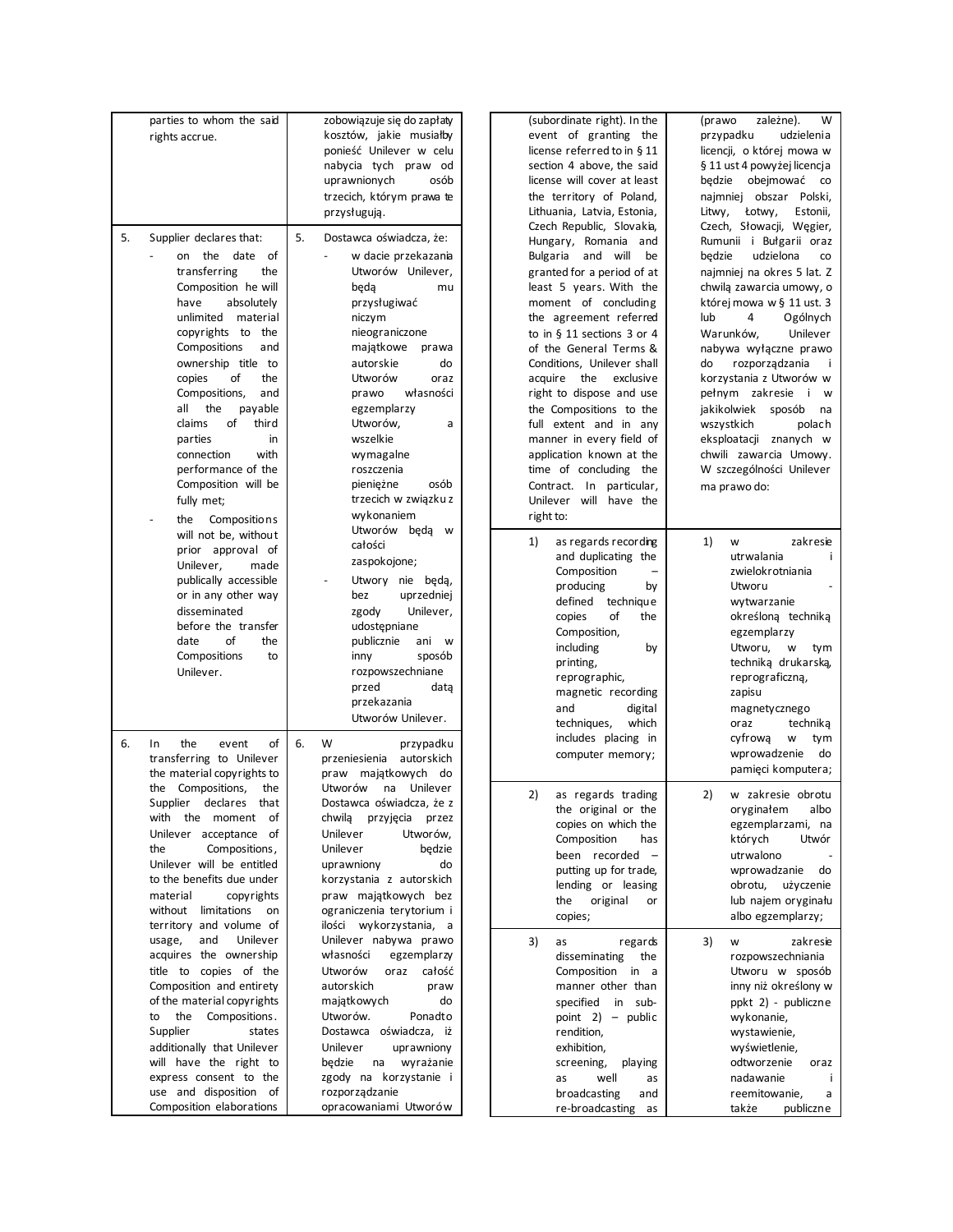| | | | |
|---|---|---|---|
| | parties to whom the said rights accrue. | | zobowiązuje się do zapłaty kosztów, jakie musiałby ponieść Unilever w celu nabycia tych praw od uprawnionych osób trzecich, którym prawa te przysługują. |
| 5. | Supplier declares that:<br>- on the date of transferring the Composition he will have absolutely unlimited material copyrights to the Compositions and ownership title to copies of the Compositions, and all the payable claims of third parties in connection with performance of the Composition will be fully met;<br>- the Compositions will not be, without prior approval of Unilever, made publically accessible or in any other way disseminated before the transfer date of the Compositions to Unilever. | 5. | Dostawca oświadcza, że:<br>- w dacie przekazania Utworów Unilever, będą mu przysługiwać niczym nieograniczone majątkowe prawa autorskie do Utworów oraz prawo własności egzemplarzy Utworów, a wszelkie wymagalne roszczenia pieniężne osób trzecich w związku z wykonaniem Utworów będą w całości zaspokojone;<br>- Utwory nie będą, bez uprzedniej zgody Unilever, udostępniane publicznie ani w inny sposób rozpowszechniane przed datą przekazania Utworów Unilever. |
| 6. | In the event of transferring to Unilever the material copyrights to the Compositions, the Supplier declares that with the moment of Unilever acceptance of the Compositions, Unilever will be entitled to the benefits due under material copyrights without limitations on territory and volume of usage, and Unilever acquires the ownership title to copies of the Composition and entirety of the material copyrights to the Compositions. Supplier states additionally that Unilever will have the right to express consent to the use and disposition of Composition elaborations | 6. | W przypadku przeniesienia autorskich praw majątkowych do Utworów na Unilever Dostawca oświadcza, że z chwilą przyjęcia przez Unilever Utworów, Unilever będzie uprawniony do korzystania z autorskich praw majątkowych bez ograniczenia terytorium i ilości wykorzystania, a Unilever nabywa prawo własności egzemplarzy Utworów oraz całość autorskich praw majątkowych do Utworów. Ponadto Dostawca oświadcza, iż Unilever uprawniony będzie na wyrażanie zgody na korzystanie i rozporządzanie opracowaniami Utworów |

| | | | |
|---|---|---|---|
| | (subordinate right). In the event of granting the license referred to in § 11 section 4 above, the said license will cover at least the territory of Poland, Lithuania, Latvia, Estonia, Czech Republic, Slovakia, Hungary, Romania and Bulgaria and will be granted for a period of at least 5 years. With the moment of concluding the agreement referred to in § 11 sections 3 or 4 of the General Terms & Conditions, Unilever shall acquire the exclusive right to dispose and use the Compositions to the full extent and in any manner in every field of application known at the time of concluding the Contract. In particular, Unilever will have the right to: | | (prawo zależne). W przypadku udzielenia licencji, o której mowa w § 11 ust 4 powyżej licencja będzie obejmować co najmniej obszar Polski, Litwy, Łotwy, Estonii, Czech, Słowacji, Węgier, Rumunii i Bułgarii oraz będzie udzielona co najmniej na okres 5 lat. Z chwilą zawarcia umowy, o której mowa w § 11 ust. 3 lub 4 Ogólnych Warunków, Unilever nabywa wyłączne prawo do rozporządzania i korzystania z Utworów w pełnym zakresie i w jakikolwiek sposób na wszystkich polach eksploatacji znanych w chwili zawarcia Umowy. W szczególności Unilever ma prawo do: |
| 1) | as regards recording and duplicating the Composition – producing by defined technique copies of the Composition, including by printing, reprographic, magnetic recording and digital techniques, which includes placing in computer memory; | 1) | w zakresie utrwalania i zwielokrotniania Utworu - wytwarzanie określoną techniką egzemplarzy Utworu, w tym techniką drukarską, reprograficzną, zapisu magnetycznego oraz techniką cyfrową w tym wprowadzenie do pamięci komputera; |
| 2) | as regards trading the original or the copies on which the Composition has been recorded – putting up for trade, lending or leasing the original or copies; | 2) | w zakresie obrotu oryginałem albo egzemplarzami, na których Utwór utrwalono - wprowadzanie do obrotu, użyczenie lub najem oryginału albo egzemplarzy; |
| 3) | as regards disseminating the Composition in a manner other than specified in sub-point 2) – public rendition, exhibition, screening, playing as well as broadcasting and re-broadcasting as | 3) | w zakresie rozpowszechniania Utworu w sposób inny niż określony w ppkt 2) - publiczne wykonanie, wystawienie, wyświetlenie, odtworzenie oraz nadawanie i reemitowanie, a także publiczne |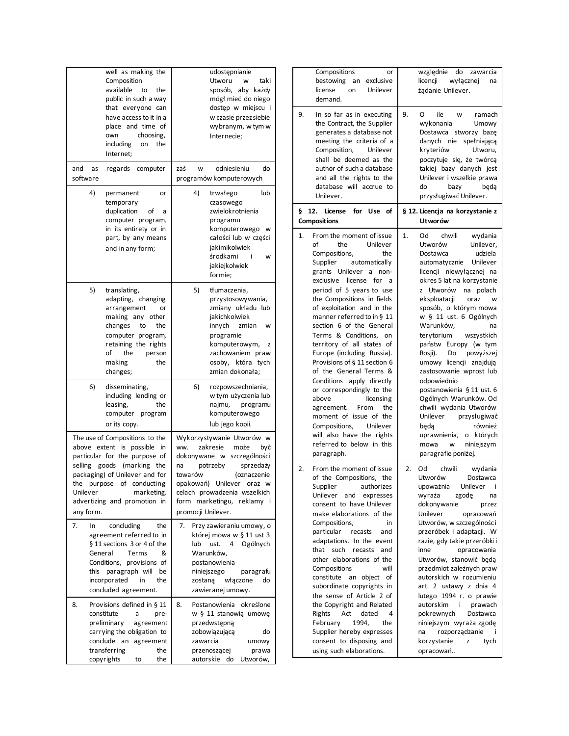| | |
|---|---|
| well as making the Composition available to the public in such a way that everyone can have access to it in a place and time of own choosing, including on the Internet; | udostępnianie Utworu w taki sposób, aby każdy mógł mieć do niego dostęp w miejscu i w czasie przez siebie wybranym, w tym w Internecie; |
| and as regards computer software | zaś w odniesieniu do programów komputerowych |
| 4) permanent or temporary duplication of a computer program, in its entirety or in part, by any means and in any form; | 4) trwałego lub czasowego zwielokrotnienia programu komputerowego w całości lub w części jakimikolwiek środkami i w jakiejkolwiek formie; |
| 5) translating, adapting, changing arrangement or making any other changes to the computer program, retaining the rights of the person making the changes; | 5) tłumaczenia, przystosowywania, zmiany układu lub jakichkolwiek innych zmian w programie komputerowym, z zachowaniem praw osoby, która tych zmian dokonała; |
| 6) disseminating, including lending or leasing, the computer program or its copy. | 6) rozpowszechniania, w tym użyczenia lub najmu, programu komputerowego lub jego kopii. |
| The use of Compositions to the above extent is possible in particular for the purpose of selling goods (marking the packaging) of Unilever and for the purpose of conducting Unilever marketing, advertizing and promotion in any form. | Wykorzystywanie Utworów w ww. zakresie może być dokonywane w szczególności na potrzeby sprzedaży towarów (oznaczenie opakowań) Unilever oraz w celach prowadzenia wszelkich form marketingu, reklamy i promocji Unilever. |
| 7. In concluding the agreement referred to in § 11 sections 3 or 4 of the General Terms & Conditions, provisions of this paragraph will be incorporated in the concluded agreement. | 7. Przy zawieraniu umowy, o której mowa w § 11 ust 3 lub ust. 4 Ogólnych Warunków, postanowienia niniejszego paragrafu zostaną włączone do zawieranej umowy. |
| 8. Provisions defined in § 11 constitute a pre-preliminary agreement carrying the obligation to conclude an agreement transferring the copyrights to the Compositions or bestowing an exclusive license on Unilever demand. | 8. Postanowienia określone w § 11 stanowią umowę przedwstępną zobowiązującą do zawarcia umowy przenoszącej prawa autorskie do Utworów, względnie do zawarcia licencji wyłącznej na żądanie Unilever. |
| 9. In so far as in executing the Contract, the Supplier generates a database not meeting the criteria of a Composition, Unilever shall be deemed as the author of such a database and all the rights to the database will accrue to Unilever. | 9. O ile w ramach wykonania Umowy Dostawca stworzy bazę danych nie spełniającą kryteriów Utworu, poczytuje się, że twórcą takiej bazy danych jest Unilever i wszelkie prawa do bazy będą przysługiwać Unilever. |
| **§ 12. License for Use of Compositions** | **§ 12. Licencja na korzystanie z Utworów** |
| 1. From the moment of issue of the Unilever Compositions, the Supplier automatically grants Unilever a non-exclusive license for a period of 5 years to use the Compositions in fields of exploitation and in the manner referred to in § 11 section 6 of the General Terms & Conditions, on territory of all states of Europe (including Russia). Provisions of § 11 section 6 of the General Terms & Conditions apply directly or correspondingly to the above licensing agreement. From the moment of issue of the Compositions, Unilever will also have the rights referred to below in this paragraph. | 1. Od chwili wydania Utworów Unilever, Dostawca udziela automatycznie Unilever licencji niewyłącznej na okres 5 lat na korzystanie z Utworów na polach eksploatacji oraz w sposób, o którym mowa w § 11 ust. 6 Ogólnych Warunków, na terytorium wszystkich państw Europy (w tym Rosji). Do powyższej umowy licencji znajdują zastosowanie wprost lub odpowiednio postanowienia § 11 ust. 6 Ogólnych Warunków. Od chwili wydania Utworów Unilever przysługiwać będą również uprawnienia, o których mowa w niniejszym paragrafie poniżej. |
| 2. From the moment of issue of the Compositions, the Supplier authorizes Unilever and expresses consent to have Unilever make elaborations of the Compositions, in particular recasts and adaptations. In the event that such recasts and other elaborations of the Compositions will constitute an object of subordinate copyrights in the sense of Article 2 of the Copyright and Related Rights Act dated 4 February 1994, the Supplier hereby expresses consent to disposing and using such elaborations. | 2. Od chwili wydania Utworów Dostawca upoważnia Unilever i wyraża zgodę na dokonywanie przez Unilever opracowań Utworów, w szczególności przeróbek i adaptacji. W razie, gdy takie przeróbki i inne opracowania Utworów, stanowić będą przedmiot zależnych praw autorskich w rozumieniu art. 2 ustawy z dnia 4 lutego 1994 r. o prawie autorskim i prawach pokrewnych Dostawca niniejszym wyraża zgodę na rozporządzanie i korzystanie z tych opracowań.. |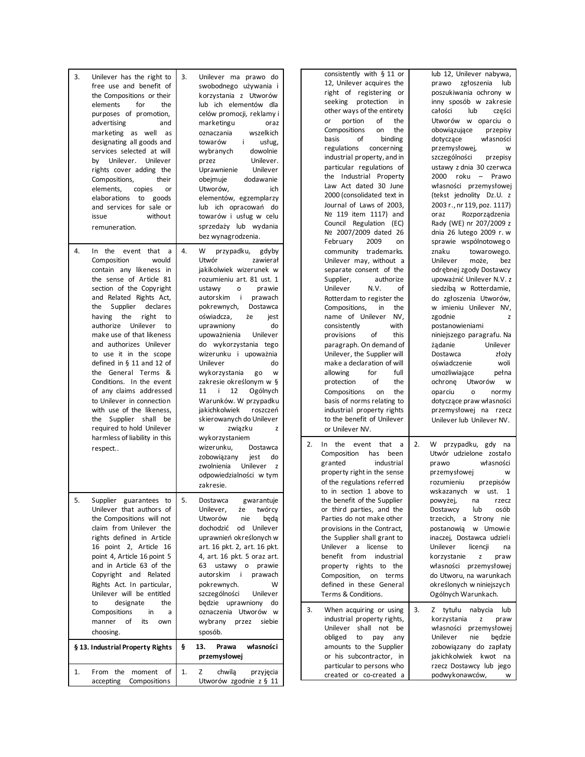| English | Polski |
|---|---|
| 3. Unilever has the right to free use and benefit of the Compositions or their elements for the purposes of promotion, advertising and marketing as well as designating all goods and services selected at will by Unilever. Unilever rights cover adding the Compositions, their elements, copies or elaborations to goods and services for sale or issue without remuneration. | 3. Unilever ma prawo do swobodnego używania i korzystania z Utworów lub ich elementów dla celów promocji, reklamy i marketingu oraz oznaczania wszelkich towarów i usług, wybranych dowolnie przez Unilever. Uprawnienie Unilever obejmuje dodawanie Utworów, ich elementów, egzemplarzy lub ich opracowań do towarów i usług w celu sprzedaży lub wydania bez wynagrodzenia. |
| 4. In the event that a Composition would contain any likeness in the sense of Article 81 section of the Copyright and Related Rights Act, the Supplier declares having the right to authorize Unilever to make use of that likeness and authorizes Unilever to use it in the scope defined in § 11 and 12 of the General Terms & Conditions. In the event of any claims addressed to Unilever in connection with use of the likeness, the Supplier shall be required to hold Unilever harmless of liability in this respect.. | 4. W przypadku, gdyby Utwór zawierał jakikolwiek wizerunek w rozumieniu art. 81 ust. 1 ustawy o prawie autorskim i prawach pokrewnych, Dostawca oświadcza, że jest uprawniony do upoważnienia Unilever do wykorzystania tego wizerunku i upoważnia Unilever do wykorzystania go w zakresie określonym w § 11 i 12 Ogólnych Warunków. W przypadku jakichkolwiek roszczeń skierowanych do Unilever w związku z wykorzystaniem wizerunku, Dostawca zobowiązany jest do zwolnienia Unilever z odpowiedzialności w tym zakresie. |
| 5. Supplier guarantees to Unilever that authors of the Compositions will not claim from Unilever the rights defined in Article 16 point 2, Article 16 point 4, Article 16 point 5 and in Article 63 of the Copyright and Related Rights Act. In particular, Unilever will be entitled to designate the Compositions in a manner of its own choosing. | 5. Dostawca gwarantuje Unilever, że twórcy Utworów nie będą dochodzić od Unilever uprawnień określonych w art. 16 pkt. 2, art. 16 pkt. 4, art. 16 pkt. 5 oraz art. 63 ustawy o prawie autorskim i prawach pokrewnych. W szczególności Unilever będzie uprawniony do oznaczenia Utworów w wybrany przez siebie sposób. |
| **§ 13. Industrial Property Rights** | **§ 13. Prawa własności przemysłowej** |
| 1. From the moment of accepting Compositions consistently with § 11 or 12, Unilever acquires the right of registering or seeking protection in other ways of the entirety or portion of the Compositions on the basis of binding regulations concerning industrial property, and in particular regulations of the Industrial Property Law Act dated 30 June 2000 (consolidated text in Journal of Laws of 2003, № 119 item 1117) and Council Regulation (EC) № 2007/2009 dated 26 February 2009 on community trademarks. Unilever may, without a separate consent of the Supplier, authorize Unilever N.V. of Rotterdam to register the Compositions, in the name of Unilever NV, consistently with provisions of this paragraph. On demand of Unilever, the Supplier will make a declaration of will allowing for full protection of the Compositions on the basis of norms relating to industrial property rights to the benefit of Unilever or Unilever NV. | 1. Z chwilą przyjęcia Utworów zgodnie z § 11 lub 12, Unilever nabywa, prawo zgłoszenia lub poszukiwania ochrony w inny sposób w zakresie całości lub części Utworów w oparciu o obowiązujące przepisy dotyczące własności przemysłowej, w szczególności przepisy ustawy z dnia 30 czerwca 2000 roku – Prawo własności przemysłowej (tekst jednolity Dz.U. z 2003 r., nr 119, poz. 1117) oraz Rozporządzenia Rady (WE) nr 207/2009 z dnia 26 lutego 2009 r. w sprawie wspólnotowego znaku towarowego. Unilever może, bez odrębnej zgody Dostawcy upoważnić Unilever N.V. z siedzibą w Rotterdamie, do zgłoszenia Utworów, w imieniu Unilever NV, zgodnie z postanowieniami niniejszego paragrafu. Na żądanie Unilever Dostawca złoży oświadczenie woli umożliwiające pełna ochronę Utworów w oparciu o normy dotyczące praw własności przemysłowej na rzecz Unilever lub Unilever NV. |
| 2. In the event that a Composition has been granted industrial property right in the sense of the regulations referred to in section 1 above to the benefit of the Supplier or third parties, and the Parties do not make other provisions in the Contract, the Supplier shall grant to Unilever a license to benefit from industrial property rights to the Composition, on terms defined in these General Terms & Conditions. | 2. W przypadku, gdy na Utwór udzielone zostało prawo własności przemysłowej w rozumieniu przepisów wskazanych w ust. 1 powyżej, na rzecz Dostawcy lub osób trzecich, a Strony nie postanowią w Umowie inaczej, Dostawca udzieli Unilever licencji na korzystanie z praw własności przemysłowej do Utworu, na warunkach określonych w niniejszych Ogólnych Warunkach. |
| 3. When acquiring or using industrial property rights, Unilever shall not be obliged to pay any amounts to the Supplier or his subcontractor, in particular to persons who created or co-created a | 3. Z tytułu nabycia lub korzystania z praw własności przemysłowej Unilever nie będzie zobowiązany do zapłaty jakichkolwiek kwot na rzecz Dostawcy lub jego podwykonawców, w |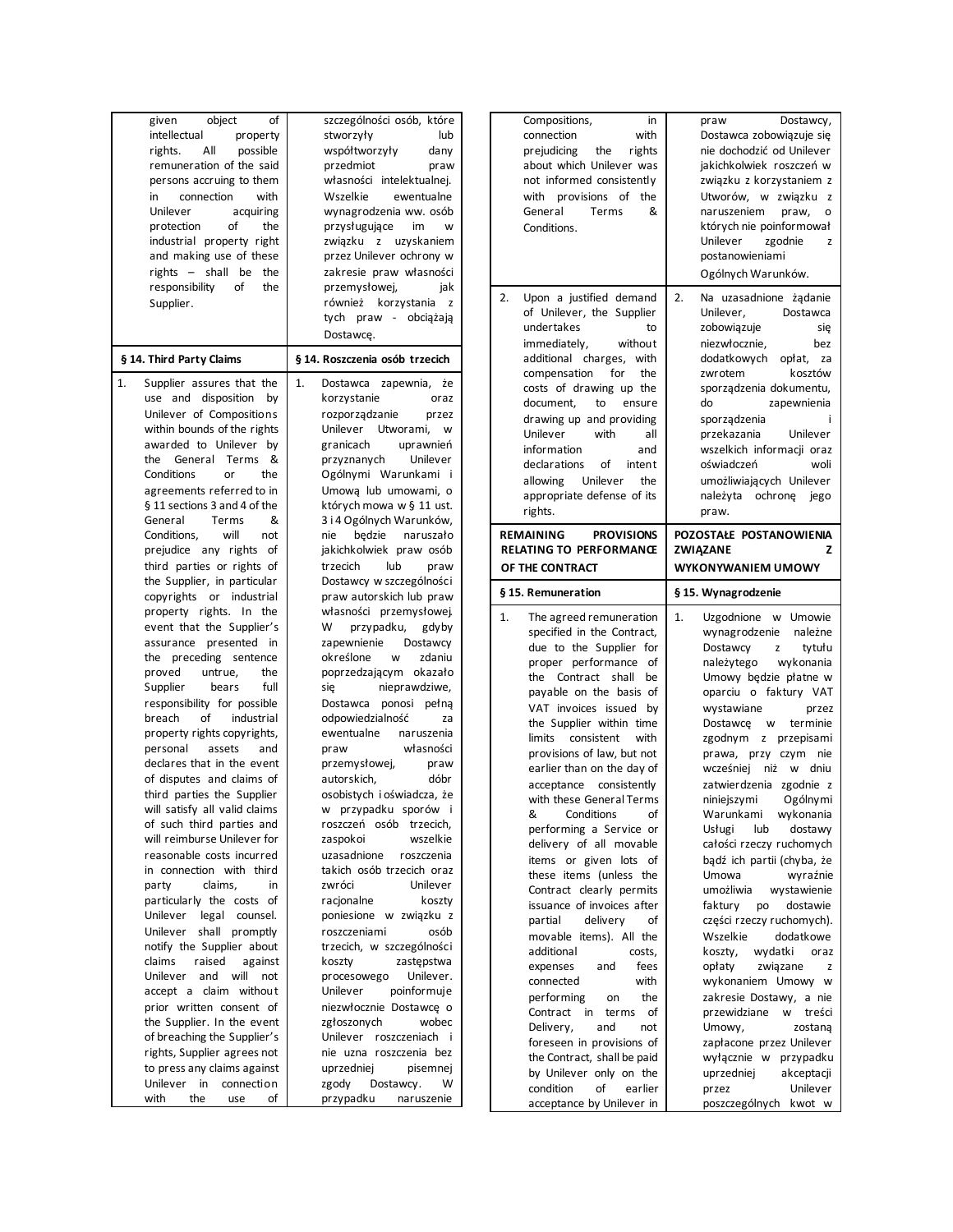| | |
|---|---|
| given object of intellectual property rights. All possible remuneration of the said persons accruing to them in connection with Unilever acquiring protection of the industrial property right and making use of these rights – shall be the responsibility of the Supplier. | szczególności osób, które stworzyły lub współtworzyły dany przedmiot praw własności intelektualnej. Wszelkie ewentualne wynagrodzenia ww. osób przysługujące im w związku z uzyskaniem przez Unilever ochrony w zakresie praw własności przemysłowej, jak również korzystania z tych praw - obciążają Dostawcę. |
| **§ 14. Third Party Claims** | **§ 14. Roszczenia osób trzecich** |
| 1. Supplier assures that the use and disposition by Unilever of Compositions within bounds of the rights awarded to Unilever by the General Terms & Conditions or the agreements referred to in § 11 sections 3 and 4 of the General Terms & Conditions, will not prejudice any rights of third parties or rights of the Supplier, in particular copyrights or industrial property rights. In the event that the Supplier's assurance presented in the preceding sentence proved untrue, the Supplier bears full responsibility for possible breach of industrial property rights copyrights, personal assets and declares that in the event of disputes and claims of third parties the Supplier will satisfy all valid claims of such third parties and will reimburse Unilever for reasonable costs incurred in connection with third party claims, in particular the costs of Unilever legal counsel. Unilever shall promptly notify the Supplier about claims raised against Unilever and will not accept a claim without prior written consent of the Supplier. In the event of breaching the Supplier's rights, Supplier agrees not to press any claims against Unilever in connection with the use of Compositions, in connection with prejudicing the rights about which Unilever was not informed consistently with provisions of the General Terms & Conditions. | 1. Dostawca zapewnia, że korzystanie oraz rozporządzanie przez Unilever Utworami, w granicach uprawnień przyznanych Unilever Ogólnymi Warunkami i Umową lub umowami, o których mowa w § 11 ust. 3 i 4 Ogólnych Warunków, nie będzie naruszało jakichkolwiek praw osób trzecich lub praw Dostawcy w szczególności praw autorskich lub praw własności przemysłowej. W przypadku, gdyby zapewnienie Dostawcy określone w zdaniu poprzedzającym okazało się nieprawdziwe, Dostawca ponosi pełną odpowiedzialność za ewentualne naruszenia praw własności przemysłowej, praw autorskich, dóbr osobistych i oświadcza, że w przypadku sporów i roszczeń osób trzecich, zaspokoi wszelkie uzasadnione roszczenia takich osób trzecich oraz zwróci Unilever racjonalne koszty poniesione w związku z roszczeniami osób trzecich, w szczególności koszty zastępstwa procesowego Unilever. Unilever poinformuje niezwłocznie Dostawcę o zgłoszonych wobec Unilever roszczeniach i nie uzna roszczenia bez uprzedniej pisemnej zgody Dostawcy. W przypadku naruszenie praw Dostawcy, Dostawca zobowiązuje się nie dochodzić od Unilever jakichkolwiek roszczeń w związku z korzystaniem z Utworów, w związku z naruszeniem praw, o których nie poinformował Unilever zgodnie z postanowieniami Ogólnych Warunków. |
| 2. Upon a justified demand of Unilever, the Supplier undertakes to immediately, without additional charges, with compensation for the costs of drawing up the document, to ensure drawing up and providing Unilever with all information and declarations of intent allowing Unilever the appropriate defense of its rights. | 2. Na uzasadnione żądanie Unilever, Dostawca zobowiązuje się niezwłocznie, bez dodatkowych opłat, za zwrotem kosztów sporządzenia dokumentu, do zapewnienia sporządzenia i przekazania Unilever wszelkich informacji oraz oświadczeń woli umożliwiających Unilever należytą ochronę jego praw. |
| **REMAINING PROVISIONS RELATING TO PERFORMANCE OF THE CONTRACT** | **POZOSTAŁE POSTANOWIENIA ZWIĄZANE Z WYKONYWANIEM UMOWY** |
| **§ 15. Remuneration** | **§ 15. Wynagrodzenie** |
| 1. The agreed remuneration specified in the Contract, due to the Supplier for proper performance of the Contract shall be payable on the basis of VAT invoices issued by the Supplier within time limits consistent with provisions of law, but not earlier than on the day of acceptance consistently with these General Terms & Conditions of performing a Service or delivery of all movable items or given lots of these items (unless the Contract clearly permits issuance of invoices after partial delivery of movable items). All the additional costs, expenses and fees connected with performing on the Contract in terms of Delivery, and not foreseen in provisions of the Contract, shall be paid by Unilever only on the condition of earlier acceptance by Unilever in | 1. Uzgodnione w Umowie wynagrodzenie należne Dostawcy z tytułu należytego wykonania Umowy będzie płatne w oparciu o faktury VAT wystawiane przez Dostawcę w terminie zgodnym z przepisami prawa, przy czym nie wcześniej niż w dniu zatwierdzenia zgodnie z niniejszymi Ogólnymi Warunkami wykonania Usługi lub dostawy całości rzeczy ruchomych bądź ich partii (chyba, że Umowa wyraźnie umożliwia wystawienie faktury po dostawie części rzeczy ruchomych). Wszelkie dodatkowe koszty, wydatki oraz opłaty związane z wykonaniem Umowy w zakresie Dostawy, a nie przewidziane w treści Umowy, zostaną zapłacone przez Unilever wyłącznie w przypadku uprzedniej akceptacji przez Unilever poszczególnych kwot w |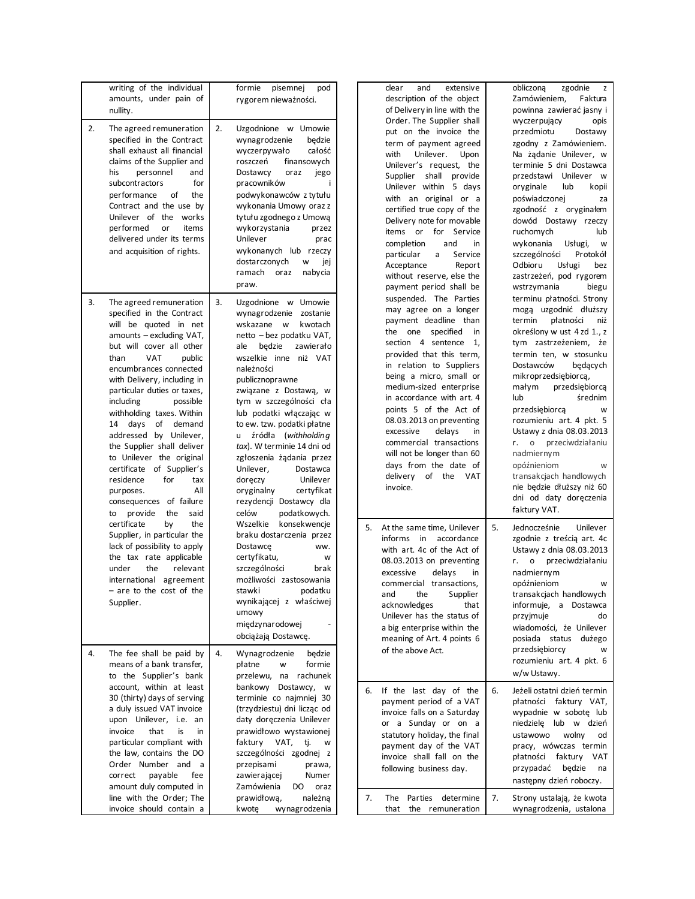| | | | |
|---|---|---|---|
| | writing of the individual amounts, under pain of nullity. | | formie pisemnej pod rygorem nieważności. |
| 2. | The agreed remuneration specified in the Contract shall exhaust all financial claims of the Supplier and his personnel and subcontractors for performance of the Contract and the use by Unilever of the works performed or items delivered under its terms and acquisition of rights. | 2. | Uzgodnione w Umowie wynagrodzenie będzie wyczerpywało całość roszczeń finansowych Dostawcy oraz jego pracowników i podwykonawców z tytułu wykonania Umowy oraz z tytułu zgodnego z Umową wykorzystania przez Unilever prac wykonanych lub rzeczy dostarczonych w jej ramach oraz nabycia praw. |
| 3. | The agreed remuneration specified in the Contract will be quoted in net amounts – excluding VAT, but will cover all other than VAT public encumbrances connected with Delivery, including in particular duties or taxes, including possible withholding taxes. Within 14 days of demand addressed by Unilever, the Supplier shall deliver to Unilever the original certificate of Supplier's residence for tax purposes. All consequences of failure to provide the said certificate by the Supplier, in particular the lack of possibility to apply the tax rate applicable under the relevant international agreement – are to the cost of the Supplier. | 3. | Uzgodnione w Umowie wynagrodzenie zostanie wskazane w kwotach netto – bez podatku VAT, ale będzie zawierało wszelkie inne niż VAT należności publicznoprawne związane z Dostawą, w tym w szczególności cła lub podatki włączając w to ew. tzw. podatki płatne u źródła (*withholding tax*). W terminie 14 dni od zgłoszenia żądania przez Unilever, Dostawca doręczy Unilever oryginalny certyfikat rezydencji Dostawcy dla celów podatkowych. Wszelkie konsekwencje braku dostarczenia przez Dostawcę ww. certyfikatu, w szczególności brak możliwości zastosowania stawki podatku wynikającej z właściwej umowy międzynarodowej - obciążają Dostawcę. |
| 4. | The fee shall be paid by means of a bank transfer, to the Supplier's bank account, within at least 30 (thirty) days of serving a duly issued VAT invoice upon Unilever, i.e. an invoice that is in particular compliant with the law, contains the DO Order Number and a correct payable fee amount duly computed in line with the Order; The invoice should contain a clear and extensive description of the object of Delivery in line with the Order. The Supplier shall put on the invoice the term of payment agreed with Unilever. Upon Unilever's request, the Supplier shall provide Unilever within 5 days with an original or a certified true copy of the Delivery note for movable items or for Service completion and in particular a Service Acceptance Report without reserve, else the payment period shall be suspended. The Parties may agree on a longer payment deadline than the one specified in section 4 sentence 1, provided that this term, in relation to Suppliers being a micro, small or medium-sized enterprise in accordance with art. 4 points 5 of the Act of 08.03.2013 on preventing excessive delays in commercial transactions will not be longer than 60 days from the date of delivery of the VAT invoice. | 4. | Wynagrodzenie będzie płatne w formie przelewu, na rachunek bankowy Dostawcy, w terminie co najmniej 30 (trzydziestu) dni licząc od daty doręczenia Unilever prawidłowo wystawionej faktury VAT, tj. w szczególności zgodnej z przepisami prawa, zawierającej Numer Zamówienia DO oraz prawidłową, należną kwotę wynagrodzenia obliczoną zgodnie z Zamówieniem, Faktura powinna zawierać jasny i wyczerpujący opis przedmiotu Dostawy zgodny z Zamówieniem. Na żądanie Unilever, w terminie 5 dni Dostawca przedstawi Unilever w oryginale lub kopii poświadczonej za zgodność z oryginałem dowód Dostawy rzeczy ruchomych lub wykonania Usługi, w szczególności Protokół Odbioru Usługi bez zastrzeżeń, pod rygorem wstrzymania biegu terminu płatności. Strony mogą uzgodnić dłuższy termin płatności niż określony w ust 4 zd 1., z tym zastrzeżeniem, że termin ten, w stosunku Dostawców będących mikroprzedsiębiorcą, małym przedsiębiorcą lub średnim przedsiębiorcą w rozumieniu art. 4 pkt. 5 Ustawy z dnia 08.03.2013 r. o przeciwdziałaniu nadmiernym opóźnieniom w transakcjach handlowych nie będzie dłuższy niż 60 dni od daty doręczenia faktury VAT. |
| 5. | At the same time, Unilever informs in accordance with art. 4c of the Act of 08.03.2013 on preventing excessive delays in commercial transactions, and the Supplier acknowledges that Unilever has the status of a big enterprise within the meaning of Art. 4 points 6 of the above Act. | 5. | Jednocześnie Unilever zgodnie z treścią art. 4c Ustawy z dnia 08.03.2013 r. o przeciwdziałaniu nadmiernym opóźnieniom w transakcjach handlowych informuje, a Dostawca przyjmuje do wiadomości, że Unilever posiada status dużego przedsiębiorcy w rozumieniu art. 4 pkt. 6 w/w Ustawy. |
| 6. | If the last day of the payment period of a VAT invoice falls on a Saturday or a Sunday or on a statutory holiday, the final payment day of the VAT invoice shall fall on the following business day. | 6. | Jeżeli ostatni dzień termin płatności faktury VAT, wypadnie w sobotę lub niedzielę lub w dzień ustawowo wolny od pracy, wówczas termin płatności faktury VAT przypadać będzie na następny dzień roboczy. |
| 7. | The Parties determine that the remuneration | 7. | Strony ustalają, że kwota wynagrodzenia, ustalona |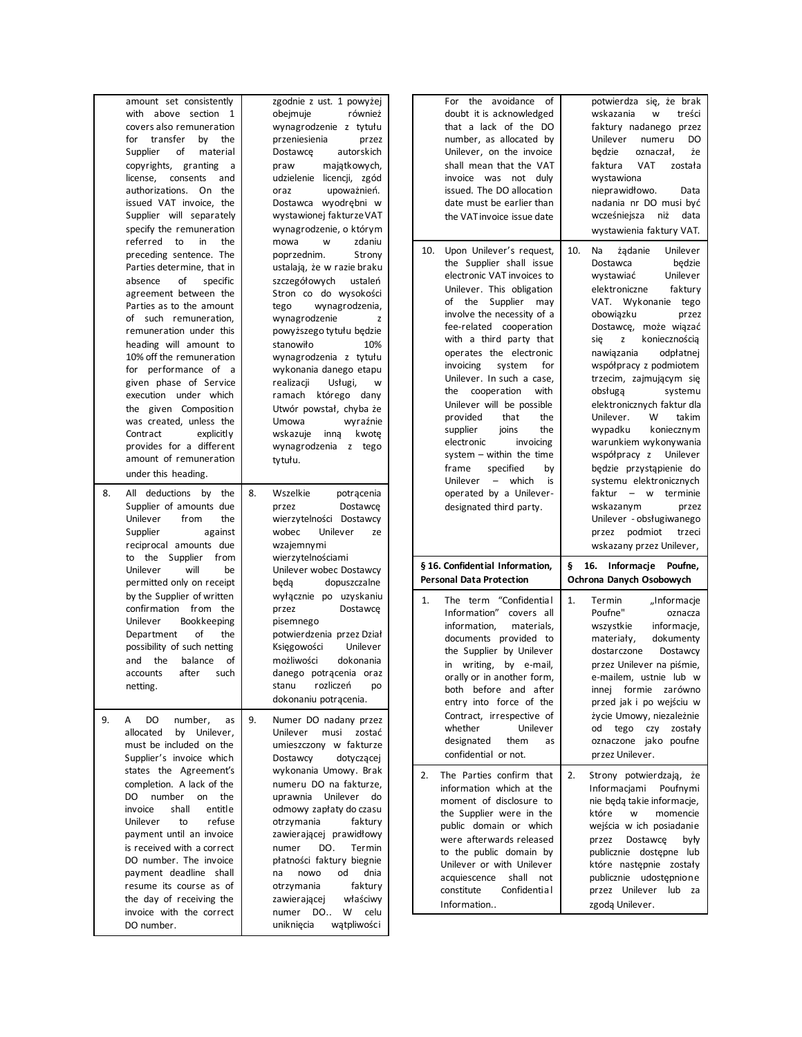| | English | | Polish |
|---|---|---|---|
| | amount set consistently with above section 1 covers also remuneration for transfer by the Supplier of material copyrights, granting a license, consents and authorizations. On the issued VAT invoice, the Supplier will separately specify the remuneration referred to in the preceding sentence. The Parties determine, that in absence of specific agreement between the Parties as to the amount of such remuneration, remuneration under this heading will amount to 10% off the remuneration for performance of a given phase of Service execution under which the given Composition was created, unless the Contract explicitly provides for a different amount of remuneration under this heading. | | zgodnie z ust. 1 powyżej obejmuje również wynagrodzenie z tytułu przeniesienia przez Dostawcę autorskich praw majątkowych, udzielenie licencji, zgód oraz upoważnień. Dostawca wyodrębni w wystawionej fakturze VAT wynagrodzenie, o którym mowa w zdaniu poprzednim. Strony ustalają, że w razie braku szczegółowych ustaleń Stron co do wysokości tego wynagrodzenia, wynagrodzenie z powyższego tytułu będzie stanowiło 10% wynagrodzenia z tytułu wykonania danego etapu realizacji Usługi, w ramach którego dany Utwór powstał, chyba że Umowa wyraźnie wskazuje inną kwotę wynagrodzenia z tego tytułu. |
| 8. | All deductions by the Supplier of amounts due Unilever from the Supplier against reciprocal amounts due to the Supplier from Unilever will be permitted only on receipt by the Supplier of written confirmation from the Unilever Bookkeeping Department of the possibility of such netting and the balance of accounts after such netting. | 8. | Wszelkie potrącenia przez Dostawcę wierzytelności Dostawcy wobec Unilever ze wzajemnymi wierzytelnościami Unilever wobec Dostawcy będą dopuszczalne wyłącznie po uzyskaniu przez Dostawcę pisemnego potwierdzenia przez Dział Księgowości Unilever możliwości dokonania danego potrącenia oraz stanu rozliczeń po dokonaniu potrącenia. |
| 9. | A DO number, as allocated by Unilever, must be included on the Supplier's invoice which states the Agreement's completion. A lack of the DO number on the invoice shall entitle Unilever to refuse payment until an invoice is received with a correct DO number. The invoice payment deadline shall resume its course as of the day of receiving the invoice with the correct DO number. For the avoidance of doubt it is acknowledged that a lack of the DO number, as allocated by Unilever, on the invoice shall mean that the VAT invoice was not duly issued. The DO allocation date must be earlier than the VAT invoice issue date | 9. | Numer DO nadany przez Unilever musi zostać umieszczony w fakturze Dostawcy dotyczącej wykonania Umowy. Brak numeru DO na fakturze, uprawnia Unilever do odmowy zapłaty do czasu otrzymania faktury zawierającej prawidłowy numer DO. Termin płatności faktury biegnie na nowo od dnia otrzymania faktury zawierającej właściwy numer DO.. W celu uniknięcia wątpliwości potwierdza się, że brak wskazania w treści faktury nadanego przez Unilever numeru DO będzie oznaczał, że faktura VAT została wystawiona nieprawidłowo. Data nadania nr DO musi być wcześniejsza niż data wystawienia faktury VAT. |
| 10. | Upon Unilever's request, the Supplier shall issue electronic VAT invoices to Unilever. This obligation of the Supplier may involve the necessity of a fee-related cooperation with a third party that operates the electronic invoicing system for Unilever. In such a case, the cooperation with Unilever will be possible provided that the supplier joins the electronic invoicing system – within the time frame specified by Unilever – which is operated by a Unilever-designated third party. | 10. | Na żądanie Unilever Dostawca będzie wystawiać Unilever elektroniczne faktury VAT. Wykonanie tego obowiązku przez Dostawcę, może wiązać się z koniecznością nawiązania odpłatnej współpracy z podmiotem trzecim, zajmującym się obsługą systemu elektronicznych faktur dla Unilever. W takim wypadku koniecznym warunkiem wykonywania współpracy z Unilever będzie przystąpienie do systemu elektronicznych faktur – w terminie wskazanym przez Unilever - obsługiwanego przez podmiot trzeci wskazany przez Unilever, |
| | **§ 16. Confidential Information, Personal Data Protection** | | **§ 16. Informacje Poufne, Ochrona Danych Osobowych** |
| 1. | The term "Confidential Information" covers all information, materials, documents provided to the Supplier by Unilever in writing, by e-mail, orally or in another form, both before and after entry into force of the Contract, irrespective of whether Unilever designated them as confidential or not. | 1. | Termin „Informacje Poufne" oznacza wszystkie informacje, materiały, dokumenty dostarczone Dostawcy przez Unilever na piśmie, e-mailem, ustnie lub w innej formie zarówno przed jak i po wejściu w życie Umowy, niezależnie od tego czy zostały oznaczone jako poufne przez Unilever. |
| 2. | The Parties confirm that information which at the moment of disclosure to the Supplier were in the public domain or which were afterwards released to the public domain by Unilever or with Unilever acquiescence shall not constitute Confidential Information.. | 2. | Strony potwierdzają, że Informacjami Poufnymi nie będą takie informacje, które w momencie wejścia w ich posiadanie przez Dostawcę były publicznie dostępne lub które następnie zostały publicznie udostępnione przez Unilever lub za zgodą Unilever. |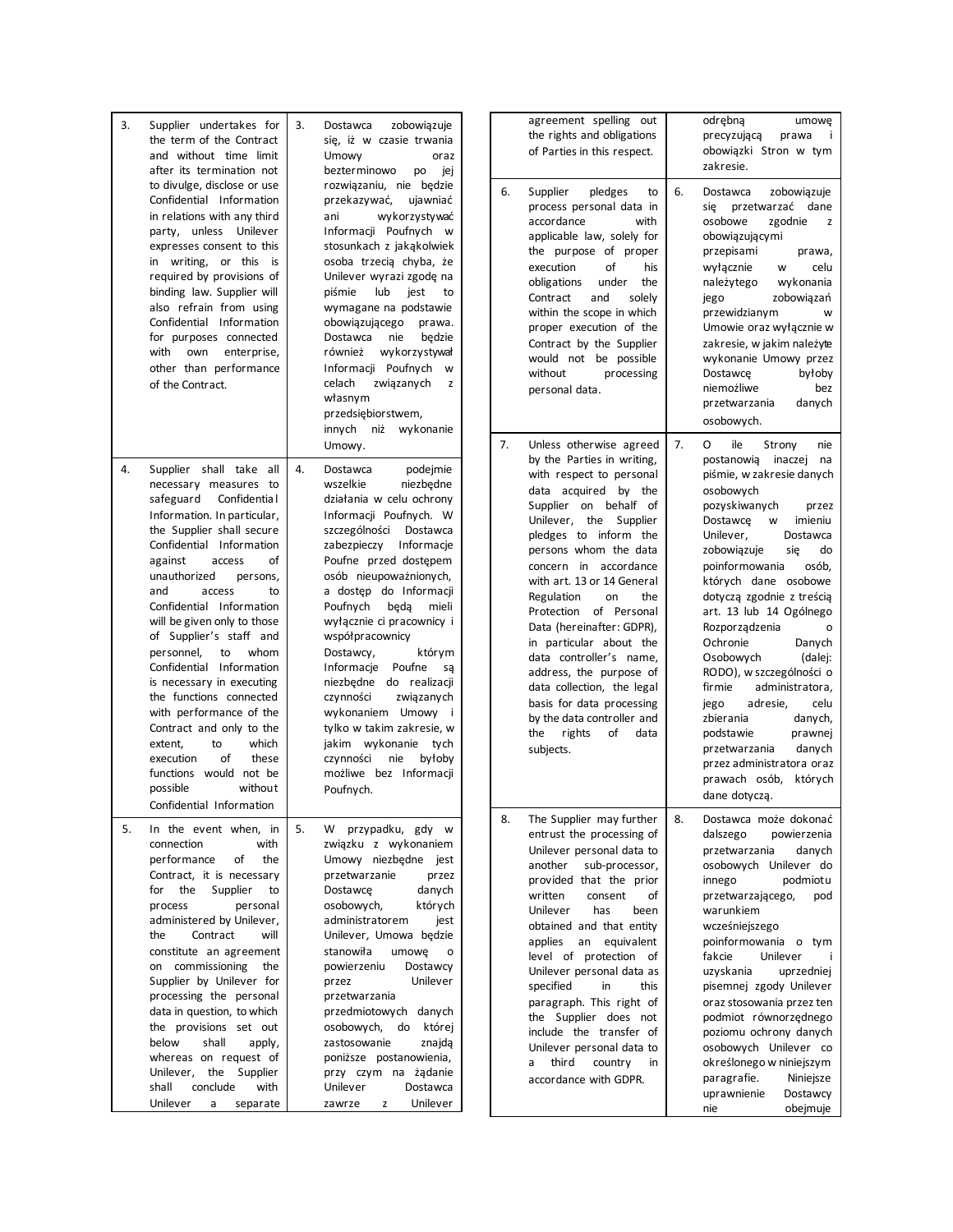| | | | |
|---|---|---|---|
| 3. | Supplier undertakes for the term of the Contract and without time limit after its termination not to divulge, disclose or use Confidential Information in relations with any third party, unless Unilever expresses consent to this in writing, or this is required by provisions of binding law. Supplier will also refrain from using Confidential Information for purposes connected with own enterprise, other than performance of the Contract. | 3. | Dostawca zobowiązuje się, iż w czasie trwania Umowy oraz bezterminowo po jej rozwiązaniu, nie będzie przekazywać, ujawniać ani wykorzystywać Informacji Poufnych w stosunkach z jakąkolwiek osoba trzecią chyba, że Unilever wyrazi zgodę na piśmie lub jest to wymagane na podstawie obowiązującego prawa. Dostawca nie będzie również wykorzystywał Informacji Poufnych w celach związanych z własnym przedsiębiorstwem, innych niż wykonanie Umowy. |
| 4. | Supplier shall take all necessary measures to safeguard Confidential Information. In particular, the Supplier shall secure Confidential Information against access of unauthorized persons, and access to Confidential Information will be given only to those of Supplier's staff and personnel, to whom Confidential Information is necessary in executing the functions connected with performance of the Contract and only to the extent, to which execution of these functions would not be possible without Confidential Information | 4. | Dostawca podejmie wszelkie niezbędne działania w celu ochrony Informacji Poufnych. W szczególności Dostawca zabezpieczy Informacje Poufne przed dostępem osób nieupoważnionych, a dostęp do Informacji Poufnych będą mieli wyłącznie ci pracownicy i współpracownicy Dostawcy, którym Informacje Poufne są niezbędne do realizacji czynności związanych wykonaniem Umowy i tylko w takim zakresie, w jakim wykonanie tych czynności nie byłoby możliwe bez Informacji Poufnych. |
| 5. | In the event when, in connection with performance of the Contract, it is necessary for the Supplier to process personal administered by Unilever, the Contract will constitute an agreement on commissioning the Supplier by Unilever for processing the personal data in question, to which the provisions set out below shall apply, whereas on request of Unilever, the Supplier shall conclude with Unilever a separate agreement spelling out the rights and obligations of Parties in this respect. | 5. | W przypadku, gdy w związku z wykonaniem Umowy niezbędne jest przetwarzanie przez Dostawcę danych osobowych, których administratorem jest Unilever, Umowa będzie stanowiła umowę o powierzeniu Dostawcy przez Unilever przetwarzania przedmiotowych danych osobowych, do której zastosowanie znajdą poniższe postanowienia, przy czym na żądanie Unilever Dostawca zawrze z Unilever odrębną umowę precyzującą prawa i obowiązki Stron w tym zakresie. |
| 6. | Supplier pledges to process personal data in accordance with applicable law, solely for the purpose of proper execution of his obligations under the Contract and solely within the scope in which proper execution of the Contract by the Supplier would not be possible without processing personal data. | 6. | Dostawca zobowiązuje się przetwarzać dane osobowe zgodnie z obowiązującymi przepisami prawa, wyłącznie w celu należytego wykonania jego zobowiązań przewidzianym w Umowie oraz wyłącznie w zakresie, w jakim należyte wykonanie Umowy przez Dostawcę byłoby niemożliwe bez przetwarzania danych osobowych. |
| 7. | Unless otherwise agreed by the Parties in writing, with respect to personal data acquired by the Supplier on behalf of Unilever, the Supplier pledges to inform the persons whom the data concern in accordance with art. 13 or 14 General Regulation on the Protection of Personal Data (hereinafter: GDPR), in particular about the data controller's name, address, the purpose of data collection, the legal basis for data processing by the data controller and the rights of data subjects. | 7. | O ile Strony nie postanowią inaczej na piśmie, w zakresie danych osobowych pozyskiwanych przez Dostawcę w imieniu Unilever, Dostawca zobowiązuje się do poinformowania osób, których dane osobowe dotyczą zgodnie z treścią art. 13 lub 14 Ogólnego Rozporządzenia o Ochronie Danych Osobowych (dalej: RODO), w szczególności o firmie administratora, jego adresie, celu zbierania danych, podstawie prawnej przetwarzania danych przez administratora oraz prawach osób, których dane dotyczą. |
| 8. | The Supplier may further entrust the processing of Unilever personal data to another sub-processor, provided that the prior written consent of Unilever has been obtained and that entity applies an equivalent level of protection of Unilever personal data as specified in this paragraph. This right of the Supplier does not include the transfer of Unilever personal data to a third country in accordance with GDPR. | 8. | Dostawca może dokonać dalszego powierzenia przetwarzania danych osobowych Unilever do innego podmiotu przetwarzającego, pod warunkiem wcześniejszego poinformowania o tym fakcie Unilever i uzyskania uprzedniej pisemnej zgody Unilever oraz stosowania przez ten podmiot równorzędnego poziomu ochrony danych osobowych Unilever co określonego w niniejszym paragrafie. Niniejsze uprawnienie Dostawcy nie obejmuje |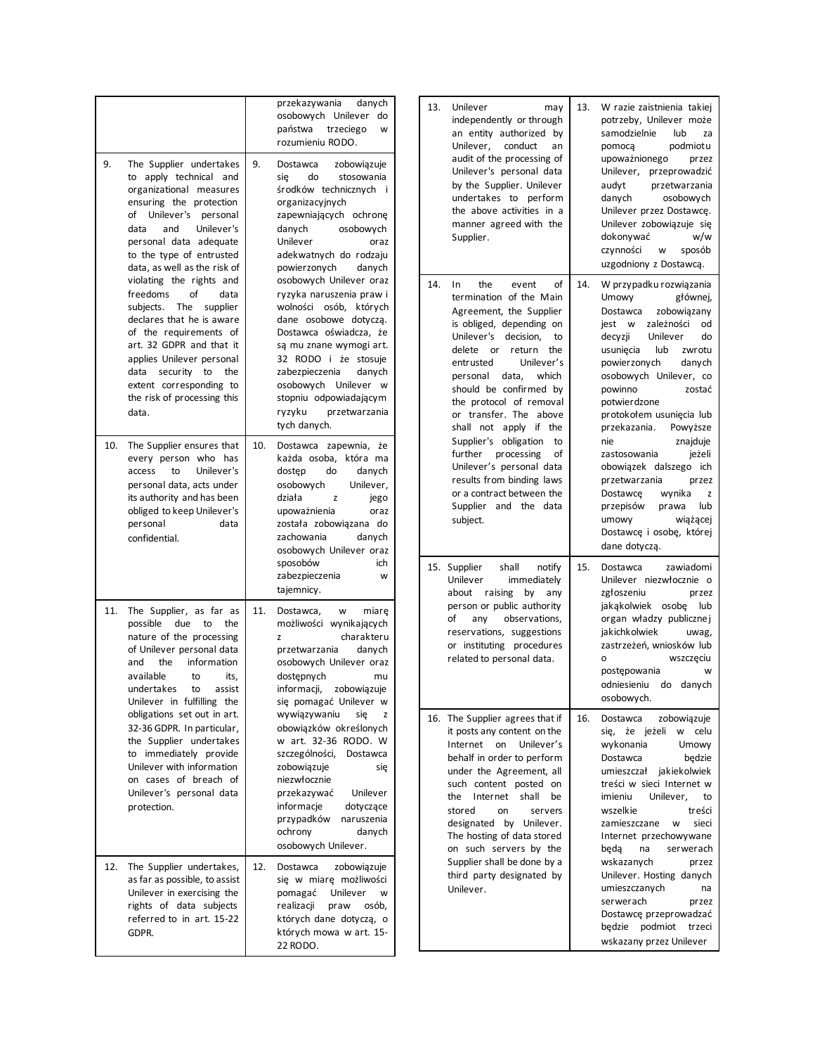| | |
|---|---|
| | przekazywania danych osobowych Unilever do państwa trzeciego w rozumieniu RODO. |
| 9. The Supplier undertakes to apply technical and organizational measures ensuring the protection of Unilever's personal data and Unilever's personal data adequate to the type of entrusted data, as well as the risk of violating the rights and freedoms of data subjects. The supplier declares that he is aware of the requirements of art. 32 GDPR and that it applies Unilever personal data security to the extent corresponding to the risk of processing this data. | 9. Dostawca zobowiązuje się do stosowania środków technicznych i organizacyjnych zapewniających ochronę danych osobowych Unilever oraz adekwatnych do rodzaju powierzonych danych osobowych Unilever oraz ryzyka naruszenia praw i wolności osób, których dane osobowe dotyczą. Dostawca oświadcza, że są mu znane wymogi art. 32 RODO i że stosuje zabezpieczenia danych osobowych Unilever w stopniu odpowiadającym ryzyku przetwarzania tych danych. |
| 10. The Supplier ensures that every person who has access to Unilever's personal data, acts under its authority and has been obliged to keep Unilever's personal data confidential. | 10. Dostawca zapewnia, że każda osoba, która ma dostęp do danych osobowych Unilever, działa z jego upoważnienia oraz została zobowiązana do zachowania danych osobowych Unilever oraz sposobów ich zabezpieczenia w tajemnicy. |
| 11. The Supplier, as far as possible due to the nature of the processing of Unilever personal data and the information available to its, undertakes to assist Unilever in fulfilling the obligations set out in art. 32-36 GDPR. In particular, the Supplier undertakes to immediately provide Unilever with information on cases of breach of Unilever's personal data protection. | 11. Dostawca, w miarę możliwości wynikających z charakteru przetwarzania danych osobowych Unilever oraz dostępnych mu informacji, zobowiązuje się pomagać Unilever w wywiązywaniu się z obowiązków określonych w art. 32-36 RODO. W szczególności, Dostawca zobowiązuje się niezwłocznie przekazywać Unilever informacje dotyczące przypadków naruszenia ochrony danych osobowych Unilever. |
| 12. The Supplier undertakes, as far as possible, to assist Unilever in exercising the rights of data subjects referred to in art. 15-22 GDPR. | 12. Dostawca zobowiązuje się w miarę możliwości pomagać Unilever w realizacji praw osób, których dane dotyczą, o których mowa w art. 15-22 RODO. |
| 13. Unilever may independently or through an entity authorized by Unilever, conduct an audit of the processing of Unilever's personal data by the Supplier. Unilever undertakes to perform the above activities in a manner agreed with the Supplier. | 13. W razie zaistnienia takiej potrzeby, Unilever może samodzielnie lub za pomocą podmiotu upoważnionego przez Unilever, przeprowadzić audyt przetwarzania danych osobowych Unilever przez Dostawcę. Unilever zobowiązuje się dokonywać w/w czynności w sposób uzgodniony z Dostawcą. |
| 14. In the event of termination of the Main Agreement, the Supplier is obliged, depending on Unilever's decision, to delete or return the entrusted Unilever's personal data, which should be confirmed by the protocol of removal or transfer. The above shall not apply if the Supplier's obligation to further processing of Unilever's personal data results from binding laws or a contract between the Supplier and the data subject. | 14. W przypadku rozwiązania Umowy głównej, Dostawca zobowiązany jest w zależności od decyzji Unilever do usunięcia lub zwrotu powierzonych danych osobowych Unilever, co powinno zostać potwierdzone protokołem usunięcia lub przekazania. Powyższe nie znajduje zastosowania jeżeli obowiązek dalszego ich przetwarzania przez Dostawcę wynika z przepisów prawa lub umowy wiążącej Dostawcę i osobę, której dane dotyczą. |
| 15. Supplier shall notify Unilever immediately about raising by any person or public authority of any observations, reservations, suggestions or instituting procedures related to personal data. | 15. Dostawca zawiadomi Unilever niezwłocznie o zgłoszeniu przez jakąkolwiek osobę lub organ władzy publicznej jakichkolwiek uwag, zastrzeżeń, wniosków lub o wszczęciu postępowania w odniesieniu do danych osobowych. |
| 16. The Supplier agrees that if it posts any content on the Internet on Unilever's behalf in order to perform under the Agreement, all such content posted on the Internet shall be stored on servers designated by Unilever. The hosting of data stored on such servers by the Supplier shall be done by a third party designated by Unilever. | 16. Dostawca zobowiązuje się, że jeżeli w celu wykonania Umowy Dostawca będzie umieszczał jakiekolwiek treści w sieci Internet w imieniu Unilever, to wszelkie treści zamieszczane w sieci Internet przechowywane będą na serwerach wskazanych przez Unilever. Hosting danych umieszczanych na serwerach przez Dostawcę przeprowadzać będzie podmiot trzeci wskazany przez Unilever |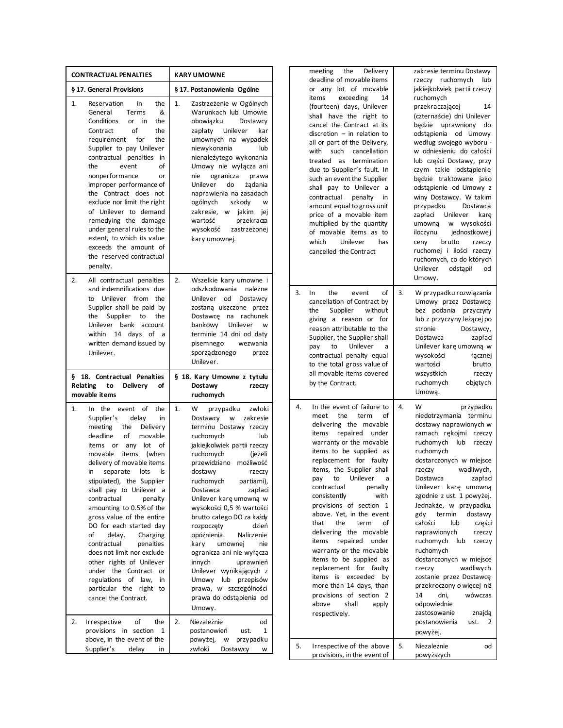| CONTRACTUAL PENALTIES | KARY UMOWNE |
|---|---|
| **§ 17. General Provisions** | **§ 17. Postanowienia Ogólne** |
| 1. Reservation in the General Terms & Conditions or in the Contract of the requirement for the Supplier to pay Unilever contractual penalties in the event of nonperformance or improper performance of the Contract does not exclude nor limit the right of Unilever to demand remedying the damage under general rules to the extent, to which its value exceeds the amount of the reserved contractual penalty. | 1. Zastrzeżenie w Ogólnych Warunkach lub Umowie obowiązku Dostawcy zapłaty Unilever kar umownych na wypadek niewykonania lub nienależytego wykonania Umowy nie wyłącza ani nie ogranicza prawa Unilever do żądania naprawienia na zasadach ogólnych szkody w zakresie, w jakim jej wartość przekracza wysokość zastrzeżonej kary umownej. |
| 2. All contractual penalties and indemnifications due to Unilever from the Supplier shall be paid by the Supplier to the Unilever bank account within 14 days of a written demand issued by Unilever. | 2. Wszelkie kary umowne i odszkodowania należne Unilever od Dostawcy zostaną uiszczone przez Dostawcę na rachunek bankowy Unilever w terminie 14 dni od daty pisemnego wezwania sporządzonego przez Unilever. |
| **§ 18. Contractual Penalties Relating to Delivery of movable items** | **§ 18. Kary Umowne z tytułu Dostawy rzeczy ruchomych** |
| 1. In the event of the Supplier's delay in meeting the Delivery deadline of movable items or any lot of movable items (when delivery of movable items in separate lots is stipulated), the Supplier shall pay to Unilever a contractual penalty amounting to 0.5% of the gross value of the entire DO for each started day of delay. Charging contractual penalties does not limit nor exclude other rights of Unilever under the Contract or regulations of law, in particular the right to cancel the Contract. | 1. W przypadku zwłoki Dostawcy w zakresie terminu Dostawy rzeczy ruchomych lub jakiejkolwiek partii rzeczy ruchomych (jeżeli przewidziano możliwość dostawy rzeczy ruchomych partiami), Dostawca zapłaci Unilever karę umowną w wysokości 0,5 % wartości brutto całego DO za każdy rozpoczęty dzień opóźnienia. Naliczenie kary umownej nie ogranicza ani nie wyłącza innych uprawnień Unilever wynikających z Umowy lub przepisów prawa, w szczególności prawa do odstąpienia od Umowy. |
| 2. Irrespective of the provisions in section 1 above, in the event of the Supplier's delay in meeting the Delivery deadline of movable items or any lot of movable items exceeding 14 (fourteen) days, Unilever shall have the right to cancel the Contract at its discretion – in relation to all or part of the Delivery, with such cancellation treated as termination due to Supplier's fault. In such an event the Supplier shall pay to Unilever a contractual penalty in amount equal to gross unit price of a movable item multiplied by the quantity of movable items as to which Unilever has cancelled the Contract | 2. Niezależnie od postanowień ust. 1 powyżej, w przypadku zwłoki Dostawcy w zakresie terminu Dostawy rzeczy ruchomych lub jakiejkolwiek partii rzeczy ruchomych przekraczającej 14 (czternaście) dni Unilever będzie uprawniony do odstąpienia od Umowy według swojego wyboru - w odniesieniu do całości lub części Dostawy, przy czym takie odstąpienie będzie traktowane jako odstąpienie od Umowy z winy Dostawcy. W takim przypadku Dostawca zapłaci Unilever karę umowną w wysokości iloczynu jednostkowej ceny brutto rzeczy ruchomej i ilości rzeczy ruchomych, co do których Unilever odstąpił od Umowy. |
| 3. In the event of cancellation of Contract by the Supplier without giving a reason or for reason attributable to the Supplier, the Supplier shall pay to Unilever a contractual penalty equal to the total gross value of all movable items covered by the Contract. | 3. W przypadku rozwiązania Umowy przez Dostawcę bez podania przyczyny lub z przyczyny leżącej po stronie Dostawcy, Dostawca zapłaci Unilever karę umowną w wysokości łącznej wartości brutto wszystkich rzeczy ruchomych objętych Umową. |
| 4. In the event of failure to meet the term of delivering the movable items repaired under warranty or the movable items to be supplied as replacement for faulty items, the Supplier shall pay to Unilever a contractual penalty consistently with provisions of section 1 above. Yet, in the event that the term of delivering the movable items repaired under warranty or the movable items to be supplied as replacement for faulty items is exceeded by more than 14 days, than provisions of section 2 above shall apply respectively. | 4. W przypadku niedotrzymania terminu dostawy naprawionych w ramach rękojmi rzeczy ruchomych lub rzeczy ruchomych dostarczonych w miejsce rzeczy wadliwych, Dostawca zapłaci Unilever karę umowną zgodnie z ust. 1 powyżej. Jednakże, w przypadku, gdy termin dostawy całości lub części naprawionych rzeczy ruchomych lub rzeczy ruchomych dostarczonych w miejsce rzeczy wadliwych zostanie przez Dostawcę przekroczony o więcej niż 14 dni, wówczas odpowiednie zastosowanie znajdą postanowienia ust. 2 powyżej. |
| 5. Irrespective of the above provisions, in the event of | 5. Niezależnie od powyższych |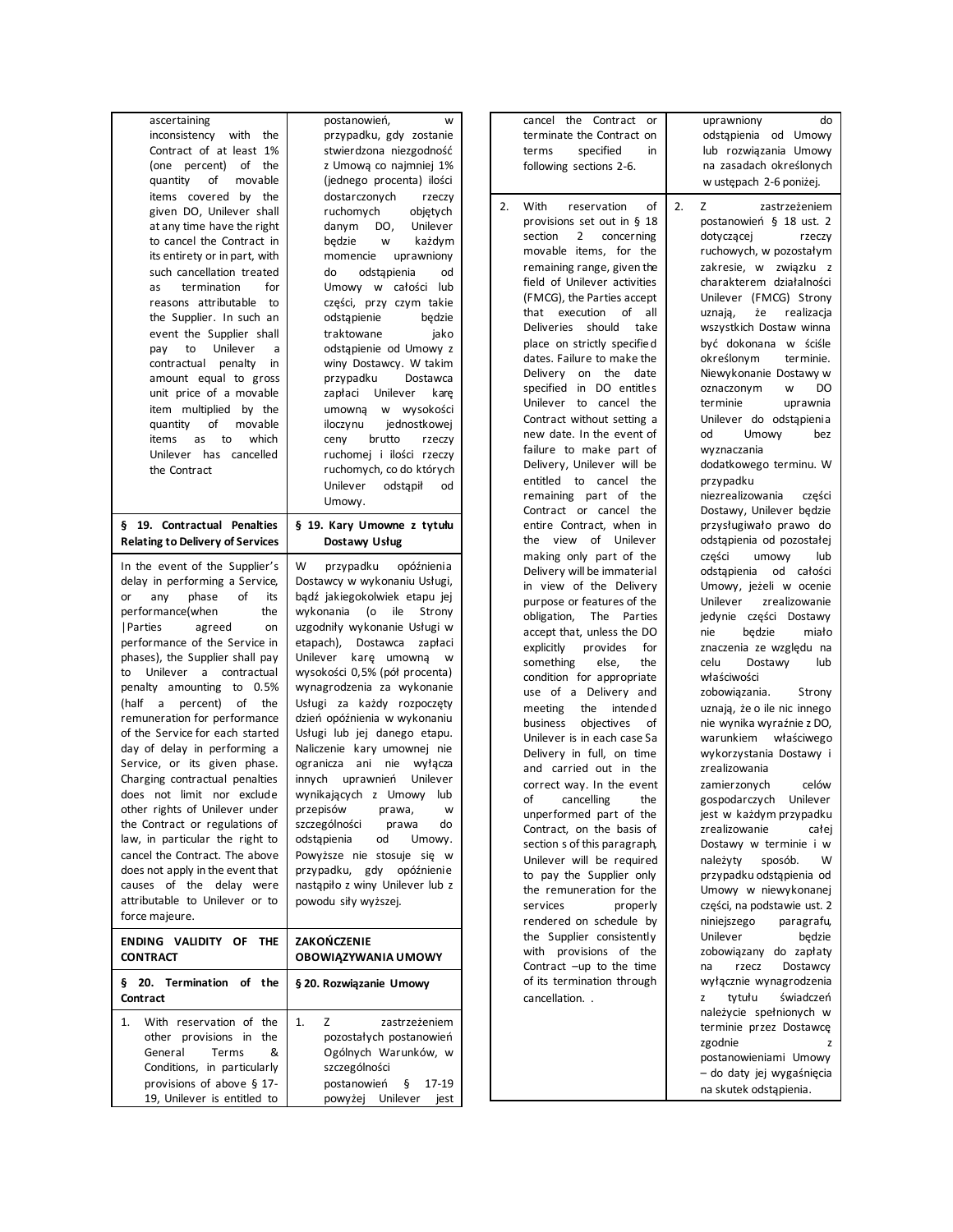| English | Polski |
|---|---|
| ascertaining inconsistency with the Contract of at least 1% (one percent) of the quantity of movable items covered by the given DO, Unilever shall at any time have the right to cancel the Contract in its entirety or in part, with such cancellation treated as termination for reasons attributable to the Supplier. In such an event the Supplier shall pay to Unilever a contractual penalty in amount equal to gross unit price of a movable item multiplied by the quantity of movable items as to which Unilever has cancelled the Contract | postanowień, w przypadku, gdy zostanie stwierdzona niezgodność z Umową co najmniej 1% (jednego procenta) ilości dostarczonych rzeczy ruchomych objętych danym DO, Unilever będzie w każdym momencie uprawniony do odstąpienia od Umowy w całości lub części, przy czym takie odstąpienie będzie traktowane jako odstąpienie od Umowy z winy Dostawcy. W takim przypadku Dostawca zapłaci Unilever karę umowną w wysokości iloczynu jednostkowej ceny brutto rzeczy ruchomej i ilości rzeczy ruchomych, co do których Unilever odstąpił od Umowy. |
| **§ 19. Contractual Penalties Relating to Delivery of Services** | **§ 19. Kary Umowne z tytułu Dostawy Usług** |
| In the event of the Supplier's delay in performing a Service, or any phase of its performance(when the \|Parties agreed on performance of the Service in phases), the Supplier shall pay to Unilever a contractual penalty amounting to 0.5% (half a percent) of the remuneration for performance of the Service for each started day of delay in performing a Service, or its given phase. Charging contractual penalties does not limit nor exclude other rights of Unilever under the Contract or regulations of law, in particular the right to cancel the Contract. The above does not apply in the event that causes of the delay were attributable to Unilever or to force majeure. | W przypadku opóźnienia Dostawcy w wykonaniu Usługi, bądź jakiegokolwiek etapu jej wykonania (o ile Strony uzgodniły wykonanie Usługi w etapach), Dostawca zapłaci Unilever karę umowną w wysokości 0,5% (pół procenta) wynagrodzenia za wykonanie Usługi za każdy rozpoczęty dzień opóźnienia w wykonaniu Usługi lub jej danego etapu. Naliczenie kary umownej nie ogranicza ani nie wyłącza innych uprawnień Unilever wynikających z Umowy lub przepisów prawa, w szczególności prawa do odstąpienia od Umowy. Powyższe nie stosuje się w przypadku, gdy opóźnienie nastąpiło z winy Unilever lub z powodu siły wyższej. |
| **ENDING VALIDITY OF THE CONTRACT** | **ZAKOŃCZENIE OBOWIĄZYWANIA UMOWY** |
| **§ 20. Termination of the Contract** | **§ 20. Rozwiązanie Umowy** |
| 1. With reservation of the other provisions in the General Terms & Conditions, in particularly provisions of above § 17-19, Unilever is entitled to cancel the Contract or terminate the Contract on terms specified in following sections 2-6. | 1. Z zastrzeżeniem pozostałych postanowień Ogólnych Warunków, w szczególności postanowień § 17-19 powyżej Unilever jest uprawniony do odstąpienia od Umowy lub rozwiązania Umowy na zasadach określonych w ustępach 2-6 poniżej. |
| 2. With reservation of provisions set out in § 18 section 2 concerning movable items, for the remaining range, given the field of Unilever activities (FMCG), the Parties accept that execution of all Deliveries should take place on strictly specified dates. Failure to make the Delivery on the date specified in DO entitles Unilever to cancel the Contract without setting a new date. In the event of failure to make part of Delivery, Unilever will be entitled to cancel the remaining part of the Contract or cancel the entire Contract, when in the view of Unilever making only part of the Delivery will be immaterial in view of the Delivery purpose or features of the obligation, The Parties accept that, unless the DO explicitly provides for something else, the condition for appropriate use of a Delivery and meeting the intended business objectives of Unilever is in each case Sa Delivery in full, on time and carried out in the correct way. In the event of cancelling the unperformed part of the Contract, on the basis of section s of this paragraph, Unilever will be required to pay the Supplier only the remuneration for the services properly rendered on schedule by the Supplier consistently with provisions of the Contract –up to the time of its termination through cancellation. . | 2. Z zastrzeżeniem postanowień § 18 ust. 2 dotyczącej rzeczy ruchowych, w pozostałym zakresie, w związku z charakterem działalności Unilever (FMCG) Strony uznają, że realizacja wszystkich Dostaw winna być dokonana w ściśle określonym terminie. Niewykonanie Dostawy w oznaczonym w DO terminie uprawnia Unilever do odstąpienia od Umowy bez wyznaczania dodatkowego terminu. W przypadku niezrealizowania części Dostawy, Unilever będzie przysługiwało prawo do odstąpienia od pozostałej części umowy lub odstąpienia od całości Umowy, jeżeli w ocenie Unilever zrealizowanie jedynie części Dostawy nie będzie miało znaczenia ze względu na celu Dostawy lub właściwości zobowiązania. Strony uznają, że o ile nic innego nie wynika wyraźnie z DO, warunkiem właściwego wykorzystania Dostawy i zrealizowania zamierzonych celów gospodarczych Unilever jest w każdym przypadku zrealizowanie całej Dostawy w terminie i w należyty sposób. W przypadku odstąpienia od Umowy w niewykonanej części, na podstawie ust. 2 niniejszego paragrafu, Unilever będzie zobowiązany do zapłaty na rzecz Dostawcy wyłącznie wynagrodzenia z tytułu świadczeń należycie spełnionych w terminie przez Dostawcę zgodnie z postanowieniami Umowy – do daty jej wygaśnięcia na skutek odstąpienia. |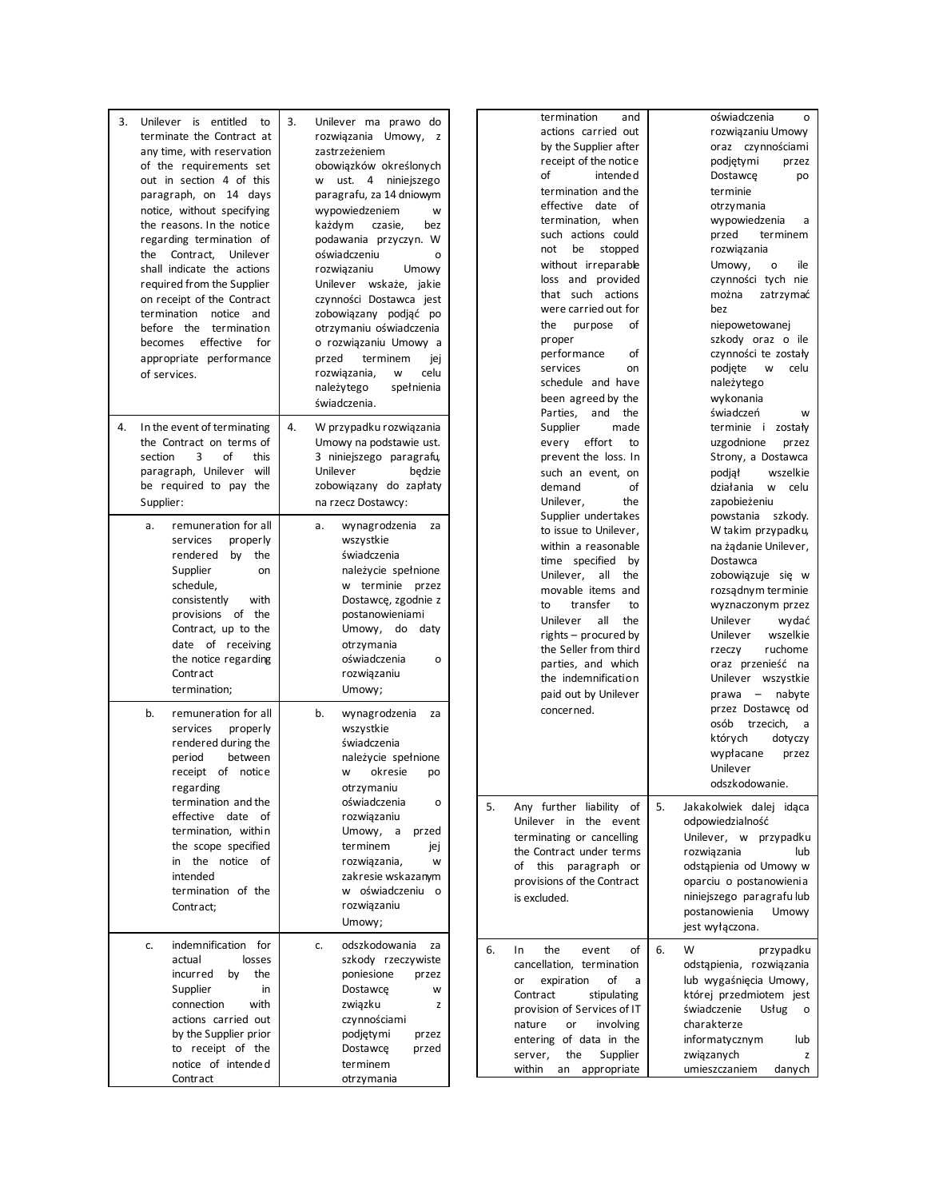| English | Polski |
|---|---|
| 3. Unilever is entitled to terminate the Contract at any time, with reservation of the requirements set out in section 4 of this paragraph, on 14 days notice, without specifying the reasons. In the notice regarding termination of the Contract, Unilever shall indicate the actions required from the Supplier on receipt of the Contract termination notice and before the termination becomes effective for appropriate performance of services. | 3. Unilever ma prawo do rozwiązania Umowy, z zastrzeżeniem obowiązków określonych w ust. 4 niniejszego paragrafu, za 14 dniowym wypowiedzeniem w każdym czasie, bez podawania przyczyn. W oświadczeniu o rozwiązaniu Umowy Unilever wskaże, jakie czynności Dostawca jest zobowiązany podjąć po otrzymaniu oświadczenia o rozwiązaniu Umowy a przed terminem jej rozwiązania, w celu należytego spełnienia świadczenia. |
| 4. In the event of terminating the Contract on terms of section 3 of this paragraph, Unilever will be required to pay the Supplier: | 4. W przypadku rozwiązania Umowy na podstawie ust. 3 niniejszego paragrafu, Unilever będzie zobowiązany do zapłaty na rzecz Dostawcy: |
| a. remuneration for all services properly rendered by the Supplier on schedule, consistently with provisions of the Contract, up to the date of receiving the notice regarding Contract termination; | a. wynagrodzenia za wszystkie świadczenia należycie spełnione w terminie przez Dostawcę, zgodnie z postanowieniami Umowy, do daty otrzymania oświadczenia o rozwiązaniu Umowy; |
| b. remuneration for all services properly rendered during the period between receipt of notice regarding termination and the effective date of termination, within the scope specified in the notice of intended termination of the Contract; | b. wynagrodzenia za wszystkie świadczenia należycie spełnione w okresie po otrzymaniu oświadczenia o rozwiązaniu Umowy, a przed terminem jej rozwiązania, w zakresie wskazanym w oświadczeniu o rozwiązaniu Umowy; |
| c. indemnification for actual losses incurred by the Supplier in connection with actions carried out by the Supplier prior to receipt of the notice of intended Contract termination and actions carried out by the Supplier after receipt of the notice of intended termination and the effective date of termination, when such actions could not be stopped without irreparable loss and provided that such actions were carried out for the purpose of proper performance of services on schedule and have been agreed by the Parties, and the Supplier made every effort to prevent the loss. In such an event, on demand of Unilever, the Supplier undertakes to issue to Unilever, within a reasonable time specified by Unilever, all the movable items and to transfer to Unilever all the rights – procured by the Seller from third parties, and which the indemnification paid out by Unilever concerned. | c. odszkodowania za szkody rzeczywiste poniesione przez Dostawcę w związku z czynnościami podjętymi przez Dostawcę przed terminem otrzymania oświadczenia o rozwiązaniu Umowy oraz czynnościami podjętymi przez Dostawcę po terminie otrzymania wypowiedzenia a przed terminem rozwiązania Umowy, o ile czynności tych nie można zatrzymać bez niepowetowanej szkody oraz o ile czynności te zostały podjęte w celu należytego wykonania świadczeń w terminie i zostały uzgodnione przez Strony, a Dostawca podjął wszelkie działania w celu zapobieżeniu powstania szkody. W takim przypadku, na żądanie Unilever, Dostawca zobowiązuje się w rozsądnym terminie wyznaczonym przez Unilever wydać Unilever wszelkie rzeczy ruchome oraz przenieść na Unilever wszystkie prawa – nabyte przez Dostawcę od osób trzecich, a których dotyczy wypłacane przez Unilever odszkodowanie. |
| 5. Any further liability of Unilever in the event terminating or cancelling the Contract under terms of this paragraph or provisions of the Contract is excluded. | 5. Jakakolwiek dalej idąca odpowiedzialność Unilever, w przypadku rozwiązania lub odstąpienia od Umowy w oparciu o postanowienia niniejszego paragrafu lub postanowienia Umowy jest wyłączona. |
| 6. In the event of cancellation, termination or expiration of a Contract stipulating provision of Services of IT nature or involving entering of data in the server, the Supplier within an appropriate | 6. W przypadku odstąpienia, rozwiązania lub wygaśnięcia Umowy, której przedmiotem jest świadczenie Usług o charakterze informatycznym lub związanych z umieszczaniem danych |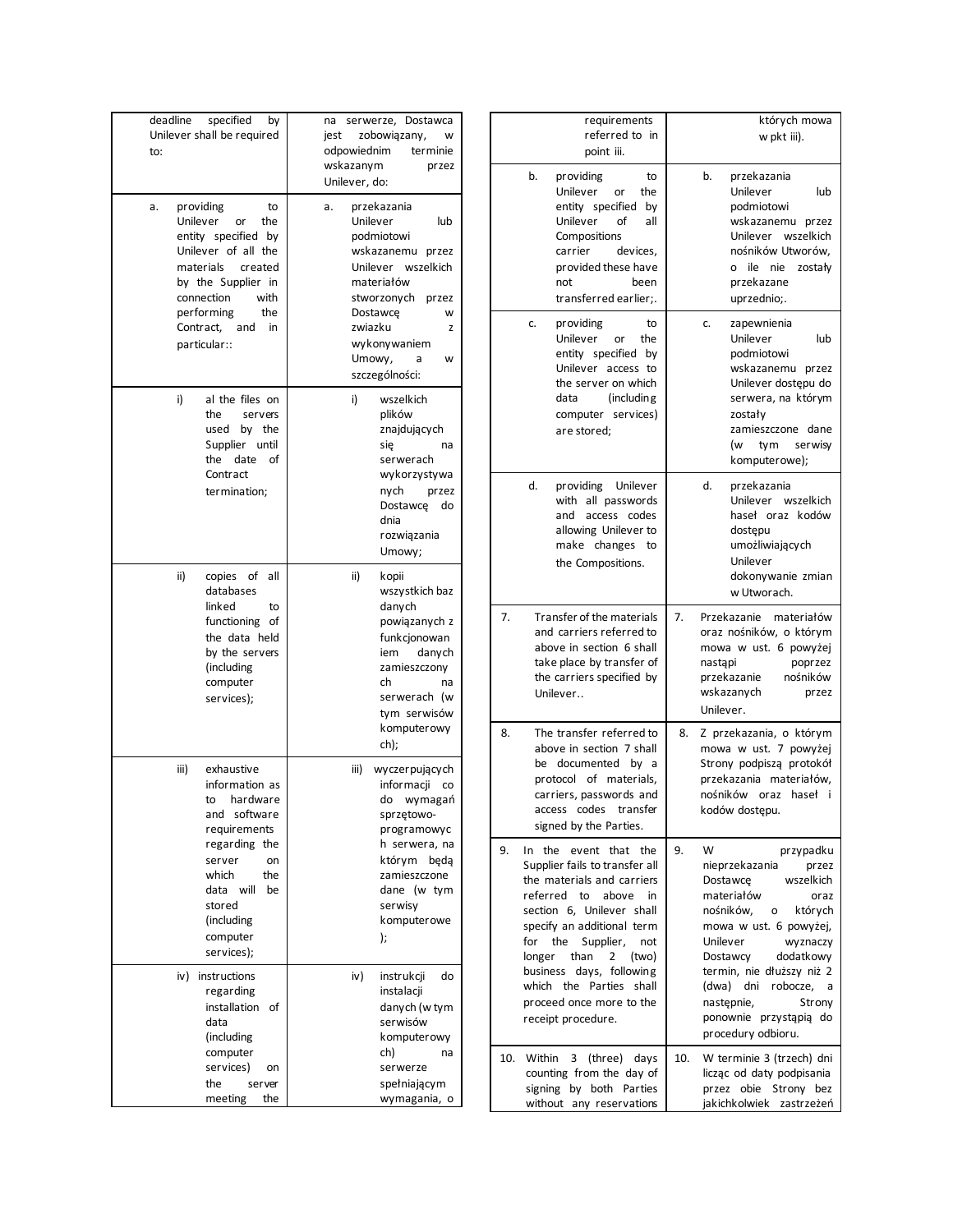| English | Polish |
|---|---|
| deadline specified by Unilever shall be required to: | na serwerze, Dostawca jest zobowiązany, w odpowiednim terminie wskazanym przez Unilever, do: |
| a. providing to Unilever or the entity specified by Unilever of all the materials created by the Supplier in connection with performing the Contract, and in particular:: | a. przekazania Unilever lub podmiotowi wskazanemu przez Unilever wszelkich materiałów stworzonych przez Dostawcę w zwiazku z wykonywaniem Umowy, a w szczególności: |
| i) al the files on the servers used by the Supplier until the date of Contract termination; | i) wszelkich plików znajdujących się na serwerach wykorzystywanych przez Dostawcę do dnia rozwiązania Umowy; |
| ii) copies of all databases linked to functioning of the data held by the servers (including computer services); | ii) kopii wszystkich baz danych powiązanych z funkcjonowaniem danych zamieszczonych na serwerach (w tym serwisów komputerowych); |
| iii) exhaustive information as to hardware and software requirements regarding the server on which the data will be stored (including computer services); | iii) wyczerpujących informacji co do wymagań sprzętowo-programowych serwera, na którym będą zamieszczone dane (w tym serwisy komputerowe); |
| iv) instructions regarding installation of data (including computer services) on the server meeting the requirements referred to in point iii. | iv) instrukcji do instalacji danych (w tym serwisów komputerowych) na serwerze spełniającym wymagania, o których mowa w pkt iii). |
| b. providing to Unilever or the entity specified by Unilever of all Compositions carrier devices, provided these have not been transferred earlier;. | b. przekazania Unilever lub podmiotowi wskazanemu przez Unilever wszelkich nośników Utworów, o ile nie zostały przekazane uprzednio;. |
| c. providing to Unilever or the entity specified by Unilever access to the server on which data (including computer services) are stored; | c. zapewnienia Unilever lub podmiotowi wskazanemu przez Unilever dostępu do serwera, na którym zostały zamieszczone dane (w tym serwisy komputerowe); |
| d. providing Unilever with all passwords and access codes allowing Unilever to make changes to the Compositions. | d. przekazania Unilever wszelkich haseł oraz kodów dostępu umożliwiających Unilever dokonywanie zmian w Utworach. |
| 7. Transfer of the materials and carriers referred to above in section 6 shall take place by transfer of the carriers specified by Unilever.. | 7. Przekazanie materiałów oraz nośników, o którym mowa w ust. 6 powyżej nastąpi poprzez przekazanie nośników wskazanych przez Unilever. |
| 8. The transfer referred to above in section 7 shall be documented by a protocol of materials, carriers, passwords and access codes transfer signed by the Parties. | 8. Z przekazania, o którym mowa w ust. 7 powyżej Strony podpiszą protokół przekazania materiałów, nośników oraz haseł i kodów dostępu. |
| 9. In the event that the Supplier fails to transfer all the materials and carriers referred to above in section 6, Unilever shall specify an additional term for the Supplier, not longer than 2 (two) business days, following which the Parties shall proceed once more to the receipt procedure. | 9. W przypadku nieprzekazania przez Dostawcę wszelkich materiałów oraz nośników, o których mowa w ust. 6 powyżej, Unilever wyznaczy Dostawcy dodatkowy termin, nie dłuższy niż 2 (dwa) dni robocze, a następnie, Strony ponownie przystąpią do procedury odbioru. |
| 10. Within 3 (three) days counting from the day of signing by both Parties without any reservations | 10. W terminie 3 (trzech) dni licząc od daty podpisania przez obie Strony bez jakichkolwiek zastrzeżeń |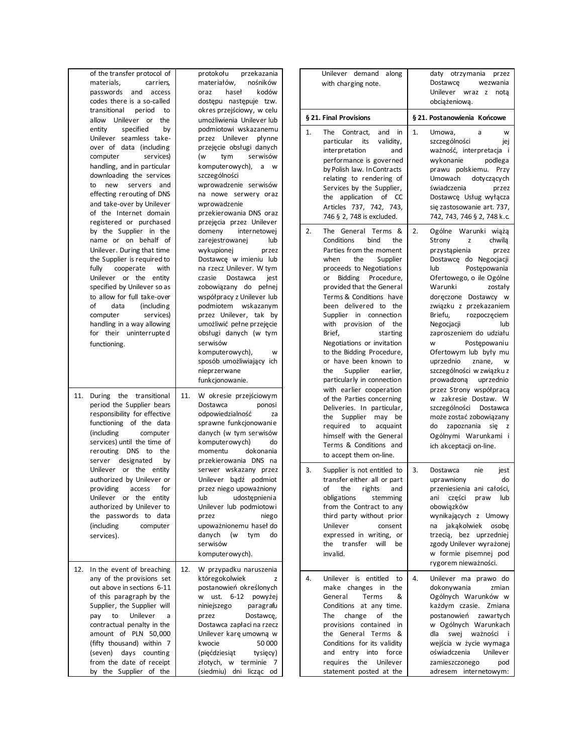| | English | | Polski |
|---|---|---|---|
| | of the transfer protocol of materials, carriers, passwords and access codes there is a so-called transitional period to allow Unilever or the entity specified by Unilever seamless take-over of data (including computer services) handling, and in particular downloading the services to new servers and effecting rerouting of DNS and take-over by Unilever of the Internet domain registered or purchased by the Supplier in the name or on behalf of Unilever. During that time the Supplier is required to fully cooperate with Unilever or the entity specified by Unilever so as to allow for full take-over of data (including computer services) handling in a way allowing for their uninterrupted functioning. | | protokołu przekazania materiałów, nośników oraz haseł kodów dostępu następuje tzw. okres przejściowy, w celu umożliwienia Unilever lub podmiotowi wskazanemu przez Unilever płynne przejęcie obsługi danych (w tym serwisów komputerowych), a w szczególności wprowadzenie serwisów na nowe serwery oraz wprowadzenie przekierowania DNS oraz przejęcia przez Unilever domeny internetowej zarejestrowanej lub wykupionej przez Dostawcę w imieniu lub na rzecz Unilever. W tym czasie Dostawca jest zobowiązany do pełnej współpracy z Unilever lub podmiotem wskazanym przez Unilever, tak by umożliwić pełne przejęcie obsługi danych (w tym serwisów komputerowych), w sposób umożliwiający ich nieprzerwane funkcjonowanie. |
| 11. | During the transitional period the Supplier bears responsibility for effective functioning of the data (including computer services) until the time of rerouting DNS to the server designated by Unilever or the entity authorized by Unilever or providing access for Unilever or the entity authorized by Unilever to the passwords to data (including computer services). | 11. | W okresie przejściowym Dostawca ponosi odpowiedzialność za sprawne funkcjonowanie danych (w tym serwisów komputerowych) do momentu dokonania przekierowania DNS na serwer wskazany przez Unilever bądź podmiot przez niego upoważniony lub udostępnienia Unilever lub podmiotowi przez niego upoważnionemu haseł do danych (w tym do serwisów komputerowych). |
| 12. | In the event of breaching any of the provisions set out above in sections 6-11 of this paragraph by the Supplier, the Supplier will pay to Unilever a contractual penalty in the amount of PLN 50,000 (fifty thousand) within 7 (seven) days counting from the date of receipt by the Supplier of the Unilever demand along with charging note. | 12. | W przypadku naruszenia któregokolwiek z postanowień określonych w ust. 6-12 powyżej niniejszego paragrafu przez Dostawcę, Dostawca zapłaci na rzecz Unilever karę umowną w kwocie 50 000 (pięćdziesiąt tysięcy) złotych, w terminie 7 (siedmiu) dni licząc od daty otrzymania przez Dostawcę wezwania Unilever wraz z notą obciążeniową. |

| | § 21. Final Provisions | | § 21. Postanowienia Końcowe |
|---|---|---|---|
| 1. | The Contract, and in particular its validity, interpretation and performance is governed by Polish law. In Contracts relating to rendering of Services by the Supplier, the application of CC Articles 737, 742, 743, 746 § 2, 748 is excluded. | 1. | Umowa, a w szczególności jej ważność, interpretacja i wykonanie podlega prawu polskiemu. Przy Umowach dotyczących świadczenia przez Dostawcę Usług wyłącza się zastosowanie art. 737, 742, 743, 746 § 2, 748 k.c. |
| 2. | The General Terms & Conditions bind the Parties from the moment when the Supplier proceeds to Negotiations or Bidding Procedure, provided that the General Terms & Conditions have been delivered to the Supplier in connection with provision of the Brief, starting Negotiations or invitation to the Bidding Procedure, or have been known to the Supplier earlier, particularly in connection with earlier cooperation of the Parties concerning Deliveries. In particular, the Supplier may be required to acquaint himself with the General Terms & Conditions and to accept them on-line. | 2. | Ogólne Warunki wiążą Strony z chwilą przystąpienia przez Dostawcę do Negocjacji lub Postępowania Ofertowego, o ile Ogólne Warunki zostały doręczone Dostawcy w związku z przekazaniem Briefu, rozpoczęciem Negocjacji lub zaproszeniem do udziału w Postępowaniu Ofertowym lub były mu uprzednio znane, w szczególności w związku z prowadzoną uprzednio przez Strony współpracą w zakresie Dostaw. W szczególności Dostawca może zostać zobowiązany do zapoznania się z Ogólnymi Warunkami i ich akceptacji on-line. |
| 3. | Supplier is not entitled to transfer either all or part of the rights and obligations stemming from the Contract to any third party without prior Unilever consent expressed in writing, or the transfer will be invalid. | 3. | Dostawca nie jest uprawniony do przeniesienia ani całości, ani części praw lub obowiązków wynikających z Umowy na jakąkolwiek osobę trzecią, bez uprzedniej zgody Unilever wyrażonej w formie pisemnej pod rygorem nieważności. |
| 4. | Unilever is entitled to make changes in the General Terms & Conditions at any time. The change of the provisions contained in the General Terms & Conditions for its validity and entry into force requires the Unilever statement posted at the | 4. | Unilever ma prawo do dokonywania zmian Ogólnych Warunków w każdym czasie. Zmiana postanowień zawartych w Ogólnych Warunkach dla swej ważności i wejścia w życie wymaga oświadczenia Unilever zamieszczonego pod adresem internetowym: |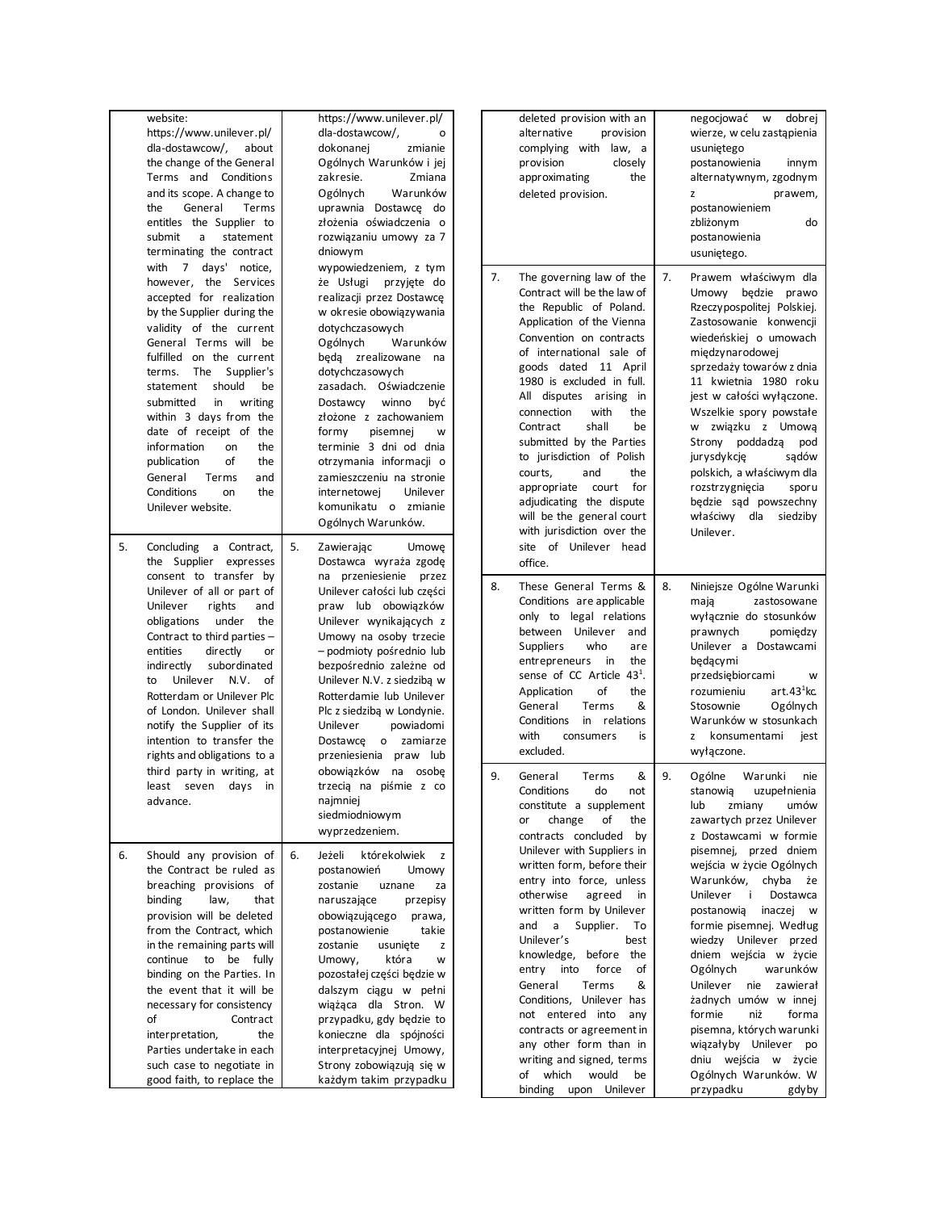| | | | |
|---|---|---|---|
| | website: https://www.unilever.pl/dla-dostawcow/, about the change of the General Terms and Conditions and its scope. A change to the General Terms entitles the Supplier to submit a statement terminating the contract with 7 days' notice, however, the Services accepted for realization by the Supplier during the validity of the current General Terms will be fulfilled on the current terms. The Supplier's statement should be submitted in writing within 3 days from the date of receipt of the information on the publication of General Terms and Conditions on the Unilever website. | | https://www.unilever.pl/dla-dostawcow/, o dokonanej zmianie Ogólnych Warunków i jej zakresie. Zmiana Ogólnych Warunków uprawnia Dostawcę do złożenia oświadczenia o rozwiązaniu umowy za 7 dniowym wypowiedzeniem, z tym że Usługi przyjęte do realizacji przez Dostawcę w okresie obowiązywania dotychczasowych Ogólnych Warunków będą zrealizowane na dotychczasowych zasadach. Oświadczenie Dostawcy winno być złożone z zachowaniem formy pisemnej w terminie 3 dni od dnia otrzymania informacji o zamieszczeniu na stronie internetowej Unilever komunikatu o zmianie Ogólnych Warunków. |
| 5. | Concluding a Contract, the Supplier expresses consent to transfer by Unilever of all or part of Unilever rights and obligations under the Contract to third parties – entities directly or indirectly subordinated to Unilever N.V. of Rotterdam or Unilever Plc of London. Unilever shall notify the Supplier of its intention to transfer the rights and obligations to a third party in writing, at least seven days in advance. | 5. | Zawierając Umowę Dostawca wyraża zgodę na przeniesienie przez Unilever całości lub części praw lub obowiązków Unilever wynikających z Umowy na osoby trzecie – podmioty pośrednio lub bezpośrednio zależne od Unilever N.V. z siedzibą w Rotterdamie lub Unilever Plc z siedzibą w Londynie. Unilever powiadomi Dostawcę o zamiarze przeniesienia praw lub obowiązków na osobę trzecią na piśmie z co najmniej siedmiodniowym wyprzedzeniem. |
| 6. | Should any provision of the Contract be ruled as breaching provisions of binding law, that provision will be deleted from the Contract, which in the remaining parts will continue to be fully binding on the Parties. In the event that it will be necessary for consistency of Contract interpretation, the Parties undertake in each such case to negotiate in good faith, to replace the deleted provision with an alternative provision complying with law, a provision closely approximating the deleted provision. | 6. | Jeżeli którekolwiek z postanowień Umowy zostanie uznane za naruszające przepisy obowiązującego prawa, postanowienie takie zostanie usunięte z Umowy, która w pozostałej części będzie w dalszym ciągu w pełni wiążąca dla Stron. W przypadku, gdy będzie to konieczne dla spójności interpretacyjnej Umowy, Strony zobowiązują się w każdym takim przypadku negocjować w dobrej wierze, w celu zastąpienia usuniętego postanowienia innym alternatywnym, zgodnym z prawem, postanowieniem zbliżonym do postanowienia usuniętego. |
| 7. | The governing law of the Contract will be the law of the Republic of Poland. Application of the Vienna Convention on contracts of international sale of goods dated 11 April 1980 is excluded in full. All disputes arising in connection with the Contract shall be submitted by the Parties to jurisdiction of Polish courts, and the appropriate court for adjudicating the dispute will be the general court with jurisdiction over the site of Unilever head office. | 7. | Prawem właściwym dla Umowy będzie prawo Rzeczypospolitej Polskiej. Zastosowanie konwencji wiedeńskiej o umowach międzynarodowej sprzedaży towarów z dnia 11 kwietnia 1980 roku jest w całości wyłączone. Wszelkie spory powstałe w związku z Umową Strony poddadzą pod jurysdykcję sądów polskich, a właściwym dla rozstrzygnięcia sporu będzie sąd powszechny właściwy dla siedziby Unilever. |
| 8. | These General Terms & Conditions are applicable only to legal relations between Unilever and Suppliers who are entrepreneurs in the sense of CC Article 43[1]. Application of the General Terms & Conditions in relations with consumers is excluded. | 8. | Niniejsze Ogólne Warunki mają zastosowane wyłącznie do stosunków prawnych pomiędzy Unilever a Dostawcami będącymi przedsiębiorcami w rozumieniu art.43[1]kc. Stosowanie Ogólnych Warunków w stosunkach z konsumentami jest wyłączone. |
| 9. | General Terms & Conditions do not constitute a supplement or change of the contracts concluded by Unilever with Suppliers in written form, before their entry into force, unless otherwise agreed in written form by Unilever and a Supplier. To Unilever's best knowledge, before the entry into force of General Terms & Conditions, Unilever has not entered into any contracts or agreement in any other form than in writing and signed, terms of which would be binding upon Unilever | 9. | Ogólne Warunki nie stanowią uzupełnienia lub zmiany umów zawartych przez Unilever z Dostawcami w formie pisemnej, przed dniem wejścia w życie Ogólnych Warunków, chyba że Unilever i Dostawca postanowią inaczej w formie pisemnej. Według wiedzy Unilever przed dniem wejścia w życie Ogólnych warunków Unilever nie zawierał żadnych umów w innej formie niż forma pisemna, których warunki wiązałyby Unilever po dniu wejścia w życie Ogólnych Warunków. W przypadku gdyby |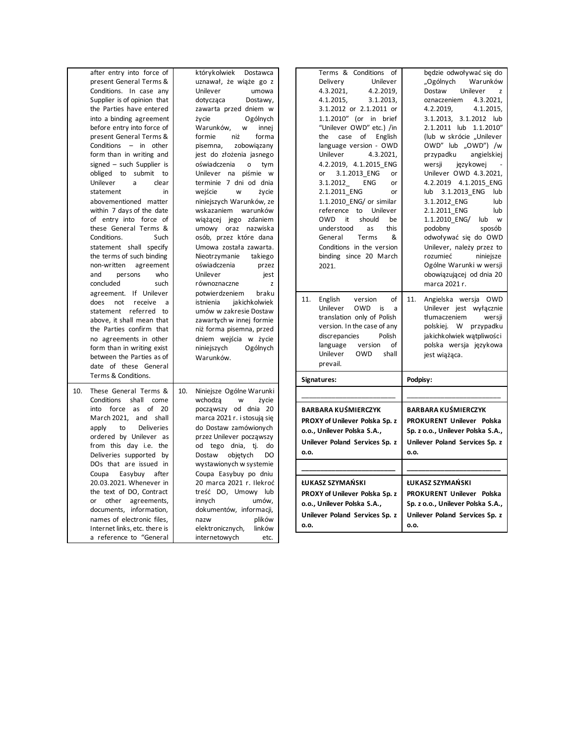| | | | |
|---|---|---|---|
| | after entry into force of present General Terms & Conditions. In case any Supplier is of opinion that the Parties have entered into a binding agreement before entry into force of present General Terms & Conditions – in other form than in writing and signed – such Supplier is obliged to submit to Unilever a clear statement in abovementioned matter within 7 days of the date of entry into force of these General Terms & Conditions. Such statement shall specify the terms of such binding non-written agreement and persons who concluded such agreement. If Unilever does not receive a statement referred to above, it shall mean that the Parties confirm that no agreements in other form than in writing exist between the Parties as of date of these General Terms & Conditions. | | którykolwiek Dostawca uznawał, że wiąże go z Unilever umowa dotycząca Dostawy, zawarta przed dniem w życie Ogólnych Warunków, w innej formie niż forma pisemna, zobowiązany jest do złożenia jasnego oświadczenia o tym Unilever na piśmie w terminie 7 dni od dnia wejście w życie niniejszych Warunków, ze wskazaniem warunków wiążącej jego zdaniem umowy oraz nazwiska osób, przez które dana Umowa została zawarta. Nieotrzymanie takiego oświadczenia przez Unilever jest równoznaczne z potwierdzeniem braku istnienia jakichkolwiek umów w zakresie Dostaw zawartych w innej formie niż forma pisemna, przed dniem wejścia w życie niniejszych Ogólnych Warunków. |
| 10. | These General Terms & Conditions shall come into force as of 20 March 2021, and shall apply to Deliveries ordered by Unilever as from this day i.e. the Deliveries supported by DOs that are issued in Coupa Easybuy after 20.03.2021. Whenever in the text of DO, Contract or other agreements, documents, information, names of electronic files, Internet links, etc. there is a reference to "General Terms & Conditions of Delivery Unilever 4.3.2021, 4.2.2019, 4.1.2015, 3.1.2013, 3.1.2012 or 2.1.2011 or 1.1.2010" (or in brief "Unilever OWD" etc.) /in the case of English language version - OWD Unilever 4.3.2021, 4.2.2019, 4.1.2015_ENG or 3.1.2013_ENG or 3.1.2012_ ENG or 2.1.2011_ENG or 1.1.2010_ENG/ or similar reference to Unilever OWD it should be understood as this General Terms & Conditions in the version binding since 20 March 2021. | 10. | Niniejsze Ogólne Warunki wchodzą w życie począwszy od dnia 20 marca 2021 r. i stosują się do Dostaw zamówionych przez Unilever począwszy od tego dnia, tj. do Dostaw objętych DO wystawionych w systemie Coupa Easybuy po dniu 20 marca 2021 r. Ilekroć treść DO, Umowy lub innych umów, dokumentów, informacji, nazw plików elektronicznych, linków internetowych etc. będzie odwoływać się do „Ogólnych Warunków Dostaw Unilever z oznaczeniem 4.3.2021, 4.2.2019, 4.1.2015, 3.1.2013, 3.1.2012 lub 2.1.2011 lub 1.1.2010" (lub w skrócie „Unilever OWD" lub „OWD") /w przypadku angielskiej wersji językowej - Unilever OWD 4.3.2021, 4.2.2019 4.1.2015_ENG lub 3.1.2013_ENG lub 3.1.2012_ENG lub 2.1.2011_ENG lub 1.1.2010_ENG/ lub w podobny sposób odwoływać się do OWD Unilever, należy przez to rozumieć niniejsze Ogólne Warunki w wersji obowiązującej od dnia 20 marca 2021 r. |
| 11. | English version of Unilever OWD is a translation only of Polish version. In the case of any discrepancies Polish language version of Unilever OWD shall prevail. | 11. | Angielska wersja OWD Unilever jest wyłącznie tłumaczeniem wersji polskiej. W przypadku jakichkolwiek wątpliwości polska wersja językowa jest wiążąca. |

| **Signatures:** | **Podpisy:** |
|---|---|
| ________________________ | ________________________ |
| **BARBARA KUŚMIERCZYK**<br>**PROXY of Unilever Polska Sp. z o.o., Unilever Polska S.A., Unilever Poland Services Sp. z o.o.** | **BARBARA KUŚMIERCZYK**<br>**PROKURENT Unilever Polska Sp. z o.o., Unilever Polska S.A., Unilever Poland Services Sp. z o.o.** |
| ________________________ | ________________________ |
| **ŁUKASZ SZYMAŃSKI**<br>**PROXY of Unilever Polska Sp. z o.o., Unilever Polska S.A., Unilever Poland Services Sp. z o.o.** | **ŁUKASZ SZYMAŃSKI**<br>**PROKURENT Unilever Polska Sp. z o.o., Unilever Polska S.A., Unilever Poland Services Sp. z o.o.** |